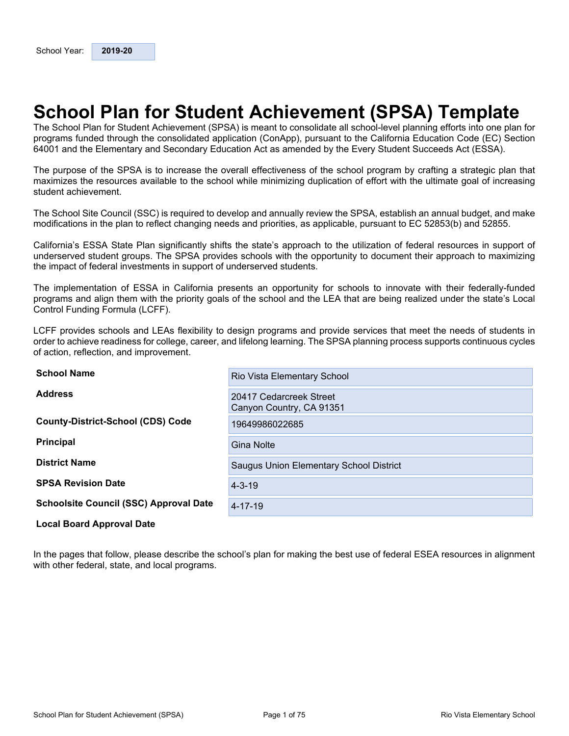School Year: **2019-20**

# School Plan for Student Achievement (SPSA) Template

The School Plan for Student Achievement (SPSA) is meant to consolidate all school-level planning efforts into one plan for programs funded through the consolidated application (ConApp), pursuant to the California Education Code (EC) Section 64001 and the Elementary and Secondary Education Act as amended by the Every Student Succeeds Act (ESSA).

The purpose of the SPSA is to increase the overall effectiveness of the school program by crafting a strategic plan that maximizes the resources available to the school while minimizing duplication of effort with the ultimate goal of increasing student achievement.

The School Site Council (SSC) is required to develop and annually review the SPSA, establish an annual budget, and make modifications in the plan to reflect changing needs and priorities, as applicable, pursuant to EC 52853(b) and 52855.

California's ESSA State Plan significantly shifts the state's approach to the utilization of federal resources in support of underserved student groups. The SPSA provides schools with the opportunity to document their approach to maximizing the impact of federal investments in support of underserved students.

The implementation of ESSA in California presents an opportunity for schools to innovate with their federally-funded programs and align them with the priority goals of the school and the LEA that are being realized under the state's Local Control Funding Formula (LCFF).

LCFF provides schools and LEAs flexibility to design programs and provide services that meet the needs of students in order to achieve readiness for college, career, and lifelong learning. The SPSA planning process supports continuous cycles of action, reflection, and improvement.

| | |
|---|---|
| **School Name** | Rio Vista Elementary School |
| **Address** | 20417 Cedarcreek Street<br>Canyon Country, CA 91351 |
| **County-District-School (CDS) Code** | 19649986022685 |
| **Principal** | Gina Nolte |
| **District Name** | Saugus Union Elementary School District |
| **SPSA Revision Date** | 4-3-19 |
| **Schoolsite Council (SSC) Approval Date** | 4-17-19 |
| **Local Board Approval Date** | |

In the pages that follow, please describe the school's plan for making the best use of federal ESEA resources in alignment with other federal, state, and local programs.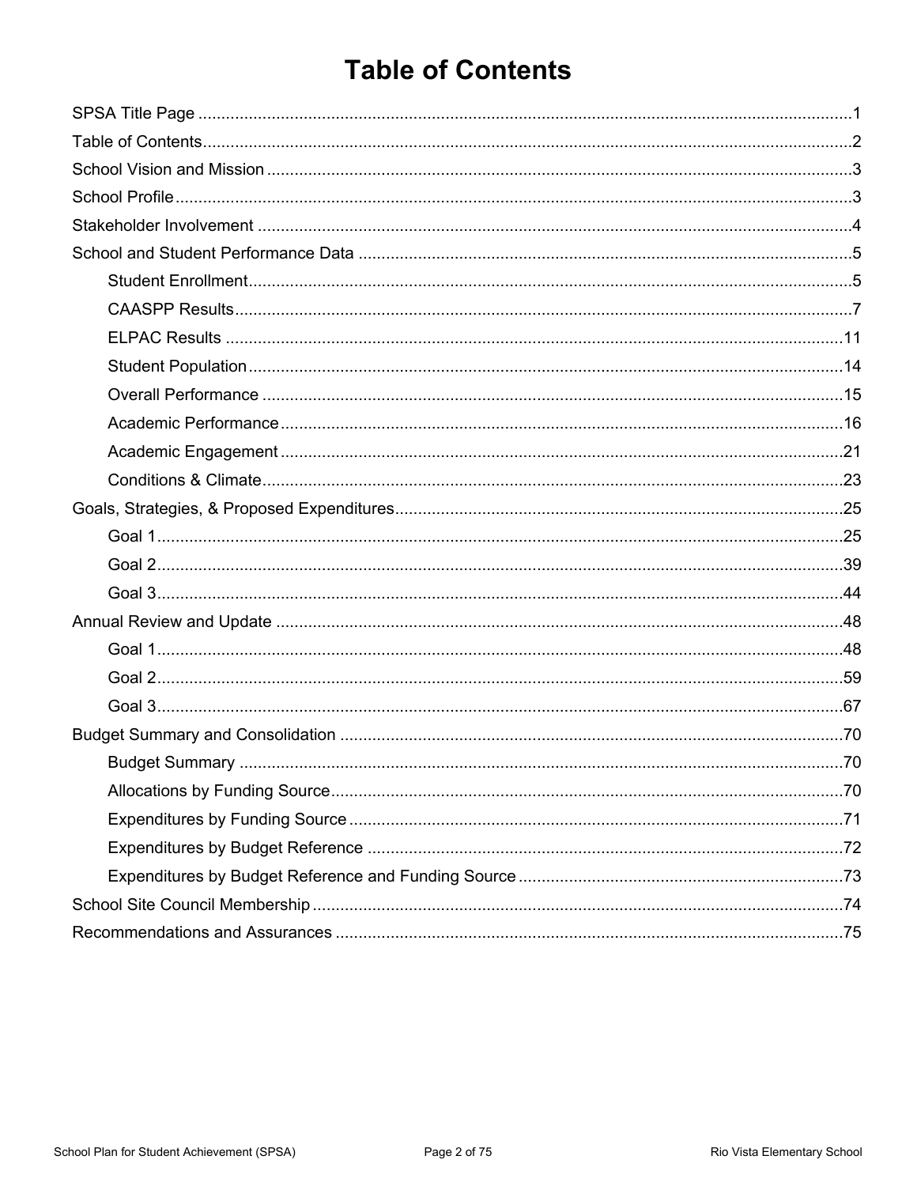# Table of Contents

SPSA Title Page ........................................................................................................................................1

Table of Contents.......................................................................................................................................2

School Vision and Mission ........................................................................................................................3

School Profile .............................................................................................................................................3

Stakeholder Involvement ...........................................................................................................................4

School and Student Performance Data .....................................................................................................5

- Student Enrollment.............................................................................................................................5
- CAASPP Results................................................................................................................................7
- ELPAC Results .................................................................................................................................11
- Student Population............................................................................................................................14
- Overall Performance .........................................................................................................................15
- Academic Performance.....................................................................................................................16
- Academic Engagement .....................................................................................................................21
- Conditions & Climate.........................................................................................................................23

Goals, Strategies, & Proposed Expenditures...........................................................................................25

- Goal 1................................................................................................................................................25
- Goal 2................................................................................................................................................39
- Goal 3................................................................................................................................................44

Annual Review and Update .....................................................................................................................48

- Goal 1................................................................................................................................................48
- Goal 2................................................................................................................................................59
- Goal 3................................................................................................................................................67

Budget Summary and Consolidation .......................................................................................................70

- Budget Summary ..............................................................................................................................70
- Allocations by Funding Source..........................................................................................................70
- Expenditures by Funding Source .....................................................................................................71
- Expenditures by Budget Reference ..................................................................................................72
- Expenditures by Budget Reference and Funding Source ................................................................73

School Site Council Membership .............................................................................................................74

Recommendations and Assurances .........................................................................................................75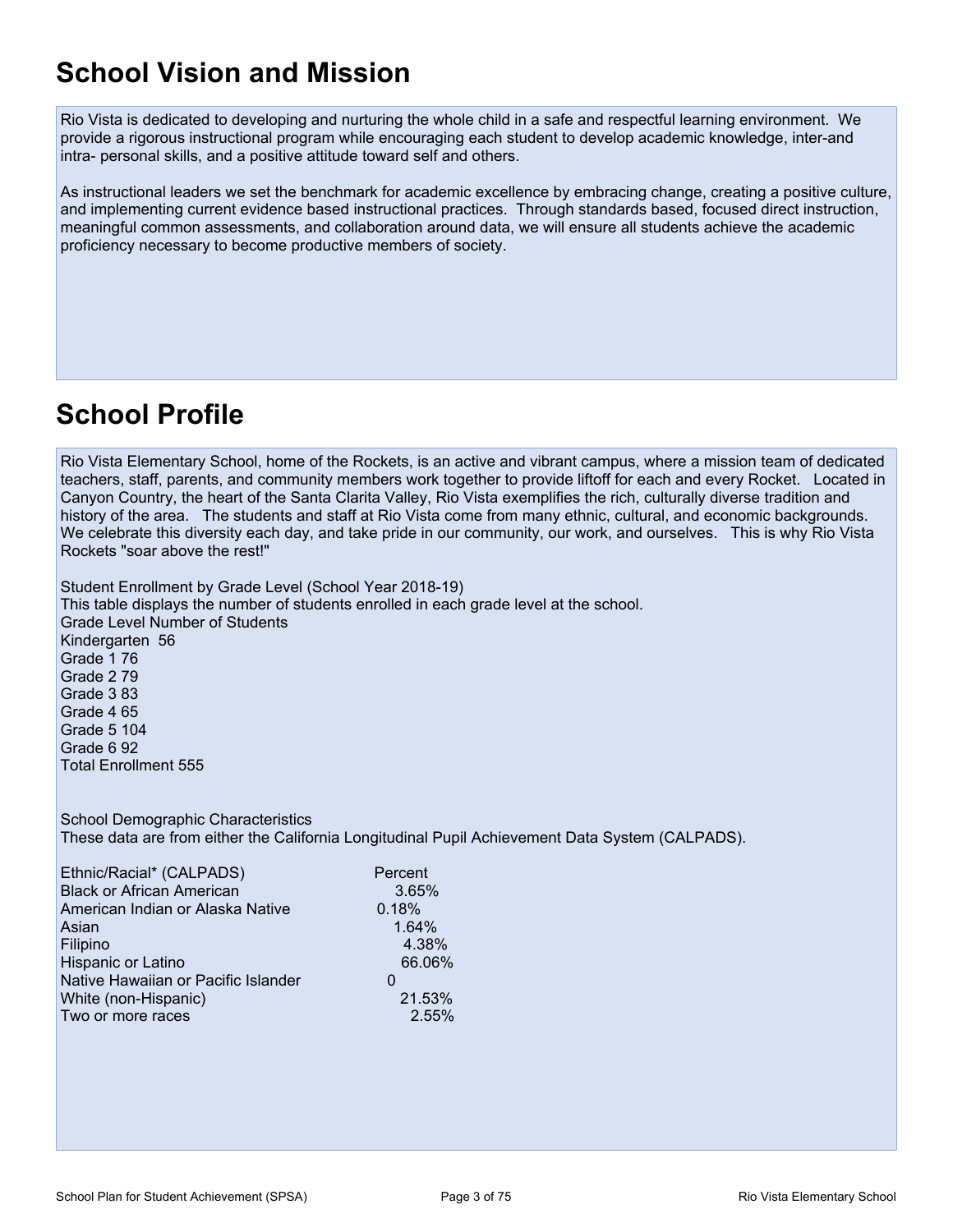# School Vision and Mission

Rio Vista is dedicated to developing and nurturing the whole child in a safe and respectful learning environment. We provide a rigorous instructional program while encouraging each student to develop academic knowledge, inter-and intra- personal skills, and a positive attitude toward self and others.

As instructional leaders we set the benchmark for academic excellence by embracing change, creating a positive culture, and implementing current evidence based instructional practices. Through standards based, focused direct instruction, meaningful common assessments, and collaboration around data, we will ensure all students achieve the academic proficiency necessary to become productive members of society.

# School Profile

Rio Vista Elementary School, home of the Rockets, is an active and vibrant campus, where a mission team of dedicated teachers, staff, parents, and community members work together to provide liftoff for each and every Rocket. Located in Canyon Country, the heart of the Santa Clarita Valley, Rio Vista exemplifies the rich, culturally diverse tradition and history of the area. The students and staff at Rio Vista come from many ethnic, cultural, and economic backgrounds. We celebrate this diversity each day, and take pride in our community, our work, and ourselves. This is why Rio Vista Rockets "soar above the rest!"

Student Enrollment by Grade Level (School Year 2018-19)
This table displays the number of students enrolled in each grade level at the school.

| Grade Level | Number of Students |
|---|---|
| Kindergarten | 56 |
| Grade 1 | 76 |
| Grade 2 | 79 |
| Grade 3 | 83 |
| Grade 4 | 65 |
| Grade 5 | 104 |
| Grade 6 | 92 |
| Total Enrollment | 555 |

School Demographic Characteristics
These data are from either the California Longitudinal Pupil Achievement Data System (CALPADS).

| Ethnic/Racial* (CALPADS) | Percent |
|---|---|
| Black or African American | 3.65% |
| American Indian or Alaska Native | 0.18% |
| Asian | 1.64% |
| Filipino | 4.38% |
| Hispanic or Latino | 66.06% |
| Native Hawaiian or Pacific Islander | 0 |
| White (non-Hispanic) | 21.53% |
| Two or more races | 2.55% |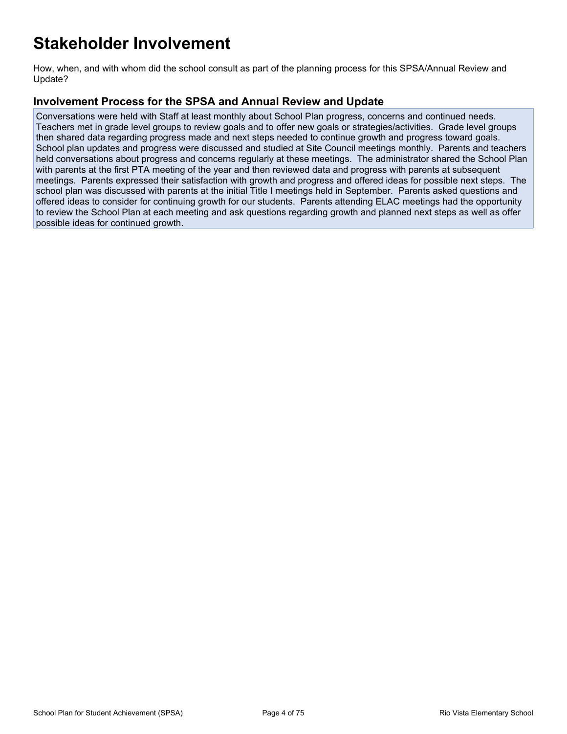# Stakeholder Involvement

How, when, and with whom did the school consult as part of the planning process for this SPSA/Annual Review and Update?

## Involvement Process for the SPSA and Annual Review and Update

Conversations were held with Staff at least monthly about School Plan progress, concerns and continued needs. Teachers met in grade level groups to review goals and to offer new goals or strategies/activities. Grade level groups then shared data regarding progress made and next steps needed to continue growth and progress toward goals. School plan updates and progress were discussed and studied at Site Council meetings monthly. Parents and teachers held conversations about progress and concerns regularly at these meetings. The administrator shared the School Plan with parents at the first PTA meeting of the year and then reviewed data and progress with parents at subsequent meetings. Parents expressed their satisfaction with growth and progress and offered ideas for possible next steps. The school plan was discussed with parents at the initial Title I meetings held in September. Parents asked questions and offered ideas to consider for continuing growth for our students. Parents attending ELAC meetings had the opportunity to review the School Plan at each meeting and ask questions regarding growth and planned next steps as well as offer possible ideas for continued growth.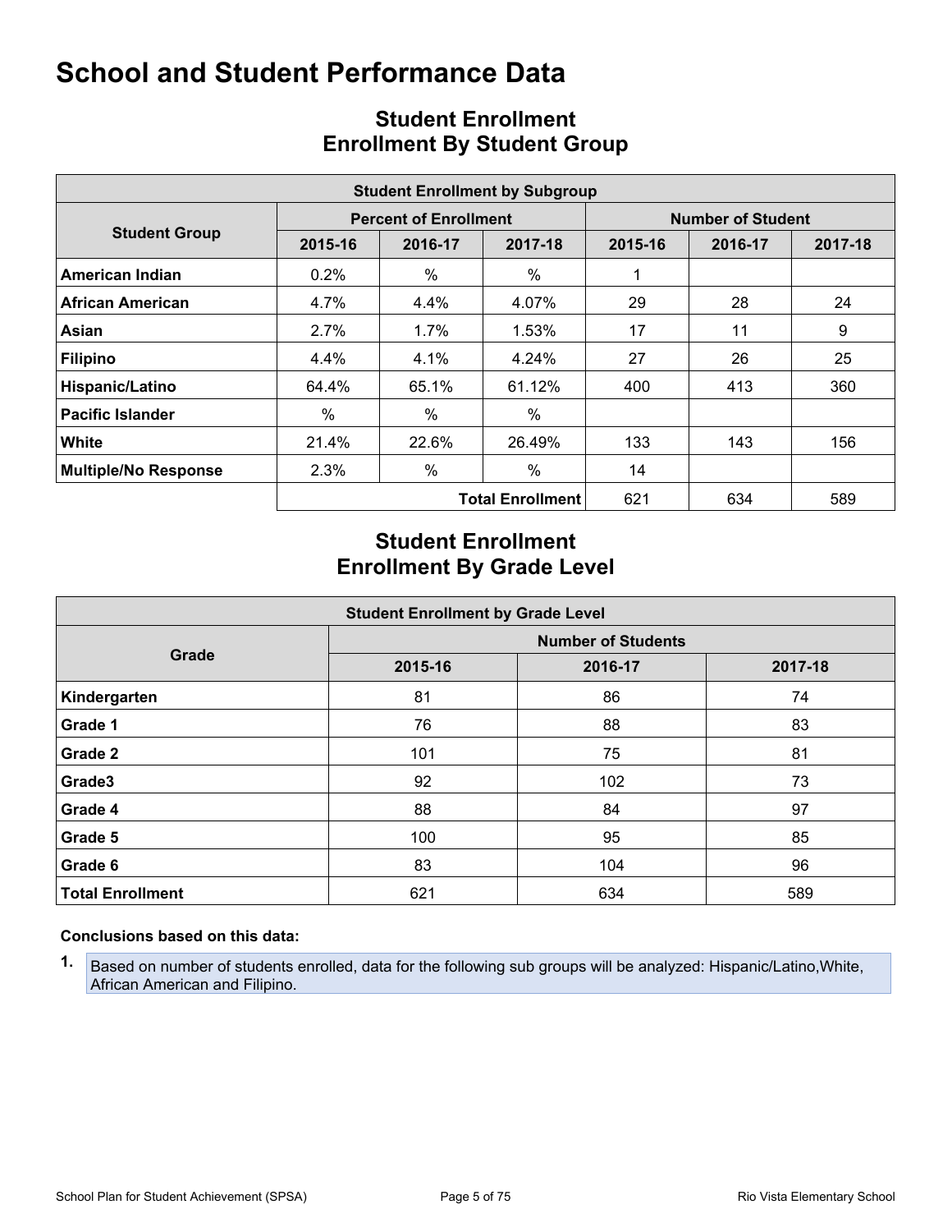# School and Student Performance Data

## Student Enrollment
## Enrollment By Student Group

| Student Enrollment by Subgroup | | | | | | |
|---|---|---|---|---|---|---|
| Student Group | Percent of Enrollment | | | Number of Student | | |
| | 2015-16 | 2016-17 | 2017-18 | 2015-16 | 2016-17 | 2017-18 |
| **American Indian** | 0.2% | % | % | 1 | | |
| **African American** | 4.7% | 4.4% | 4.07% | 29 | 28 | 24 |
| **Asian** | 2.7% | 1.7% | 1.53% | 17 | 11 | 9 |
| **Filipino** | 4.4% | 4.1% | 4.24% | 27 | 26 | 25 |
| **Hispanic/Latino** | 64.4% | 65.1% | 61.12% | 400 | 413 | 360 |
| **Pacific Islander** | % | % | % | | | |
| **White** | 21.4% | 22.6% | 26.49% | 133 | 143 | 156 |
| **Multiple/No Response** | 2.3% | % | % | 14 | | |
| | | | **Total Enrollment** | 621 | 634 | 589 |

## Student Enrollment
## Enrollment By Grade Level

| Student Enrollment by Grade Level | | | |
|---|---|---|---|
| Grade | Number of Students | | |
| | 2015-16 | 2016-17 | 2017-18 |
| **Kindergarten** | 81 | 86 | 74 |
| **Grade 1** | 76 | 88 | 83 |
| **Grade 2** | 101 | 75 | 81 |
| **Grade3** | 92 | 102 | 73 |
| **Grade 4** | 88 | 84 | 97 |
| **Grade 5** | 100 | 95 | 85 |
| **Grade 6** | 83 | 104 | 96 |
| **Total Enrollment** | 621 | 634 | 589 |

**Conclusions based on this data:**

1. Based on number of students enrolled, data for the following sub groups will be analyzed: Hispanic/Latino,White, African American and Filipino.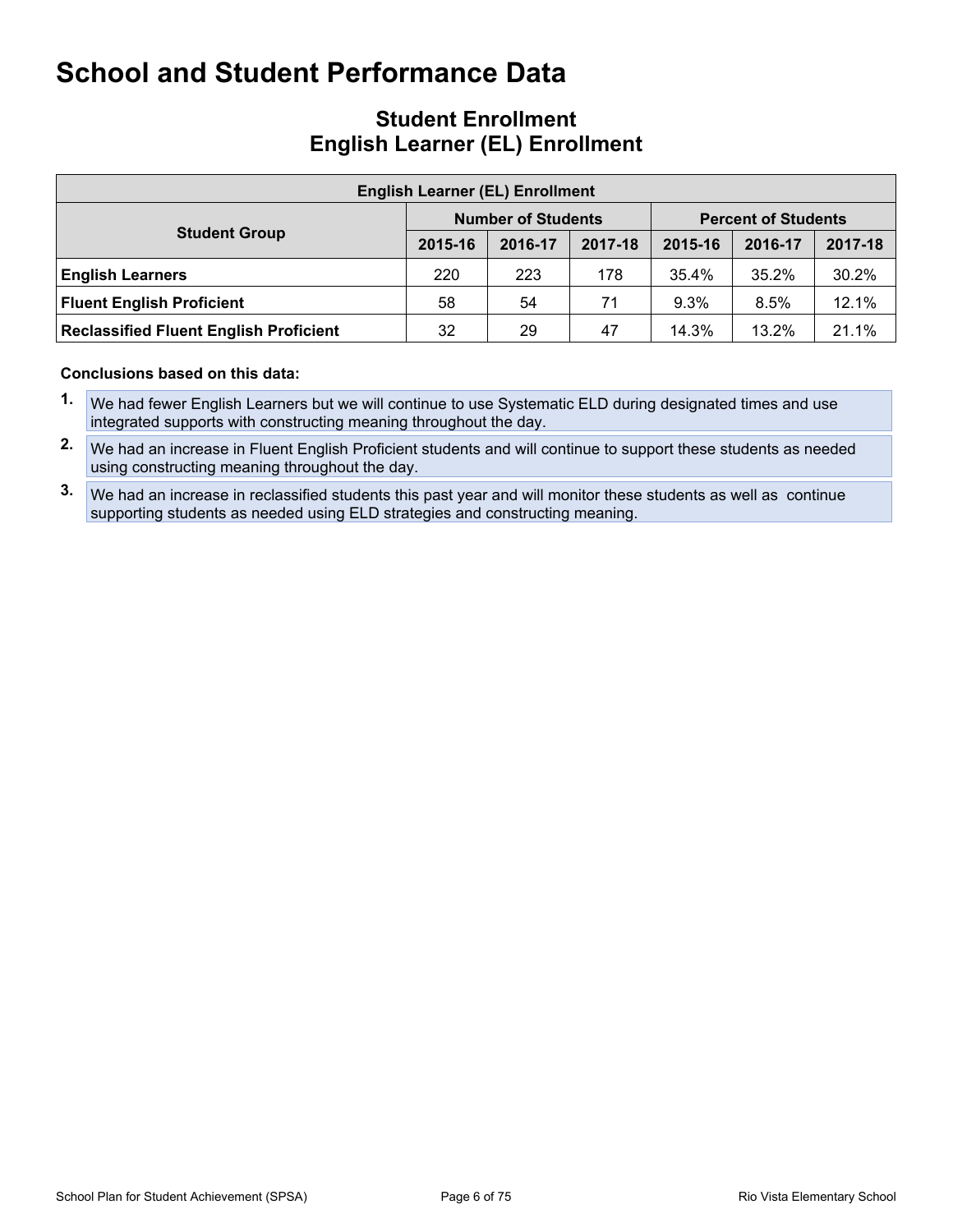# School and Student Performance Data

## Student Enrollment
## English Learner (EL) Enrollment

| English Learner (EL) Enrollment | | | | | | |
|---|---|---|---|---|---|---|
| Student Group | Number of Students | | | Percent of Students | | |
| | 2015-16 | 2016-17 | 2017-18 | 2015-16 | 2016-17 | 2017-18 |
| **English Learners** | 220 | 223 | 178 | 35.4% | 35.2% | 30.2% |
| **Fluent English Proficient** | 58 | 54 | 71 | 9.3% | 8.5% | 12.1% |
| **Reclassified Fluent English Proficient** | 32 | 29 | 47 | 14.3% | 13.2% | 21.1% |

**Conclusions based on this data:**

1. We had fewer English Learners but we will continue to use Systematic ELD during designated times and use integrated supports with constructing meaning throughout the day.
2. We had an increase in Fluent English Proficient students and will continue to support these students as needed using constructing meaning throughout the day.
3. We had an increase in reclassified students this past year and will monitor these students as well as continue supporting students as needed using ELD strategies and constructing meaning.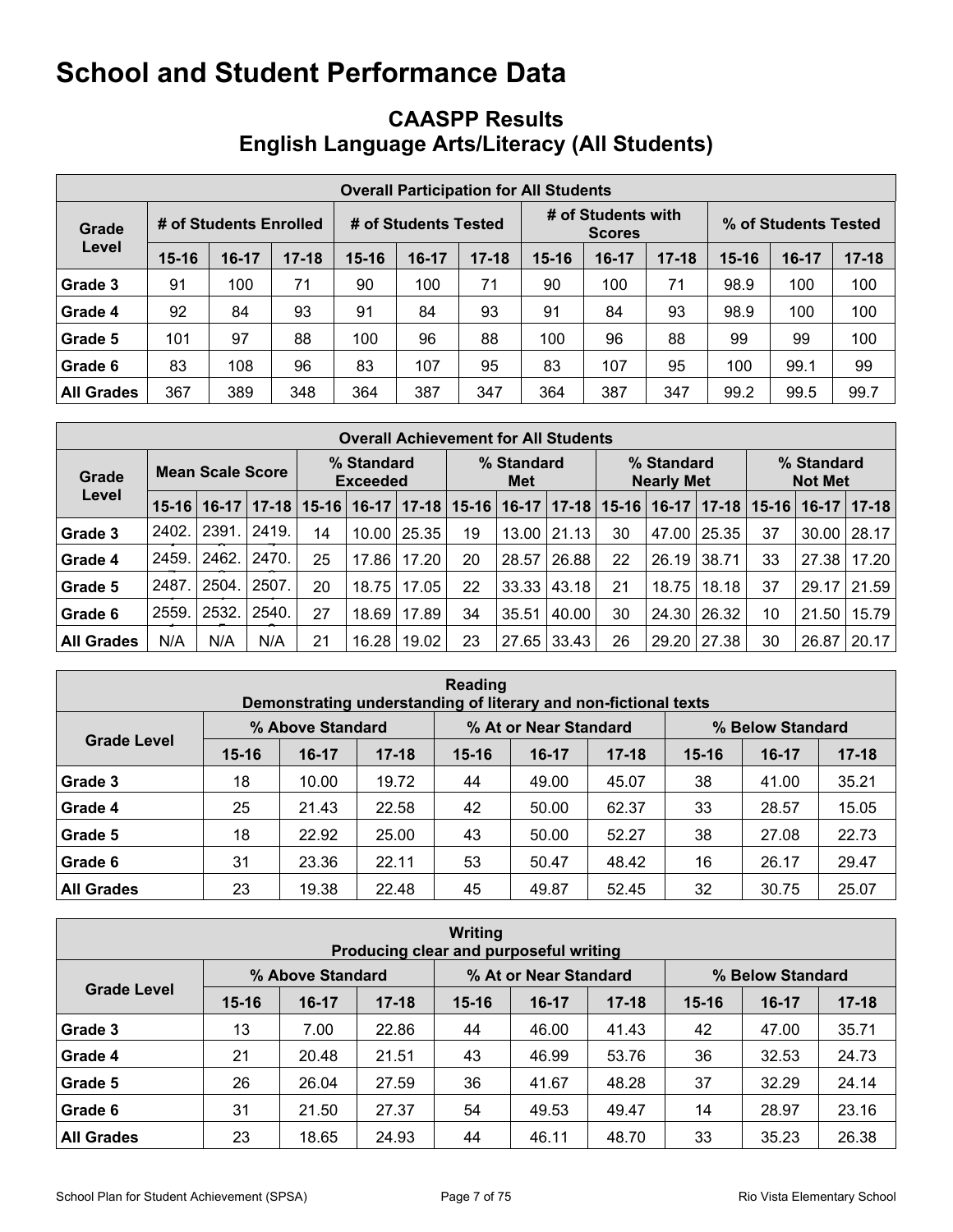# School and Student Performance Data

## CAASPP Results
## English Language Arts/Literacy (All Students)

| Overall Participation for All Students | | | | | | | | | | | | |
|---|---|---|---|---|---|---|---|---|---|---|---|---|
| Grade Level | # of Students Enrolled | | | # of Students Tested | | | # of Students with Scores | | | % of Students Tested | | |
| | 15-16 | 16-17 | 17-18 | 15-16 | 16-17 | 17-18 | 15-16 | 16-17 | 17-18 | 15-16 | 16-17 | 17-18 |
| Grade 3 | 91 | 100 | 71 | 90 | 100 | 71 | 90 | 100 | 71 | 98.9 | 100 | 100 |
| Grade 4 | 92 | 84 | 93 | 91 | 84 | 93 | 91 | 84 | 93 | 98.9 | 100 | 100 |
| Grade 5 | 101 | 97 | 88 | 100 | 96 | 88 | 100 | 96 | 88 | 99 | 99 | 100 |
| Grade 6 | 83 | 108 | 96 | 83 | 107 | 95 | 83 | 107 | 95 | 100 | 99.1 | 99 |
| All Grades | 367 | 389 | 348 | 364 | 387 | 347 | 364 | 387 | 347 | 99.2 | 99.5 | 99.7 |

| Overall Achievement for All Students | | | | | | | | | | | | | | | |
|---|---|---|---|---|---|---|---|---|---|---|---|---|---|---|---|
| Grade Level | Mean Scale Score | | | % Standard Exceeded | | | % Standard Met | | | % Standard Nearly Met | | | % Standard Not Met | | |
| | 15-16 | 16-17 | 17-18 | 15-16 | 16-17 | 17-18 | 15-16 | 16-17 | 17-18 | 15-16 | 16-17 | 17-18 | 15-16 | 16-17 | 17-18 |
| Grade 3 | 2402. | 2391. | 2419. | 14 | 10.00 | 25.35 | 19 | 13.00 | 21.13 | 30 | 47.00 | 25.35 | 37 | 30.00 | 28.17 |
| Grade 4 | 2459. | 2462. | 2470. | 25 | 17.86 | 17.20 | 20 | 28.57 | 26.88 | 22 | 26.19 | 38.71 | 33 | 27.38 | 17.20 |
| Grade 5 | 2487. | 2504. | 2507. | 20 | 18.75 | 17.05 | 22 | 33.33 | 43.18 | 21 | 18.75 | 18.18 | 37 | 29.17 | 21.59 |
| Grade 6 | 2559. | 2532. | 2540. | 27 | 18.69 | 17.89 | 34 | 35.51 | 40.00 | 30 | 24.30 | 26.32 | 10 | 21.50 | 15.79 |
| All Grades | N/A | N/A | N/A | 21 | 16.28 | 19.02 | 23 | 27.65 | 33.43 | 26 | 29.20 | 27.38 | 30 | 26.87 | 20.17 |

| Reading<br>Demonstrating understanding of literary and non-fictional texts | | | | | | | | | |
|---|---|---|---|---|---|---|---|---|---|
| Grade Level | % Above Standard | | | % At or Near Standard | | | % Below Standard | | |
| | 15-16 | 16-17 | 17-18 | 15-16 | 16-17 | 17-18 | 15-16 | 16-17 | 17-18 |
| Grade 3 | 18 | 10.00 | 19.72 | 44 | 49.00 | 45.07 | 38 | 41.00 | 35.21 |
| Grade 4 | 25 | 21.43 | 22.58 | 42 | 50.00 | 62.37 | 33 | 28.57 | 15.05 |
| Grade 5 | 18 | 22.92 | 25.00 | 43 | 50.00 | 52.27 | 38 | 27.08 | 22.73 |
| Grade 6 | 31 | 23.36 | 22.11 | 53 | 50.47 | 48.42 | 16 | 26.17 | 29.47 |
| All Grades | 23 | 19.38 | 22.48 | 45 | 49.87 | 52.45 | 32 | 30.75 | 25.07 |

| Writing<br>Producing clear and purposeful writing | | | | | | | | | |
|---|---|---|---|---|---|---|---|---|---|
| Grade Level | % Above Standard | | | % At or Near Standard | | | % Below Standard | | |
| | 15-16 | 16-17 | 17-18 | 15-16 | 16-17 | 17-18 | 15-16 | 16-17 | 17-18 |
| Grade 3 | 13 | 7.00 | 22.86 | 44 | 46.00 | 41.43 | 42 | 47.00 | 35.71 |
| Grade 4 | 21 | 20.48 | 21.51 | 43 | 46.99 | 53.76 | 36 | 32.53 | 24.73 |
| Grade 5 | 26 | 26.04 | 27.59 | 36 | 41.67 | 48.28 | 37 | 32.29 | 24.14 |
| Grade 6 | 31 | 21.50 | 27.37 | 54 | 49.53 | 49.47 | 14 | 28.97 | 23.16 |
| All Grades | 23 | 18.65 | 24.93 | 44 | 46.11 | 48.70 | 33 | 35.23 | 26.38 |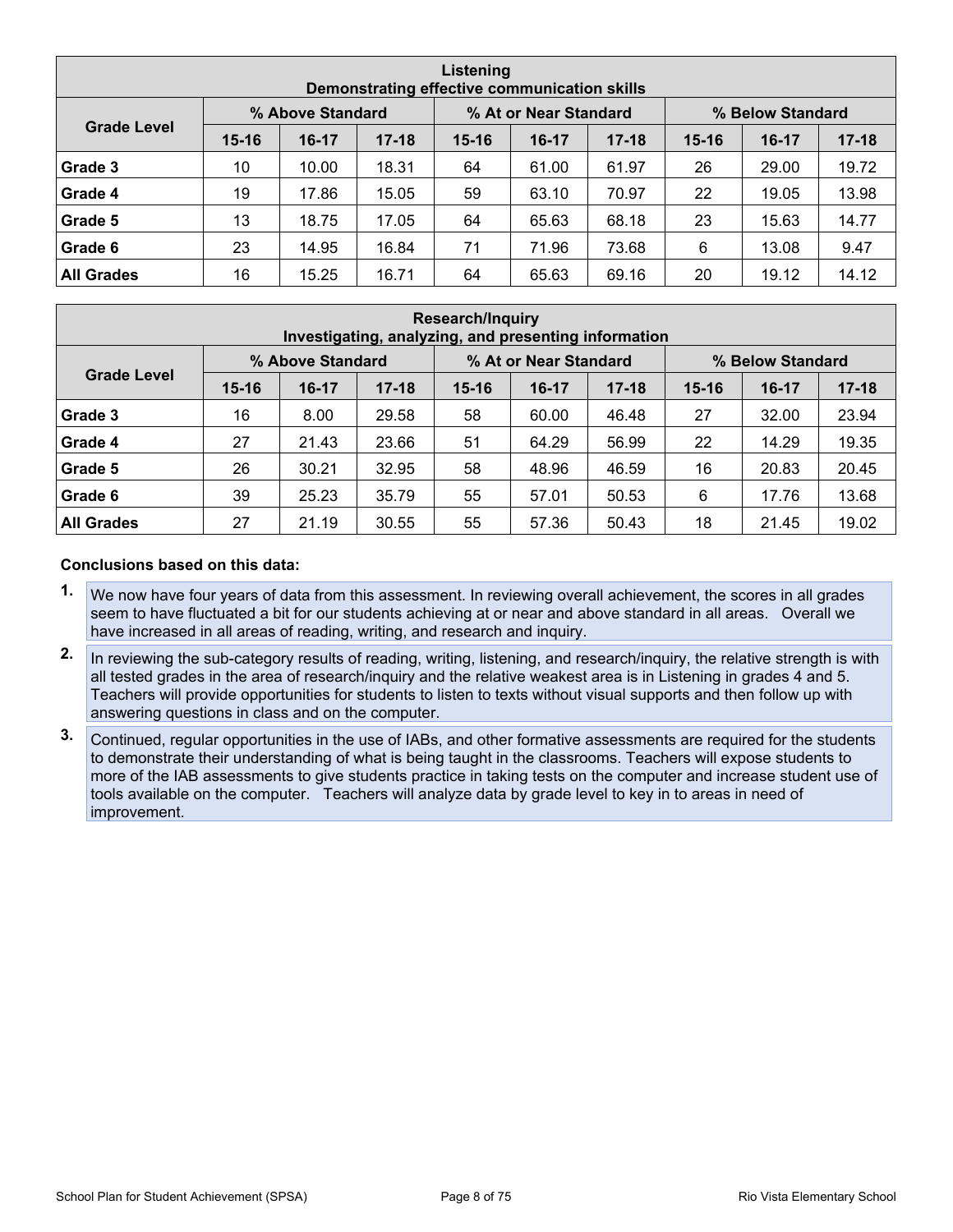| Listening<br>Demonstrating effective communication skills | | | | | | | | | |
|---|---|---|---|---|---|---|---|---|---|
| Grade Level | % Above Standard | | | % At or Near Standard | | | % Below Standard | | |
| | 15-16 | 16-17 | 17-18 | 15-16 | 16-17 | 17-18 | 15-16 | 16-17 | 17-18 |
| **Grade 3** | 10 | 10.00 | 18.31 | 64 | 61.00 | 61.97 | 26 | 29.00 | 19.72 |
| **Grade 4** | 19 | 17.86 | 15.05 | 59 | 63.10 | 70.97 | 22 | 19.05 | 13.98 |
| **Grade 5** | 13 | 18.75 | 17.05 | 64 | 65.63 | 68.18 | 23 | 15.63 | 14.77 |
| **Grade 6** | 23 | 14.95 | 16.84 | 71 | 71.96 | 73.68 | 6 | 13.08 | 9.47 |
| **All Grades** | 16 | 15.25 | 16.71 | 64 | 65.63 | 69.16 | 20 | 19.12 | 14.12 |

| Research/Inquiry<br>Investigating, analyzing, and presenting information | | | | | | | | | |
|---|---|---|---|---|---|---|---|---|---|
| Grade Level | % Above Standard | | | % At or Near Standard | | | % Below Standard | | |
| | 15-16 | 16-17 | 17-18 | 15-16 | 16-17 | 17-18 | 15-16 | 16-17 | 17-18 |
| **Grade 3** | 16 | 8.00 | 29.58 | 58 | 60.00 | 46.48 | 27 | 32.00 | 23.94 |
| **Grade 4** | 27 | 21.43 | 23.66 | 51 | 64.29 | 56.99 | 22 | 14.29 | 19.35 |
| **Grade 5** | 26 | 30.21 | 32.95 | 58 | 48.96 | 46.59 | 16 | 20.83 | 20.45 |
| **Grade 6** | 39 | 25.23 | 35.79 | 55 | 57.01 | 50.53 | 6 | 17.76 | 13.68 |
| **All Grades** | 27 | 21.19 | 30.55 | 55 | 57.36 | 50.43 | 18 | 21.45 | 19.02 |

**Conclusions based on this data:**

1. We now have four years of data from this assessment. In reviewing overall achievement, the scores in all grades seem to have fluctuated a bit for our students achieving at or near and above standard in all areas. Overall we have increased in all areas of reading, writing, and research and inquiry.
2. In reviewing the sub-category results of reading, writing, listening, and research/inquiry, the relative strength is with all tested grades in the area of research/inquiry and the relative weakest area is in Listening in grades 4 and 5. Teachers will provide opportunities for students to listen to texts without visual supports and then follow up with answering questions in class and on the computer.
3. Continued, regular opportunities in the use of IABs, and other formative assessments are required for the students to demonstrate their understanding of what is being taught in the classrooms. Teachers will expose students to more of the IAB assessments to give students practice in taking tests on the computer and increase student use of tools available on the computer. Teachers will analyze data by grade level to key in to areas in need of improvement.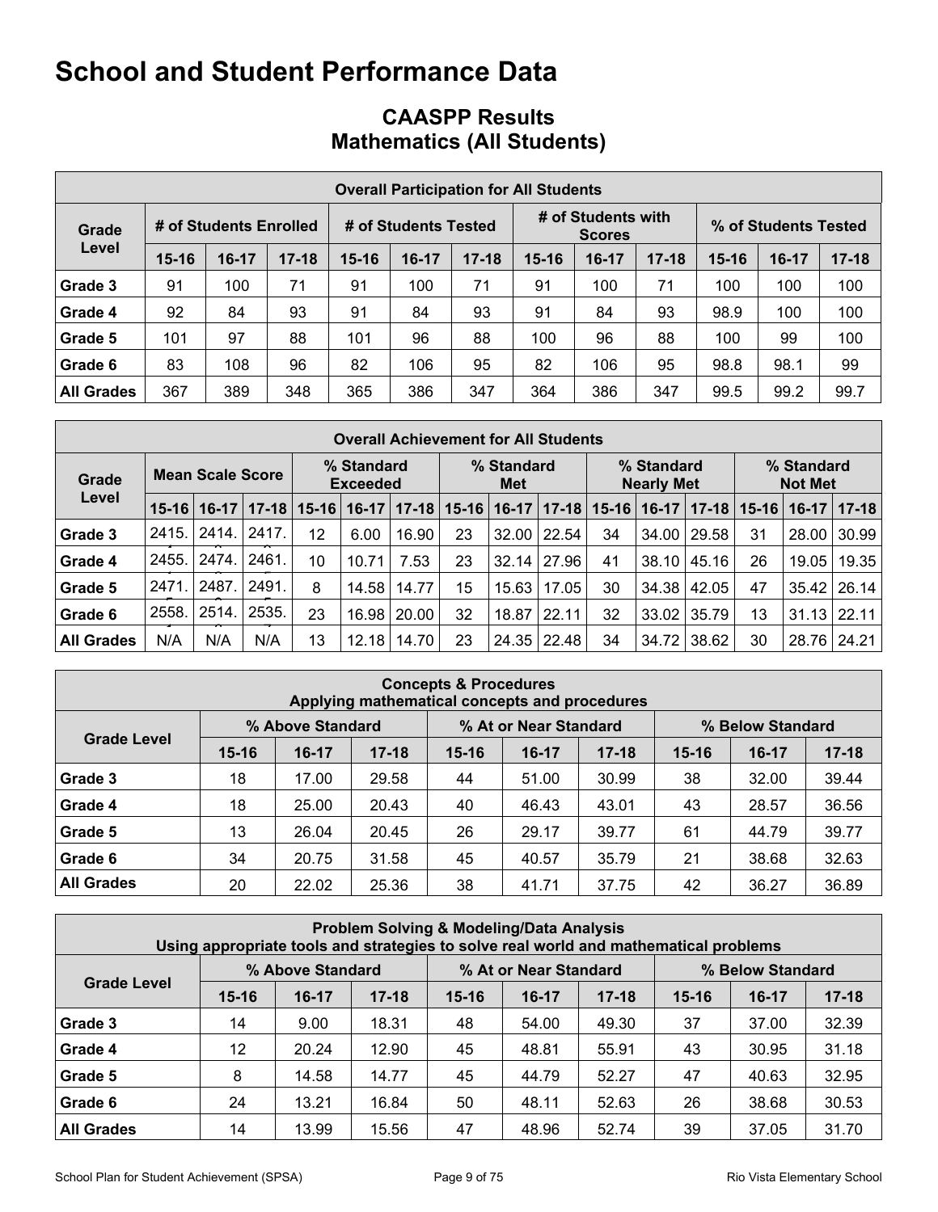# School and Student Performance Data

## CAASPP Results
## Mathematics (All Students)

| Overall Participation for All Students | | | | | | | | | | | | |
|---|---|---|---|---|---|---|---|---|---|---|---|---|
| Grade Level | # of Students Enrolled | | | # of Students Tested | | | # of Students with Scores | | | % of Students Tested | | |
| | 15-16 | 16-17 | 17-18 | 15-16 | 16-17 | 17-18 | 15-16 | 16-17 | 17-18 | 15-16 | 16-17 | 17-18 |
| Grade 3 | 91 | 100 | 71 | 91 | 100 | 71 | 91 | 100 | 71 | 100 | 100 | 100 |
| Grade 4 | 92 | 84 | 93 | 91 | 84 | 93 | 91 | 84 | 93 | 98.9 | 100 | 100 |
| Grade 5 | 101 | 97 | 88 | 101 | 96 | 88 | 100 | 96 | 88 | 100 | 99 | 100 |
| Grade 6 | 83 | 108 | 96 | 82 | 106 | 95 | 82 | 106 | 95 | 98.8 | 98.1 | 99 |
| All Grades | 367 | 389 | 348 | 365 | 386 | 347 | 364 | 386 | 347 | 99.5 | 99.2 | 99.7 |

| Overall Achievement for All Students | | | | | | | | | | | | | | | |
|---|---|---|---|---|---|---|---|---|---|---|---|---|---|---|---|
| Grade Level | Mean Scale Score | | | % Standard Exceeded | | | % Standard Met | | | % Standard Nearly Met | | | % Standard Not Met | | |
| | 15-16 | 16-17 | 17-18 | 15-16 | 16-17 | 17-18 | 15-16 | 16-17 | 17-18 | 15-16 | 16-17 | 17-18 | 15-16 | 16-17 | 17-18 |
| Grade 3 | 2415. | 2414. | 2417. | 12 | 6.00 | 16.90 | 23 | 32.00 | 22.54 | 34 | 34.00 | 29.58 | 31 | 28.00 | 30.99 |
| Grade 4 | 2455. | 2474. | 2461. | 10 | 10.71 | 7.53 | 23 | 32.14 | 27.96 | 41 | 38.10 | 45.16 | 26 | 19.05 | 19.35 |
| Grade 5 | 2471. | 2487. | 2491. | 8 | 14.58 | 14.77 | 15 | 15.63 | 17.05 | 30 | 34.38 | 42.05 | 47 | 35.42 | 26.14 |
| Grade 6 | 2558. | 2514. | 2535. | 23 | 16.98 | 20.00 | 32 | 18.87 | 22.11 | 32 | 33.02 | 35.79 | 13 | 31.13 | 22.11 |
| All Grades | N/A | N/A | N/A | 13 | 12.18 | 14.70 | 23 | 24.35 | 22.48 | 34 | 34.72 | 38.62 | 30 | 28.76 | 24.21 |

| Concepts & Procedures<br>Applying mathematical concepts and procedures | | | | | | | | | |
|---|---|---|---|---|---|---|---|---|---|
| Grade Level | % Above Standard | | | % At or Near Standard | | | % Below Standard | | |
| | 15-16 | 16-17 | 17-18 | 15-16 | 16-17 | 17-18 | 15-16 | 16-17 | 17-18 |
| Grade 3 | 18 | 17.00 | 29.58 | 44 | 51.00 | 30.99 | 38 | 32.00 | 39.44 |
| Grade 4 | 18 | 25.00 | 20.43 | 40 | 46.43 | 43.01 | 43 | 28.57 | 36.56 |
| Grade 5 | 13 | 26.04 | 20.45 | 26 | 29.17 | 39.77 | 61 | 44.79 | 39.77 |
| Grade 6 | 34 | 20.75 | 31.58 | 45 | 40.57 | 35.79 | 21 | 38.68 | 32.63 |
| All Grades | 20 | 22.02 | 25.36 | 38 | 41.71 | 37.75 | 42 | 36.27 | 36.89 |

| Problem Solving & Modeling/Data Analysis<br>Using appropriate tools and strategies to solve real world and mathematical problems | | | | | | | | | |
|---|---|---|---|---|---|---|---|---|---|
| Grade Level | % Above Standard | | | % At or Near Standard | | | % Below Standard | | |
| | 15-16 | 16-17 | 17-18 | 15-16 | 16-17 | 17-18 | 15-16 | 16-17 | 17-18 |
| Grade 3 | 14 | 9.00 | 18.31 | 48 | 54.00 | 49.30 | 37 | 37.00 | 32.39 |
| Grade 4 | 12 | 20.24 | 12.90 | 45 | 48.81 | 55.91 | 43 | 30.95 | 31.18 |
| Grade 5 | 8 | 14.58 | 14.77 | 45 | 44.79 | 52.27 | 47 | 40.63 | 32.95 |
| Grade 6 | 24 | 13.21 | 16.84 | 50 | 48.11 | 52.63 | 26 | 38.68 | 30.53 |
| All Grades | 14 | 13.99 | 15.56 | 47 | 48.96 | 52.74 | 39 | 37.05 | 31.70 |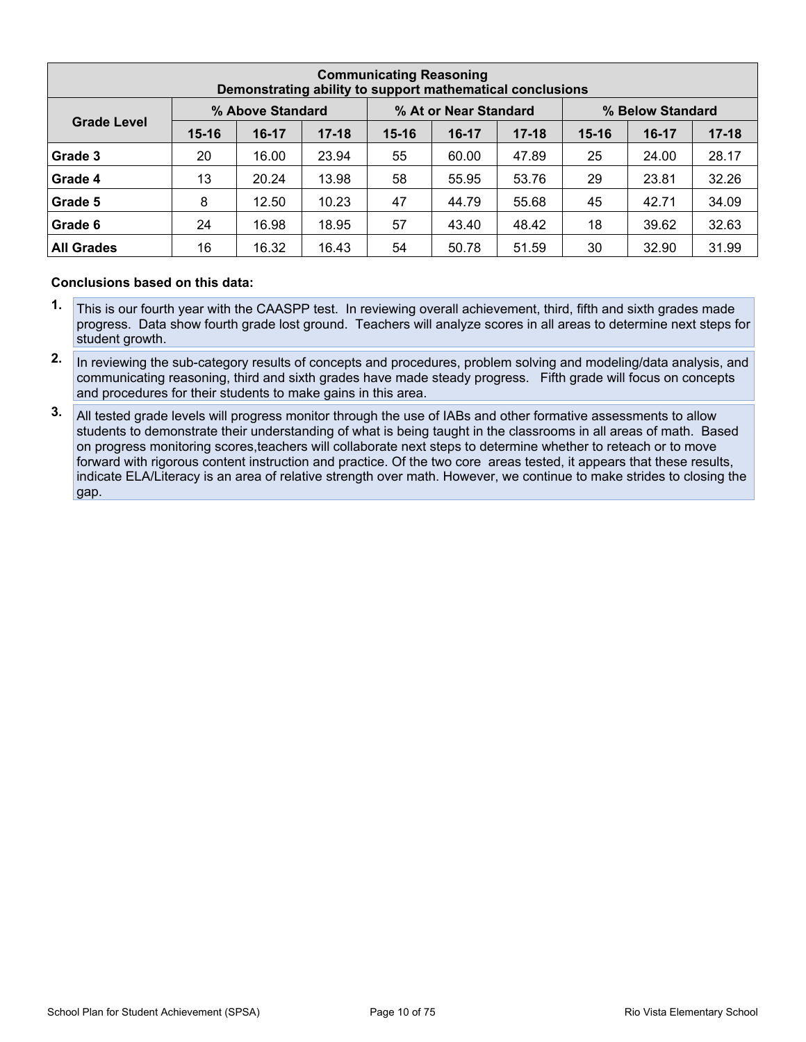| Communicating Reasoning<br>Demonstrating ability to support mathematical conclusions | | | | | | | | | |
|---|---|---|---|---|---|---|---|---|---|
| Grade Level | % Above Standard | | | % At or Near Standard | | | % Below Standard | | |
| | 15-16 | 16-17 | 17-18 | 15-16 | 16-17 | 17-18 | 15-16 | 16-17 | 17-18 |
| Grade 3 | 20 | 16.00 | 23.94 | 55 | 60.00 | 47.89 | 25 | 24.00 | 28.17 |
| Grade 4 | 13 | 20.24 | 13.98 | 58 | 55.95 | 53.76 | 29 | 23.81 | 32.26 |
| Grade 5 | 8 | 12.50 | 10.23 | 47 | 44.79 | 55.68 | 45 | 42.71 | 34.09 |
| Grade 6 | 24 | 16.98 | 18.95 | 57 | 43.40 | 48.42 | 18 | 39.62 | 32.63 |
| All Grades | 16 | 16.32 | 16.43 | 54 | 50.78 | 51.59 | 30 | 32.90 | 31.99 |

**Conclusions based on this data:**

1. This is our fourth year with the CAASPP test. In reviewing overall achievement, third, fifth and sixth grades made progress. Data show fourth grade lost ground. Teachers will analyze scores in all areas to determine next steps for student growth.
2. In reviewing the sub-category results of concepts and procedures, problem solving and modeling/data analysis, and communicating reasoning, third and sixth grades have made steady progress. Fifth grade will focus on concepts and procedures for their students to make gains in this area.
3. All tested grade levels will progress monitor through the use of IABs and other formative assessments to allow students to demonstrate their understanding of what is being taught in the classrooms in all areas of math. Based on progress monitoring scores,teachers will collaborate next steps to determine whether to reteach or to move forward with rigorous content instruction and practice. Of the two core areas tested, it appears that these results, indicate ELA/Literacy is an area of relative strength over math. However, we continue to make strides to closing the gap.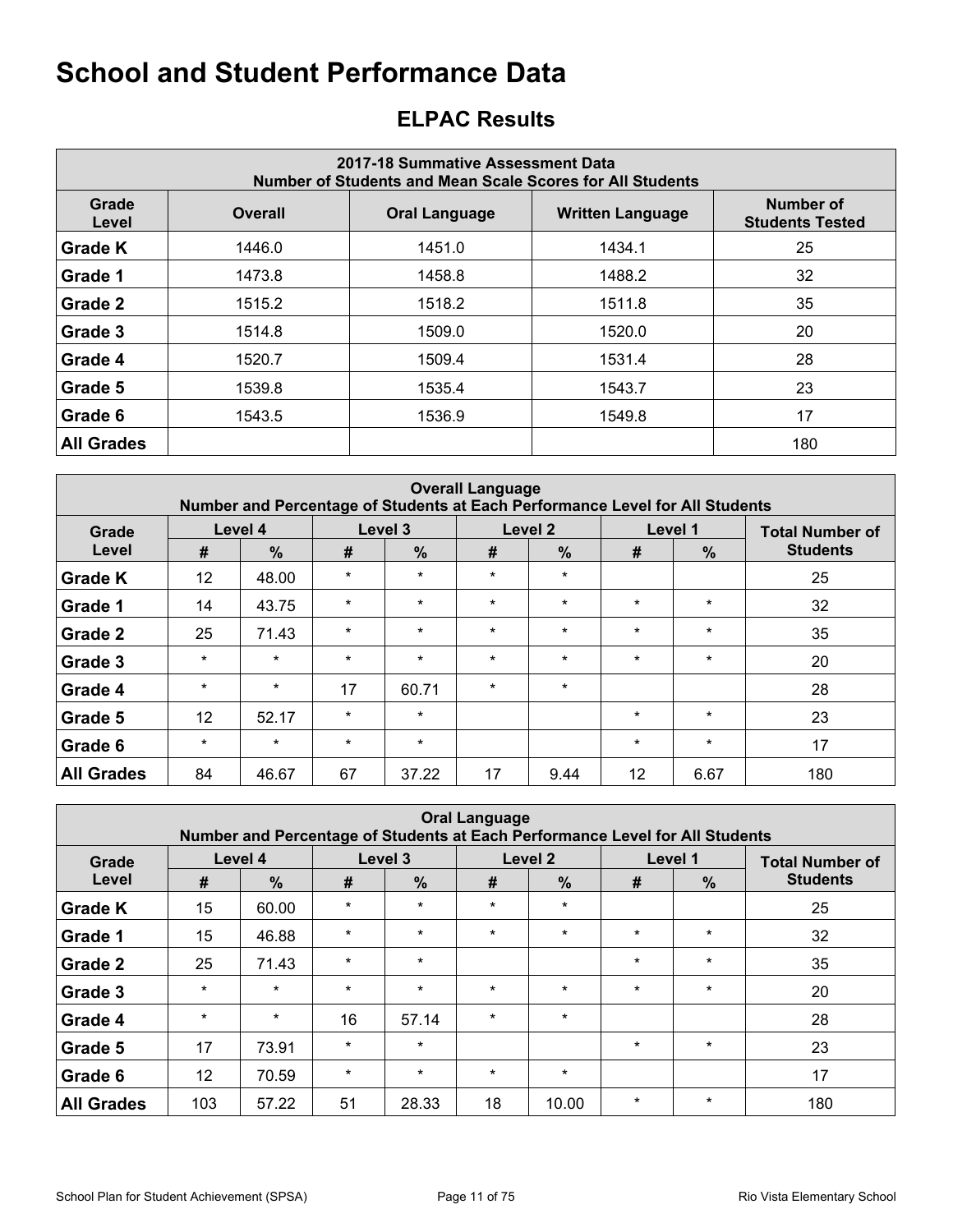# School and Student Performance Data

## ELPAC Results

| 2017-18 Summative Assessment Data<br>Number of Students and Mean Scale Scores for All Students | | | | |
|---|---|---|---|---|
| **Grade Level** | **Overall** | **Oral Language** | **Written Language** | **Number of Students Tested** |
| **Grade K** | 1446.0 | 1451.0 | 1434.1 | 25 |
| **Grade 1** | 1473.8 | 1458.8 | 1488.2 | 32 |
| **Grade 2** | 1515.2 | 1518.2 | 1511.8 | 35 |
| **Grade 3** | 1514.8 | 1509.0 | 1520.0 | 20 |
| **Grade 4** | 1520.7 | 1509.4 | 1531.4 | 28 |
| **Grade 5** | 1539.8 | 1535.4 | 1543.7 | 23 |
| **Grade 6** | 1543.5 | 1536.9 | 1549.8 | 17 |
| **All Grades** | | | | 180 |

| Overall Language<br>Number and Percentage of Students at Each Performance Level for All Students | | | | | | | | | |
|---|---|---|---|---|---|---|---|---|---|
| **Grade Level** | **Level 4** | | **Level 3** | | **Level 2** | | **Level 1** | | **Total Number of Students** |
| | **#** | **%** | **#** | **%** | **#** | **%** | **#** | **%** | |
| **Grade K** | 12 | 48.00 | * | * | * | * | | | 25 |
| **Grade 1** | 14 | 43.75 | * | * | * | * | * | * | 32 |
| **Grade 2** | 25 | 71.43 | * | * | * | * | * | * | 35 |
| **Grade 3** | * | * | * | * | * | * | * | * | 20 |
| **Grade 4** | * | * | 17 | 60.71 | * | * | | | 28 |
| **Grade 5** | 12 | 52.17 | * | * | | | * | * | 23 |
| **Grade 6** | * | * | * | * | | | * | * | 17 |
| **All Grades** | 84 | 46.67 | 67 | 37.22 | 17 | 9.44 | 12 | 6.67 | 180 |

| Oral Language<br>Number and Percentage of Students at Each Performance Level for All Students | | | | | | | | | |
|---|---|---|---|---|---|---|---|---|---|
| **Grade Level** | **Level 4** | | **Level 3** | | **Level 2** | | **Level 1** | | **Total Number of Students** |
| | **#** | **%** | **#** | **%** | **#** | **%** | **#** | **%** | |
| **Grade K** | 15 | 60.00 | * | * | * | * | | | 25 |
| **Grade 1** | 15 | 46.88 | * | * | * | * | * | * | 32 |
| **Grade 2** | 25 | 71.43 | * | * | | | * | * | 35 |
| **Grade 3** | * | * | * | * | * | * | * | * | 20 |
| **Grade 4** | * | * | 16 | 57.14 | * | * | | | 28 |
| **Grade 5** | 17 | 73.91 | * | * | | | * | * | 23 |
| **Grade 6** | 12 | 70.59 | * | * | * | * | | | 17 |
| **All Grades** | 103 | 57.22 | 51 | 28.33 | 18 | 10.00 | * | * | 180 |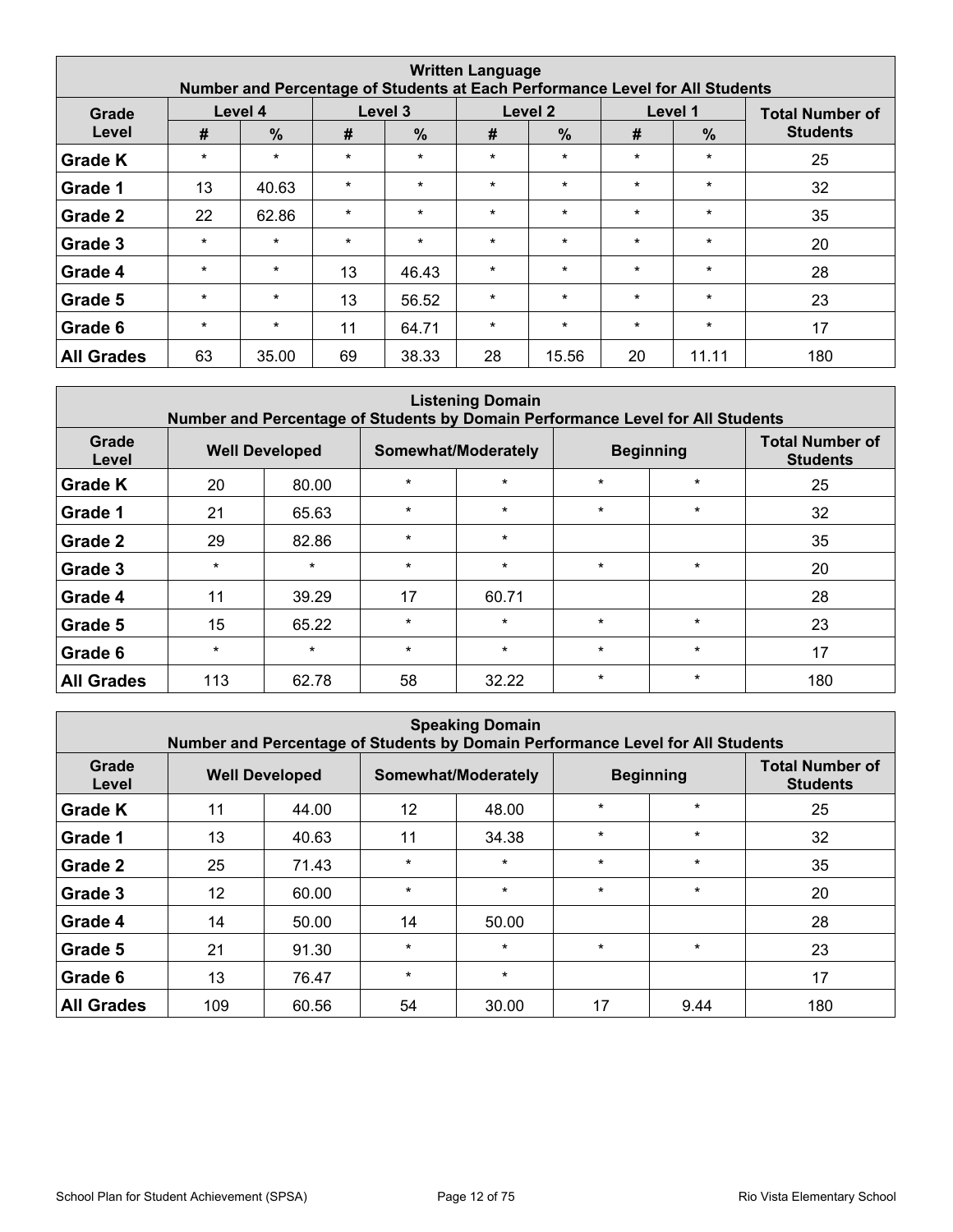| Written Language<br>Number and Percentage of Students at Each Performance Level for All Students | | | | | | | | | |
|---|---|---|---|---|---|---|---|---|---|
| Grade Level | Level 4 | | Level 3 | | Level 2 | | Level 1 | | Total Number of Students |
| | # | % | # | % | # | % | # | % | |
| Grade K | * | * | * | * | * | * | * | * | 25 |
| Grade 1 | 13 | 40.63 | * | * | * | * | * | * | 32 |
| Grade 2 | 22 | 62.86 | * | * | * | * | * | * | 35 |
| Grade 3 | * | * | * | * | * | * | * | * | 20 |
| Grade 4 | * | * | 13 | 46.43 | * | * | * | * | 28 |
| Grade 5 | * | * | 13 | 56.52 | * | * | * | * | 23 |
| Grade 6 | * | * | 11 | 64.71 | * | * | * | * | 17 |
| All Grades | 63 | 35.00 | 69 | 38.33 | 28 | 15.56 | 20 | 11.11 | 180 |

| Listening Domain<br>Number and Percentage of Students by Domain Performance Level for All Students | | | | | | | |
|---|---|---|---|---|---|---|---|
| Grade Level | Well Developed | | Somewhat/Moderately | | Beginning | | Total Number of Students |
| Grade K | 20 | 80.00 | * | * | * | * | 25 |
| Grade 1 | 21 | 65.63 | * | * | * | * | 32 |
| Grade 2 | 29 | 82.86 | * | * | | | 35 |
| Grade 3 | * | * | * | * | * | * | 20 |
| Grade 4 | 11 | 39.29 | 17 | 60.71 | | | 28 |
| Grade 5 | 15 | 65.22 | * | * | * | * | 23 |
| Grade 6 | * | * | * | * | * | * | 17 |
| All Grades | 113 | 62.78 | 58 | 32.22 | * | * | 180 |

| Speaking Domain<br>Number and Percentage of Students by Domain Performance Level for All Students | | | | | | | |
|---|---|---|---|---|---|---|---|
| Grade Level | Well Developed | | Somewhat/Moderately | | Beginning | | Total Number of Students |
| Grade K | 11 | 44.00 | 12 | 48.00 | * | * | 25 |
| Grade 1 | 13 | 40.63 | 11 | 34.38 | * | * | 32 |
| Grade 2 | 25 | 71.43 | * | * | * | * | 35 |
| Grade 3 | 12 | 60.00 | * | * | * | * | 20 |
| Grade 4 | 14 | 50.00 | 14 | 50.00 | | | 28 |
| Grade 5 | 21 | 91.30 | * | * | * | * | 23 |
| Grade 6 | 13 | 76.47 | * | * | | | 17 |
| All Grades | 109 | 60.56 | 54 | 30.00 | 17 | 9.44 | 180 |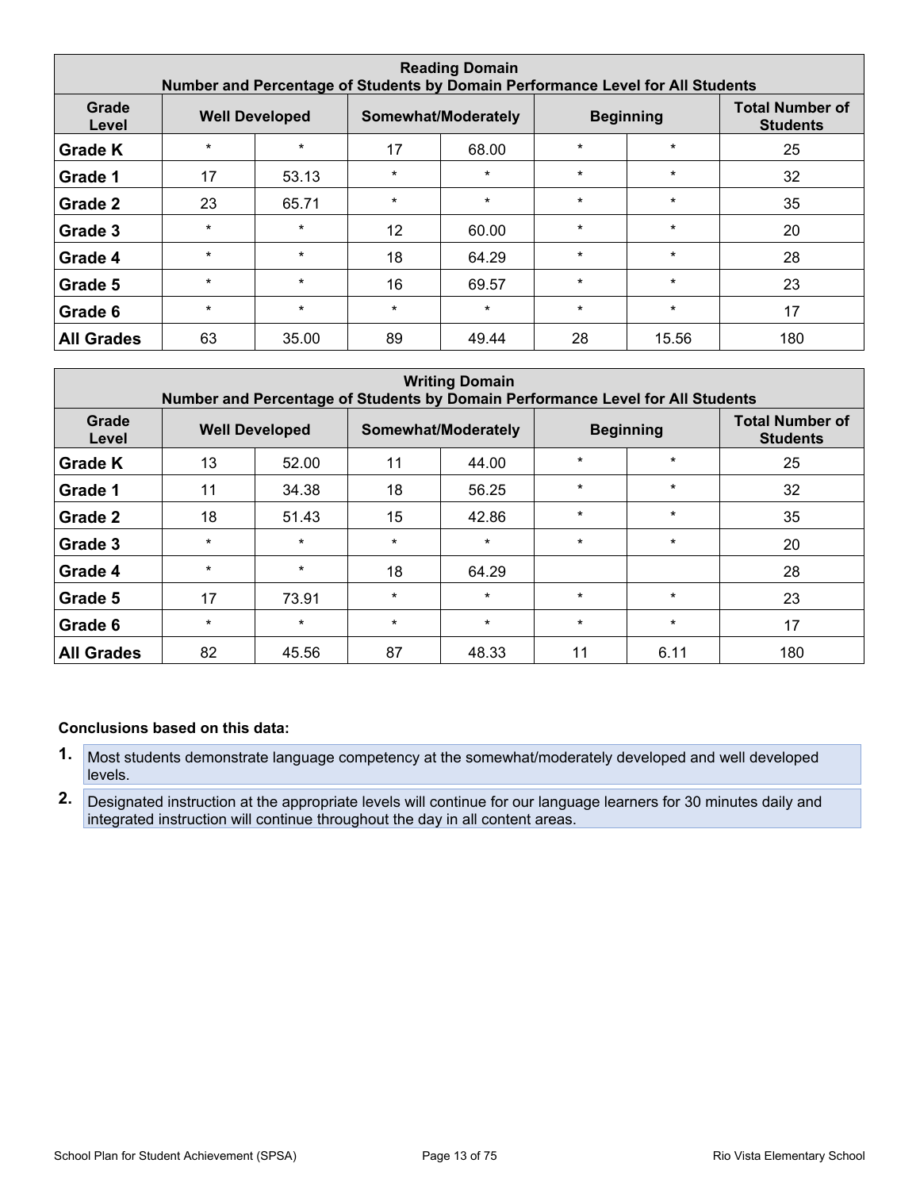| Reading Domain<br>Number and Percentage of Students by Domain Performance Level for All Students | | | | | | | |
|---|---|---|---|---|---|---|---|
| Grade Level | Well Developed | | Somewhat/Moderately | | Beginning | | Total Number of Students |
| Grade K | * | * | 17 | 68.00 | * | * | 25 |
| Grade 1 | 17 | 53.13 | * | * | * | * | 32 |
| Grade 2 | 23 | 65.71 | * | * | * | * | 35 |
| Grade 3 | * | * | 12 | 60.00 | * | * | 20 |
| Grade 4 | * | * | 18 | 64.29 | * | * | 28 |
| Grade 5 | * | * | 16 | 69.57 | * | * | 23 |
| Grade 6 | * | * | * | * | * | * | 17 |
| All Grades | 63 | 35.00 | 89 | 49.44 | 28 | 15.56 | 180 |

| Writing Domain<br>Number and Percentage of Students by Domain Performance Level for All Students | | | | | | | |
|---|---|---|---|---|---|---|---|
| Grade Level | Well Developed | | Somewhat/Moderately | | Beginning | | Total Number of Students |
| Grade K | 13 | 52.00 | 11 | 44.00 | * | * | 25 |
| Grade 1 | 11 | 34.38 | 18 | 56.25 | * | * | 32 |
| Grade 2 | 18 | 51.43 | 15 | 42.86 | * | * | 35 |
| Grade 3 | * | * | * | * | * | * | 20 |
| Grade 4 | * | * | 18 | 64.29 | | | 28 |
| Grade 5 | 17 | 73.91 | * | * | * | * | 23 |
| Grade 6 | * | * | * | * | * | * | 17 |
| All Grades | 82 | 45.56 | 87 | 48.33 | 11 | 6.11 | 180 |

**Conclusions based on this data:**

1. Most students demonstrate language competency at the somewhat/moderately developed and well developed levels.
2. Designated instruction at the appropriate levels will continue for our language learners for 30 minutes daily and integrated instruction will continue throughout the day in all content areas.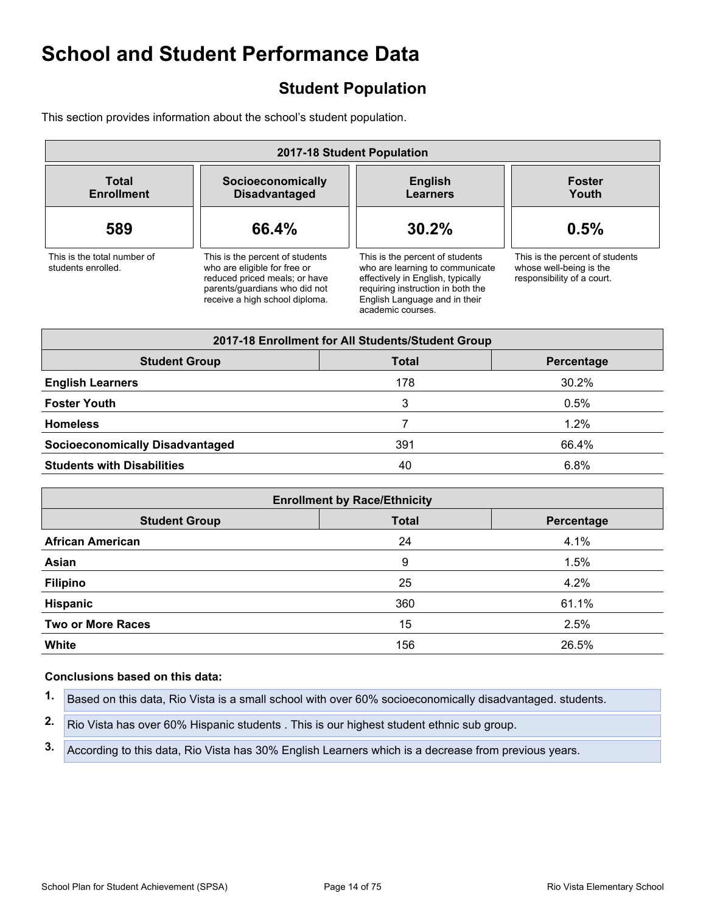# School and Student Performance Data

## Student Population

This section provides information about the school's student population.

| 2017-18 Student Population | | | |
|---|---|---|---|
| **Total Enrollment** | **Socioeconomically Disadvantaged** | **English Learners** | **Foster Youth** |
| **589** | **66.4%** | **30.2%** | **0.5%** |
| This is the total number of students enrolled. | This is the percent of students who are eligible for free or reduced priced meals; or have parents/guardians who did not receive a high school diploma. | This is the percent of students who are learning to communicate effectively in English, typically requiring instruction in both the English Language and in their academic courses. | This is the percent of students whose well-being is the responsibility of a court. |

| 2017-18 Enrollment for All Students/Student Group | | |
|---|---|---|
| **Student Group** | **Total** | **Percentage** |
| **English Learners** | 178 | 30.2% |
| **Foster Youth** | 3 | 0.5% |
| **Homeless** | 7 | 1.2% |
| **Socioeconomically Disadvantaged** | 391 | 66.4% |
| **Students with Disabilities** | 40 | 6.8% |

| Enrollment by Race/Ethnicity | | |
|---|---|---|
| **Student Group** | **Total** | **Percentage** |
| **African American** | 24 | 4.1% |
| **Asian** | 9 | 1.5% |
| **Filipino** | 25 | 4.2% |
| **Hispanic** | 360 | 61.1% |
| **Two or More Races** | 15 | 2.5% |
| **White** | 156 | 26.5% |

**Conclusions based on this data:**

1. Based on this data, Rio Vista is a small school with over 60% socioeconomically disadvantaged. students.
2. Rio Vista has over 60% Hispanic students . This is our highest student ethnic sub group.
3. According to this data, Rio Vista has 30% English Learners which is a decrease from previous years.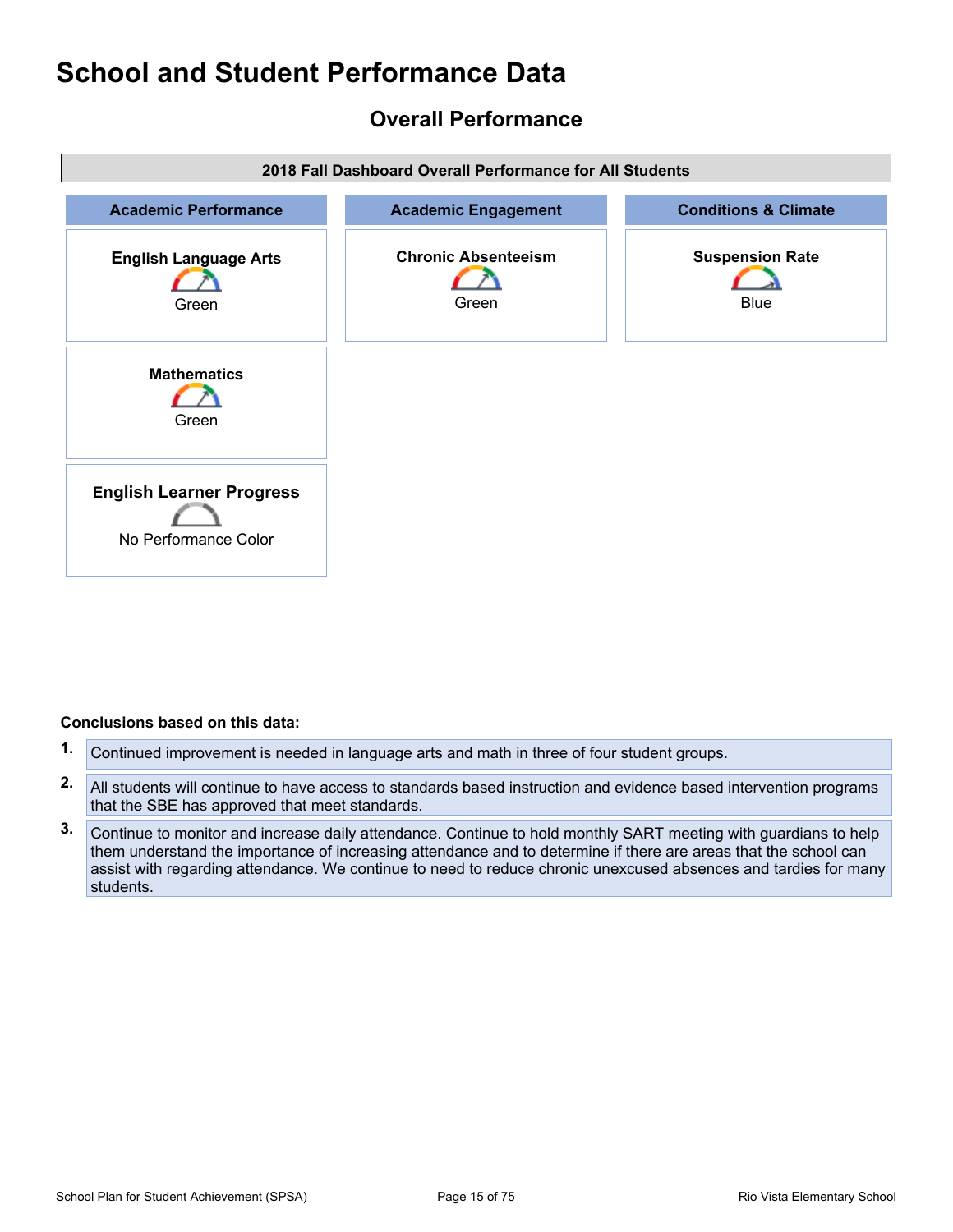# School and Student Performance Data

## Overall Performance

| 2018 Fall Dashboard Overall Performance for All Students | | |
|---|---|---|
| **Academic Performance** | **Academic Engagement** | **Conditions & Climate** |
| **English Language Arts** Green | **Chronic Absenteeism** Green | **Suspension Rate** Blue |
| **Mathematics** Green | | |
| **English Learner Progress** No Performance Color | | |

**Conclusions based on this data:**

1. Continued improvement is needed in language arts and math in three of four student groups.
2. All students will continue to have access to standards based instruction and evidence based intervention programs that the SBE has approved that meet standards.
3. Continue to monitor and increase daily attendance. Continue to hold monthly SART meeting with guardians to help them understand the importance of increasing attendance and to determine if there are areas that the school can assist with regarding attendance. We continue to need to reduce chronic unexcused absences and tardies for many students.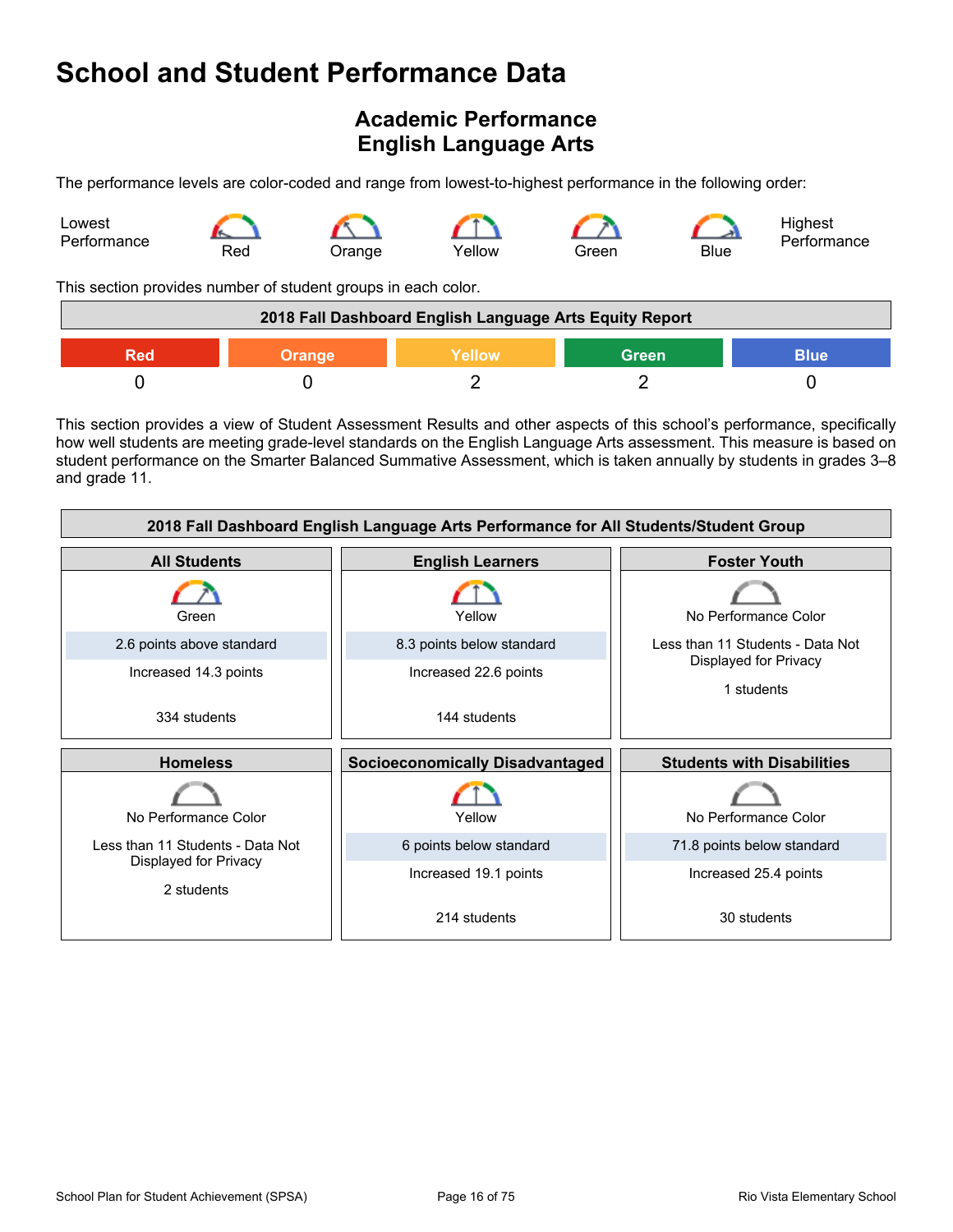# School and Student Performance Data

## Academic Performance
## English Language Arts

The performance levels are color-coded and range from lowest-to-highest performance in the following order:

Lowest Performance — Red — Orange — Yellow — Green — Blue — Highest Performance

This section provides number of student groups in each color.

| 2018 Fall Dashboard English Language Arts Equity Report | | | | |
|---|---|---|---|---|
| Red | Orange | Yellow | Green | Blue |
| 0 | 0 | 2 | 2 | 0 |

This section provides a view of Student Assessment Results and other aspects of this school's performance, specifically how well students are meeting grade-level standards on the English Language Arts assessment. This measure is based on student performance on the Smarter Balanced Summative Assessment, which is taken annually by students in grades 3–8 and grade 11.

| 2018 Fall Dashboard English Language Arts Performance for All Students/Student Group | | |
|---|---|---|
| **All Students** | **English Learners** | **Foster Youth** |
| Green<br>2.6 points above standard<br>Increased 14.3 points<br>334 students | Yellow<br>8.3 points below standard<br>Increased 22.6 points<br>144 students | No Performance Color<br>Less than 11 Students - Data Not Displayed for Privacy<br>1 students |
| **Homeless** | **Socioeconomically Disadvantaged** | **Students with Disabilities** |
| No Performance Color<br>Less than 11 Students - Data Not Displayed for Privacy<br>2 students | Yellow<br>6 points below standard<br>Increased 19.1 points<br>214 students | No Performance Color<br>71.8 points below standard<br>Increased 25.4 points<br>30 students |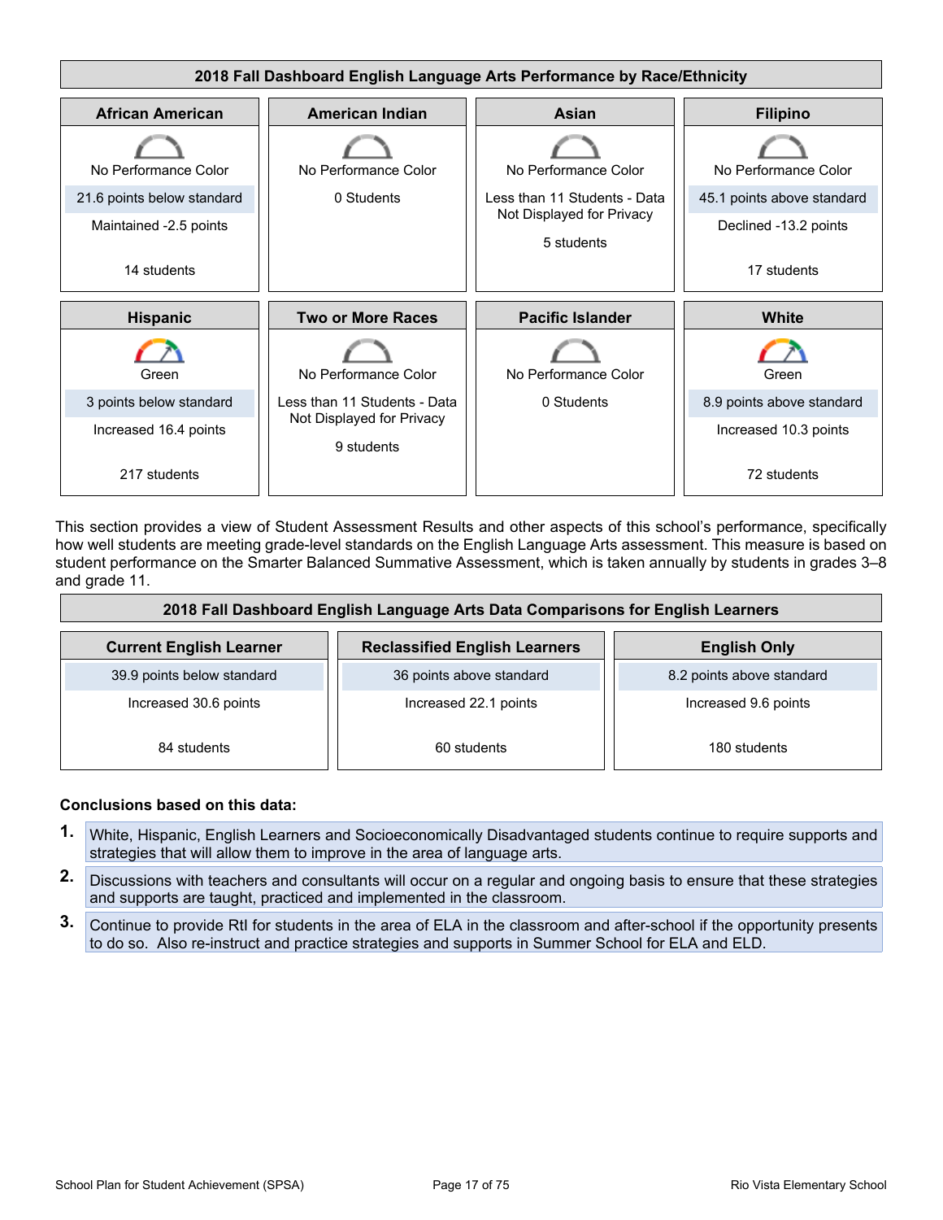### 2018 Fall Dashboard English Language Arts Performance by Race/Ethnicity

| African American | American Indian | Asian | Filipino |
|---|---|---|---|
| No Performance Color | No Performance Color | No Performance Color | No Performance Color |
| 21.6 points below standard | 0 Students | Less than 11 Students - Data Not Displayed for Privacy | 45.1 points above standard |
| Maintained -2.5 points | | 5 students | Declined -13.2 points |
| 14 students | | | 17 students |

| Hispanic | Two or More Races | Pacific Islander | White |
|---|---|---|---|
| Green | No Performance Color | No Performance Color | Green |
| 3 points below standard | Less than 11 Students - Data Not Displayed for Privacy | 0 Students | 8.9 points above standard |
| Increased 16.4 points | 9 students | | Increased 10.3 points |
| 217 students | | | 72 students |

This section provides a view of Student Assessment Results and other aspects of this school's performance, specifically how well students are meeting grade-level standards on the English Language Arts assessment. This measure is based on student performance on the Smarter Balanced Summative Assessment, which is taken annually by students in grades 3–8 and grade 11.

### 2018 Fall Dashboard English Language Arts Data Comparisons for English Learners

| Current English Learner | Reclassified English Learners | English Only |
|---|---|---|
| 39.9 points below standard | 36 points above standard | 8.2 points above standard |
| Increased 30.6 points | Increased 22.1 points | Increased 9.6 points |
| 84 students | 60 students | 180 students |

**Conclusions based on this data:**

1. White, Hispanic, English Learners and Socioeconomically Disadvantaged students continue to require supports and strategies that will allow them to improve in the area of language arts.
2. Discussions with teachers and consultants will occur on a regular and ongoing basis to ensure that these strategies and supports are taught, practiced and implemented in the classroom.
3. Continue to provide RtI for students in the area of ELA in the classroom and after-school if the opportunity presents to do so. Also re-instruct and practice strategies and supports in Summer School for ELA and ELD.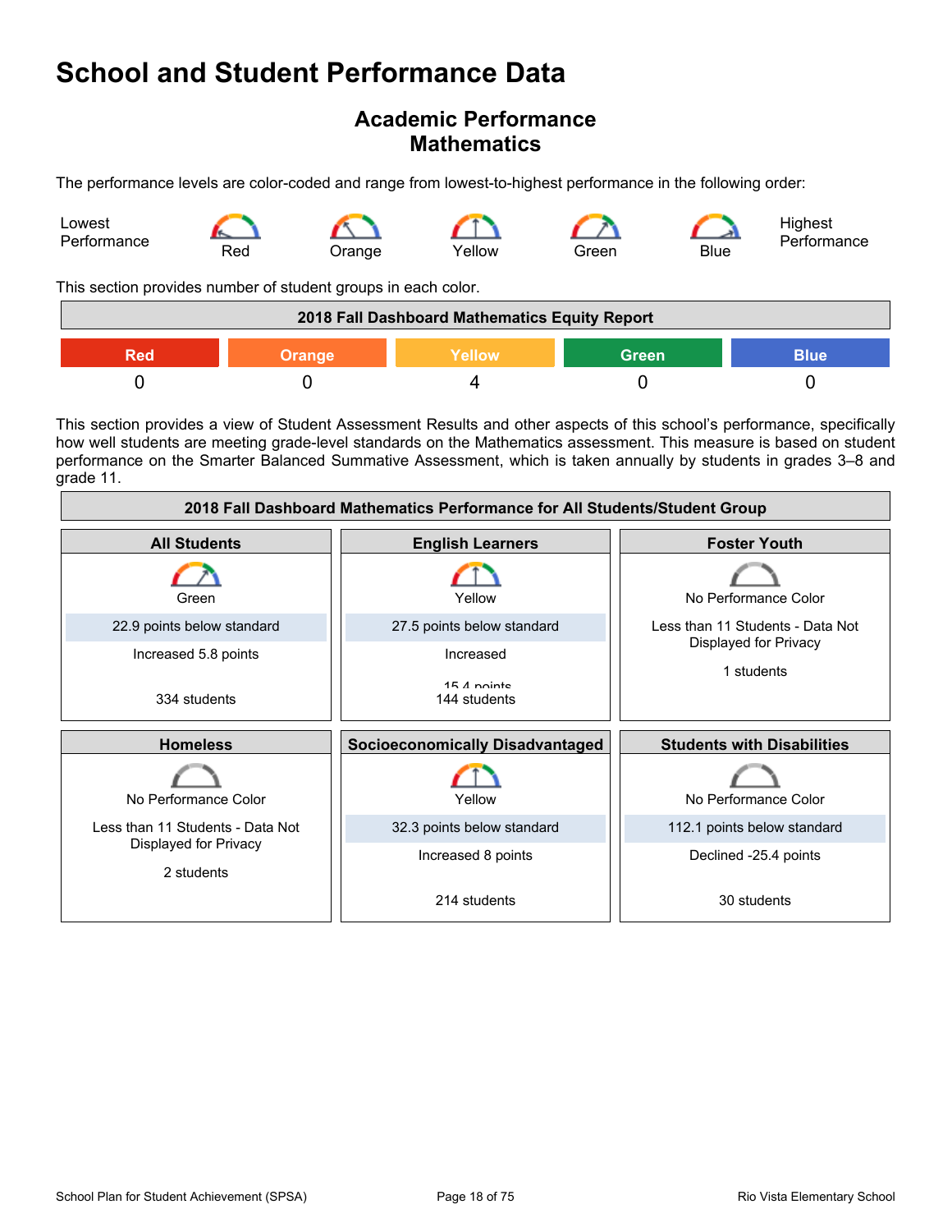# School and Student Performance Data

## Academic Performance
## Mathematics

The performance levels are color-coded and range from lowest-to-highest performance in the following order:

Lowest Performance — Red — Orange — Yellow — Green — Blue — Highest Performance

This section provides number of student groups in each color.

| 2018 Fall Dashboard Mathematics Equity Report | | | | |
|---|---|---|---|---|
| Red | Orange | Yellow | Green | Blue |
| 0 | 0 | 4 | 0 | 0 |

This section provides a view of Student Assessment Results and other aspects of this school's performance, specifically how well students are meeting grade-level standards on the Mathematics assessment. This measure is based on student performance on the Smarter Balanced Summative Assessment, which is taken annually by students in grades 3–8 and grade 11.

| 2018 Fall Dashboard Mathematics Performance for All Students/Student Group | | |
|---|---|---|
| **All Students** | **English Learners** | **Foster Youth** |
| Green | Yellow | No Performance Color |
| 22.9 points below standard | 27.5 points below standard | Less than 11 Students - Data Not Displayed for Privacy |
| Increased 5.8 points | Increased 15.4 points | 1 students |
| 334 students | 144 students | |
| **Homeless** | **Socioeconomically Disadvantaged** | **Students with Disabilities** |
| No Performance Color | Yellow | No Performance Color |
| Less than 11 Students - Data Not Displayed for Privacy | 32.3 points below standard | 112.1 points below standard |
| 2 students | Increased 8 points | Declined -25.4 points |
| | 214 students | 30 students |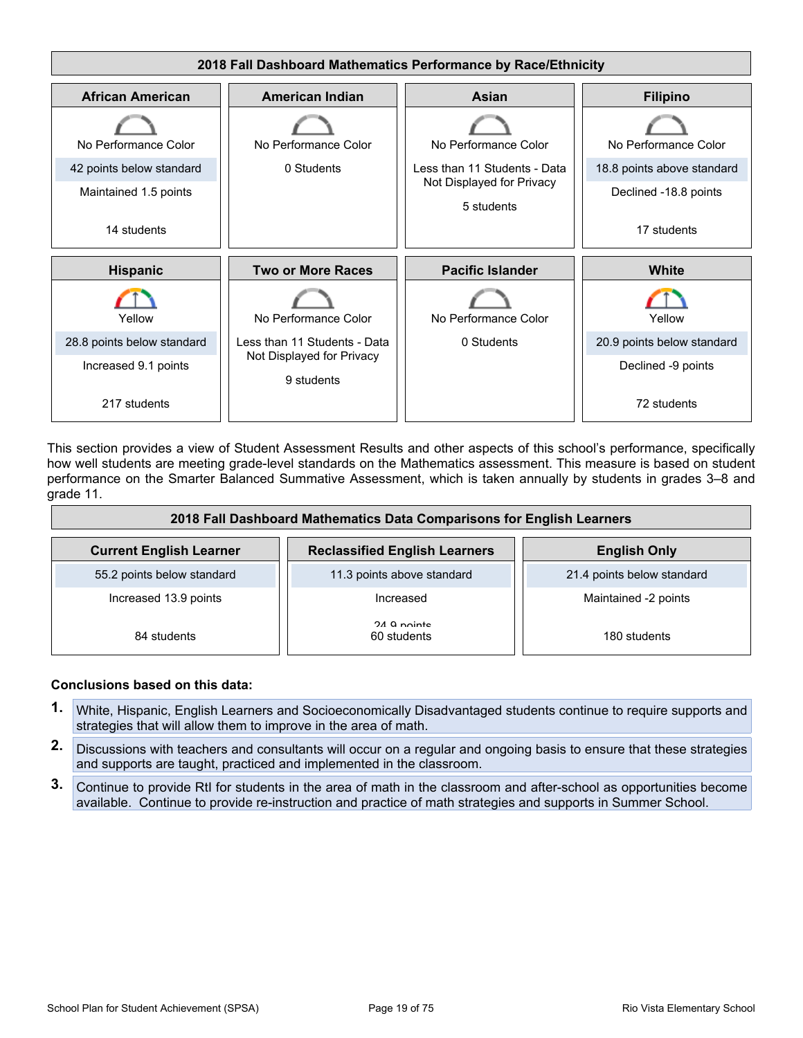## 2018 Fall Dashboard Mathematics Performance by Race/Ethnicity

| African American | American Indian | Asian | Filipino |
|---|---|---|---|
| No Performance Color | No Performance Color | No Performance Color | No Performance Color |
| 42 points below standard | 0 Students | Less than 11 Students - Data Not Displayed for Privacy | 18.8 points above standard |
| Maintained 1.5 points | | 5 students | Declined -18.8 points |
| 14 students | | | 17 students |

| Hispanic | Two or More Races | Pacific Islander | White |
|---|---|---|---|
| Yellow | No Performance Color | No Performance Color | Yellow |
| 28.8 points below standard | Less than 11 Students - Data Not Displayed for Privacy | 0 Students | 20.9 points below standard |
| Increased 9.1 points | 9 students | | Declined -9 points |
| 217 students | | | 72 students |

This section provides a view of Student Assessment Results and other aspects of this school's performance, specifically how well students are meeting grade-level standards on the Mathematics assessment. This measure is based on student performance on the Smarter Balanced Summative Assessment, which is taken annually by students in grades 3–8 and grade 11.

## 2018 Fall Dashboard Mathematics Data Comparisons for English Learners

| Current English Learner | Reclassified English Learners | English Only |
|---|---|---|
| 55.2 points below standard | 11.3 points above standard | 21.4 points below standard |
| Increased 13.9 points | Increased 24.9 points | Maintained -2 points |
| 84 students | 60 students | 180 students |

**Conclusions based on this data:**

1. White, Hispanic, English Learners and Socioeconomically Disadvantaged students continue to require supports and strategies that will allow them to improve in the area of math.
2. Discussions with teachers and consultants will occur on a regular and ongoing basis to ensure that these strategies and supports are taught, practiced and implemented in the classroom.
3. Continue to provide RtI for students in the area of math in the classroom and after-school as opportunities become available. Continue to provide re-instruction and practice of math strategies and supports in Summer School.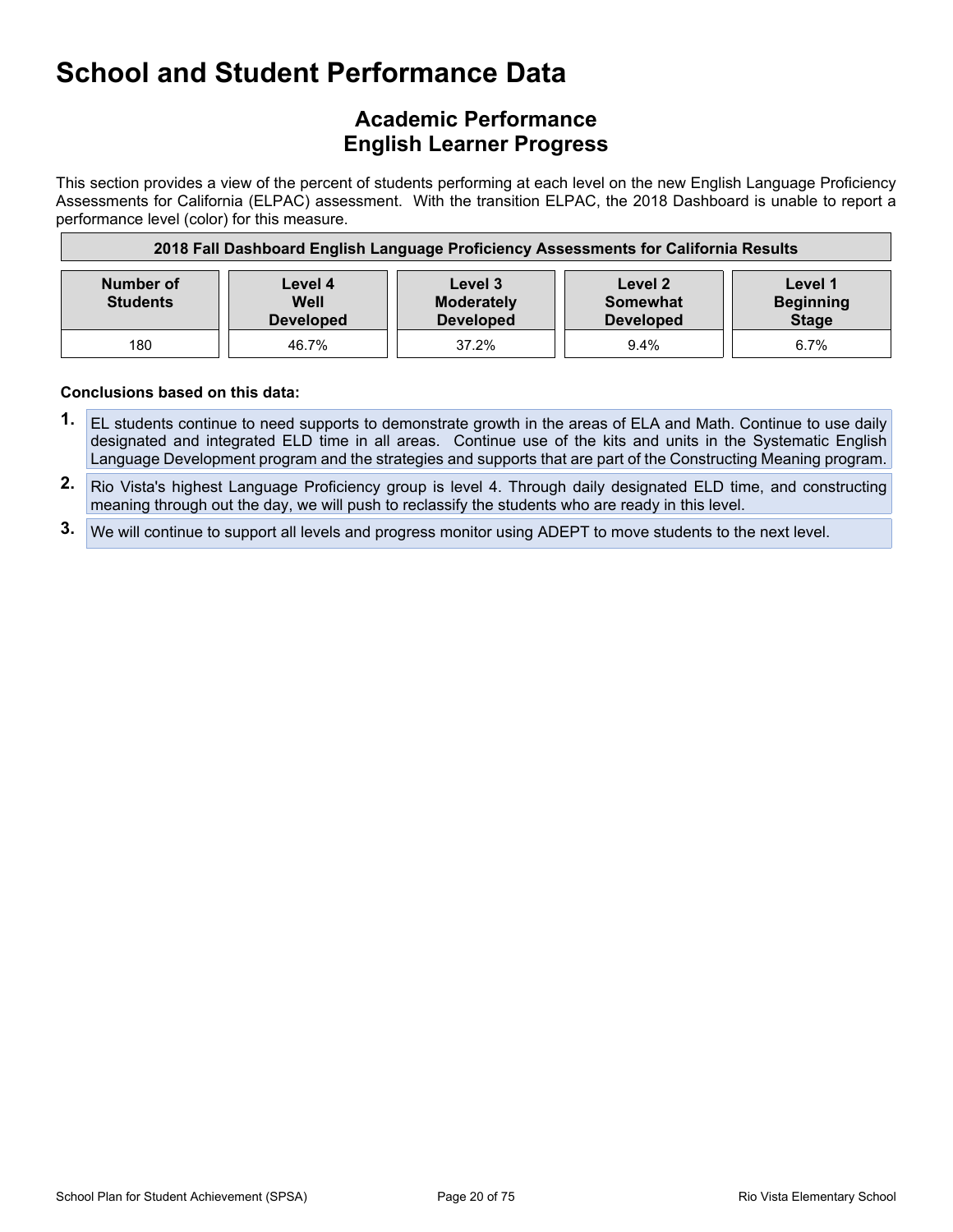# School and Student Performance Data

## Academic Performance
## English Learner Progress

This section provides a view of the percent of students performing at each level on the new English Language Proficiency Assessments for California (ELPAC) assessment. With the transition ELPAC, the 2018 Dashboard is unable to report a performance level (color) for this measure.

| 2018 Fall Dashboard English Language Proficiency Assessments for California Results | | | | |
|---|---|---|---|---|
| Number of Students | Level 4 Well Developed | Level 3 Moderately Developed | Level 2 Somewhat Developed | Level 1 Beginning Stage |
| 180 | 46.7% | 37.2% | 9.4% | 6.7% |

**Conclusions based on this data:**

1. EL students continue to need supports to demonstrate growth in the areas of ELA and Math. Continue to use daily designated and integrated ELD time in all areas. Continue use of the kits and units in the Systematic English Language Development program and the strategies and supports that are part of the Constructing Meaning program.
2. Rio Vista's highest Language Proficiency group is level 4. Through daily designated ELD time, and constructing meaning through out the day, we will push to reclassify the students who are ready in this level.
3. We will continue to support all levels and progress monitor using ADEPT to move students to the next level.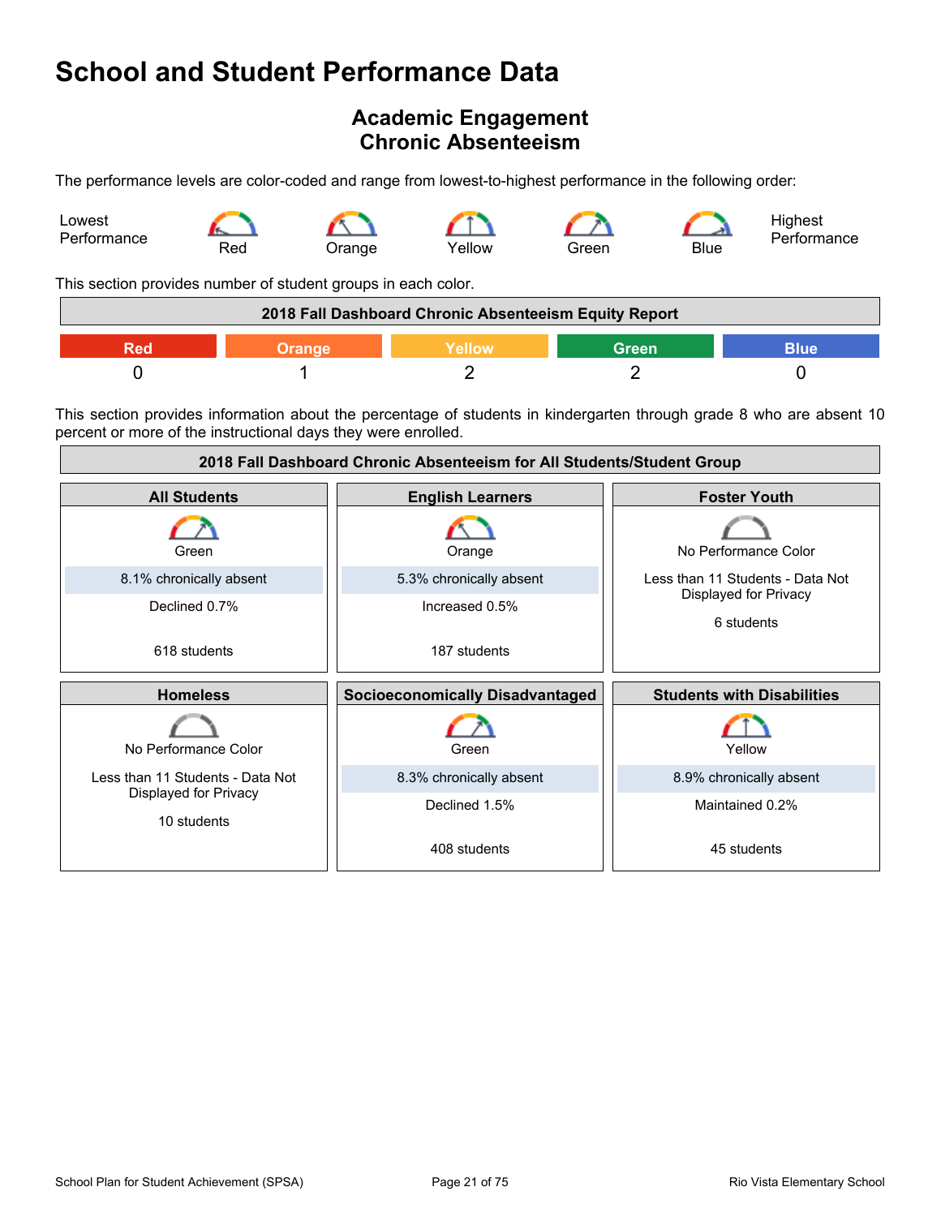# School and Student Performance Data

## Academic Engagement
## Chronic Absenteeism

The performance levels are color-coded and range from lowest-to-highest performance in the following order:

Lowest Performance — Red — Orange — Yellow — Green — Blue — Highest Performance

This section provides number of student groups in each color.

| 2018 Fall Dashboard Chronic Absenteeism Equity Report | | | | |
|---|---|---|---|---|
| Red | Orange | Yellow | Green | Blue |
| 0 | 1 | 2 | 2 | 0 |

This section provides information about the percentage of students in kindergarten through grade 8 who are absent 10 percent or more of the instructional days they were enrolled.

| 2018 Fall Dashboard Chronic Absenteeism for All Students/Student Group | | |
|---|---|---|
| **All Students** | **English Learners** | **Foster Youth** |
| Green<br>8.1% chronically absent<br>Declined 0.7%<br>618 students | Orange<br>5.3% chronically absent<br>Increased 0.5%<br>187 students | No Performance Color<br>Less than 11 Students - Data Not Displayed for Privacy<br>6 students |
| **Homeless** | **Socioeconomically Disadvantaged** | **Students with Disabilities** |
| No Performance Color<br>Less than 11 Students - Data Not Displayed for Privacy<br>10 students | Green<br>8.3% chronically absent<br>Declined 1.5%<br>408 students | Yellow<br>8.9% chronically absent<br>Maintained 0.2%<br>45 students |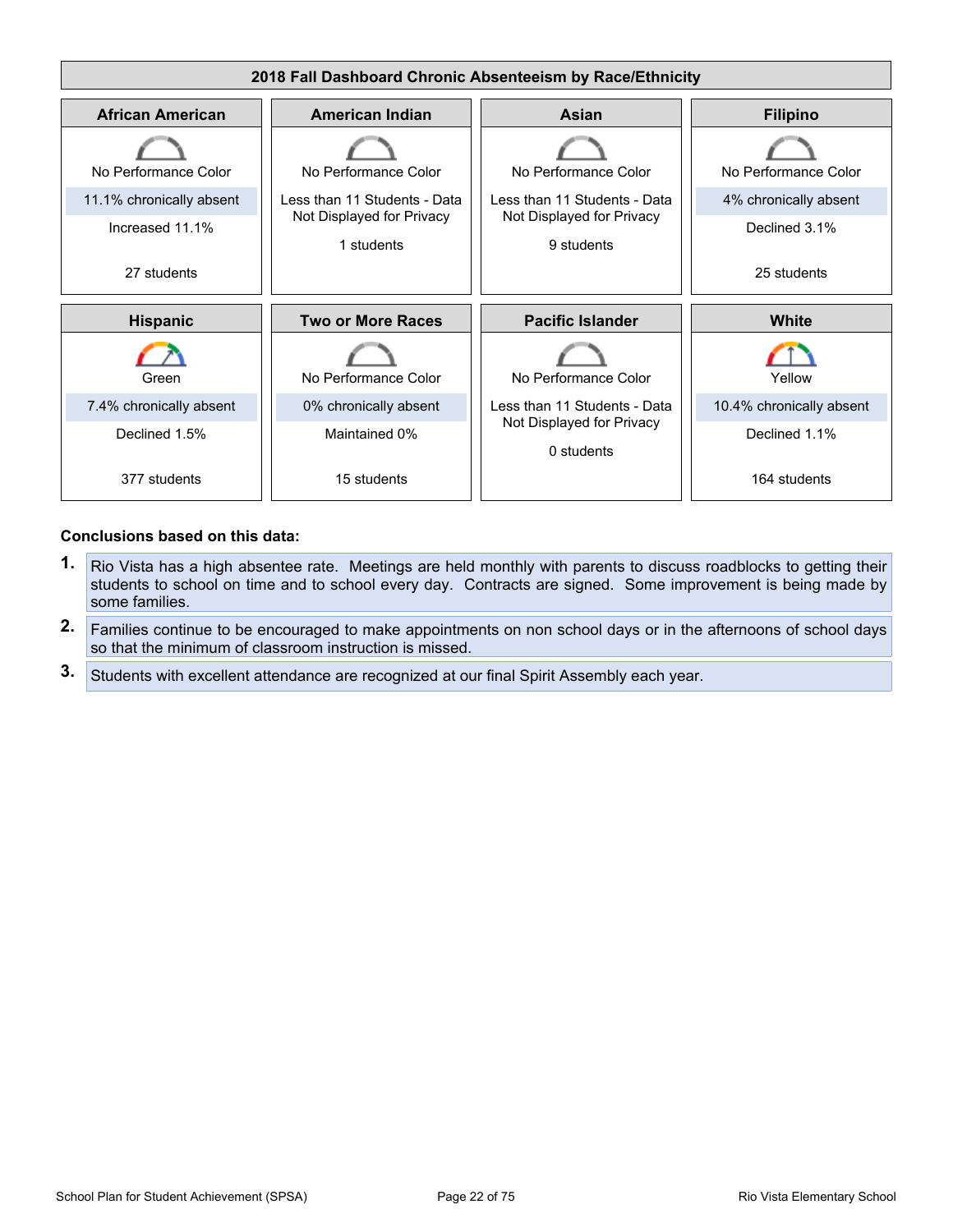## 2018 Fall Dashboard Chronic Absenteeism by Race/Ethnicity

| African American | American Indian | Asian | Filipino |
|---|---|---|---|
| No Performance Color | No Performance Color | No Performance Color | No Performance Color |
| 11.1% chronically absent | Less than 11 Students - Data Not Displayed for Privacy | Less than 11 Students - Data Not Displayed for Privacy | 4% chronically absent |
| Increased 11.1% | 1 students | 9 students | Declined 3.1% |
| 27 students | | | 25 students |

| Hispanic | Two or More Races | Pacific Islander | White |
|---|---|---|---|
| Green | No Performance Color | No Performance Color | Yellow |
| 7.4% chronically absent | 0% chronically absent | Less than 11 Students - Data Not Displayed for Privacy | 10.4% chronically absent |
| Declined 1.5% | Maintained 0% | 0 students | Declined 1.1% |
| 377 students | 15 students | | 164 students |

**Conclusions based on this data:**

1. Rio Vista has a high absentee rate. Meetings are held monthly with parents to discuss roadblocks to getting their students to school on time and to school every day. Contracts are signed. Some improvement is being made by some families.
2. Families continue to be encouraged to make appointments on non school days or in the afternoons of school days so that the minimum of classroom instruction is missed.
3. Students with excellent attendance are recognized at our final Spirit Assembly each year.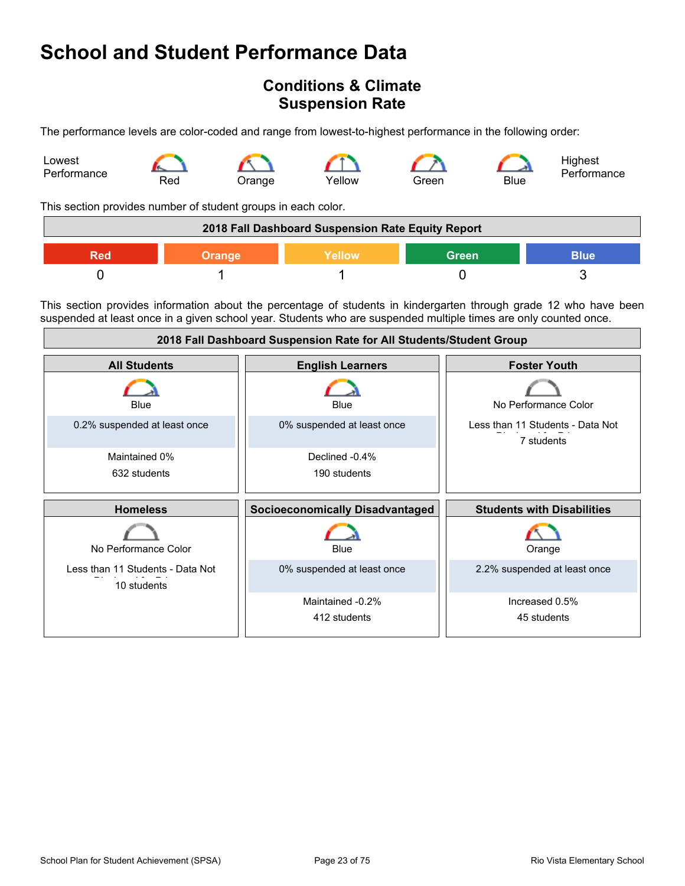# School and Student Performance Data

## Conditions & Climate
## Suspension Rate

The performance levels are color-coded and range from lowest-to-highest performance in the following order:

Lowest Performance — Red — Orange — Yellow — Green — Blue — Highest Performance

This section provides number of student groups in each color.

| 2018 Fall Dashboard Suspension Rate Equity Report | | | | |
|---|---|---|---|---|
| Red | Orange | Yellow | Green | Blue |
| 0 | 1 | 1 | 0 | 3 |

This section provides information about the percentage of students in kindergarten through grade 12 who have been suspended at least once in a given school year. Students who are suspended multiple times are only counted once.

**2018 Fall Dashboard Suspension Rate for All Students/Student Group**

| All Students | English Learners | Foster Youth |
|---|---|---|
| Blue | Blue | No Performance Color |
| 0.2% suspended at least once | 0% suspended at least once | Less than 11 Students - Data Not Displayed for Privacy |
| Maintained 0% | Declined -0.4% | 7 students |
| 632 students | 190 students | |

| Homeless | Socioeconomically Disadvantaged | Students with Disabilities |
|---|---|---|
| No Performance Color | Blue | Orange |
| Less than 11 Students - Data Not Displayed for Privacy | 0% suspended at least once | 2.2% suspended at least once |
| 10 students | Maintained -0.2% | Increased 0.5% |
| | 412 students | 45 students |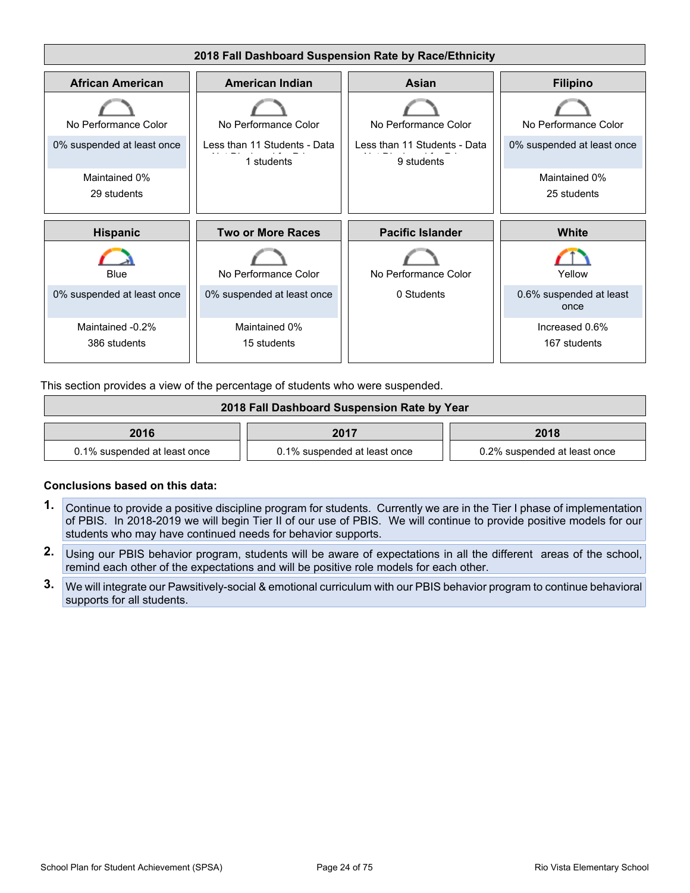## 2018 Fall Dashboard Suspension Rate by Race/Ethnicity

| African American | American Indian | Asian | Filipino |
|---|---|---|---|
| No Performance Color | No Performance Color | No Performance Color | No Performance Color |
| 0% suspended at least once | Less than 11 Students - Data Not Displayed for Privacy | Less than 11 Students - Data Not Displayed for Privacy | 0% suspended at least once |
| Maintained 0% | 1 students | 9 students | Maintained 0% |
| 29 students | | | 25 students |

| Hispanic | Two or More Races | Pacific Islander | White |
|---|---|---|---|
| Blue | No Performance Color | No Performance Color | Yellow |
| 0% suspended at least once | 0% suspended at least once | 0 Students | 0.6% suspended at least once |
| Maintained -0.2% | Maintained 0% | | Increased 0.6% |
| 386 students | 15 students | | 167 students |

This section provides a view of the percentage of students who were suspended.

## 2018 Fall Dashboard Suspension Rate by Year

| 2016 | 2017 | 2018 |
|---|---|---|
| 0.1% suspended at least once | 0.1% suspended at least once | 0.2% suspended at least once |

**Conclusions based on this data:**

1. Continue to provide a positive discipline program for students. Currently we are in the Tier I phase of implementation of PBIS. In 2018-2019 we will begin Tier II of our use of PBIS. We will continue to provide positive models for our students who may have continued needs for behavior supports.
2. Using our PBIS behavior program, students will be aware of expectations in all the different areas of the school, remind each other of the expectations and will be positive role models for each other.
3. We will integrate our Pawsitively-social & emotional curriculum with our PBIS behavior program to continue behavioral supports for all students.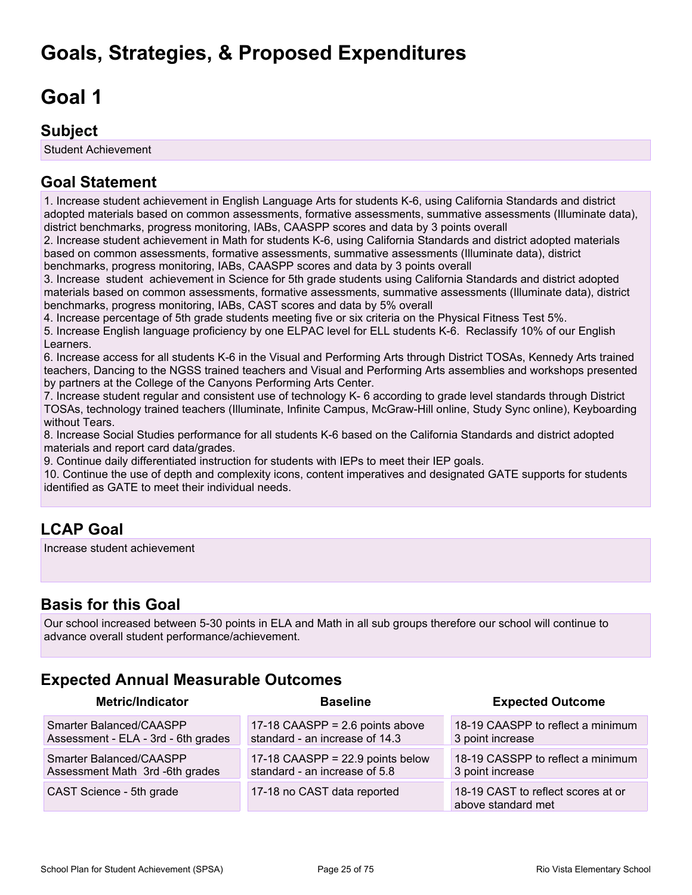# Goals, Strategies, & Proposed Expenditures

# Goal 1

## Subject

Student Achievement

## Goal Statement

1. Increase student achievement in English Language Arts for students K-6, using California Standards and district adopted materials based on common assessments, formative assessments, summative assessments (Illuminate data), district benchmarks, progress monitoring, IABs, CAASPP scores and data by 3 points overall
2. Increase student achievement in Math for students K-6, using California Standards and district adopted materials based on common assessments, formative assessments, summative assessments (Illuminate data), district benchmarks, progress monitoring, IABs, CAASPP scores and data by 3 points overall
3. Increase student achievement in Science for 5th grade students using California Standards and district adopted materials based on common assessments, formative assessments, summative assessments (Illuminate data), district benchmarks, progress monitoring, IABs, CAST scores and data by 5% overall
4. Increase percentage of 5th grade students meeting five or six criteria on the Physical Fitness Test 5%.
5. Increase English language proficiency by one ELPAC level for ELL students K-6. Reclassify 10% of our English Learners.
6. Increase access for all students K-6 in the Visual and Performing Arts through District TOSAs, Kennedy Arts trained teachers, Dancing to the NGSS trained teachers and Visual and Performing Arts assemblies and workshops presented by partners at the College of the Canyons Performing Arts Center.
7. Increase student regular and consistent use of technology K- 6 according to grade level standards through District TOSAs, technology trained teachers (Illuminate, Infinite Campus, McGraw-Hill online, Study Sync online), Keyboarding without Tears.
8. Increase Social Studies performance for all students K-6 based on the California Standards and district adopted materials and report card data/grades.
9. Continue daily differentiated instruction for students with IEPs to meet their IEP goals.
10. Continue the use of depth and complexity icons, content imperatives and designated GATE supports for students identified as GATE to meet their individual needs.

## LCAP Goal

Increase student achievement

## Basis for this Goal

Our school increased between 5-30 points in ELA and Math in all sub groups therefore our school will continue to advance overall student performance/achievement.

## Expected Annual Measurable Outcomes

| Metric/Indicator | Baseline | Expected Outcome |
|---|---|---|
| Smarter Balanced/CAASPP Assessment - ELA - 3rd - 6th grades | 17-18 CAASPP = 2.6 points above standard - an increase of 14.3 | 18-19 CAASPP to reflect a minimum 3 point increase |
| Smarter Balanced/CAASPP Assessment Math 3rd -6th grades | 17-18 CAASPP = 22.9 points below standard - an increase of 5.8 | 18-19 CASSPP to reflect a minimum 3 point increase |
| CAST Science - 5th grade | 17-18 no CAST data reported | 18-19 CAST to reflect scores at or above standard met |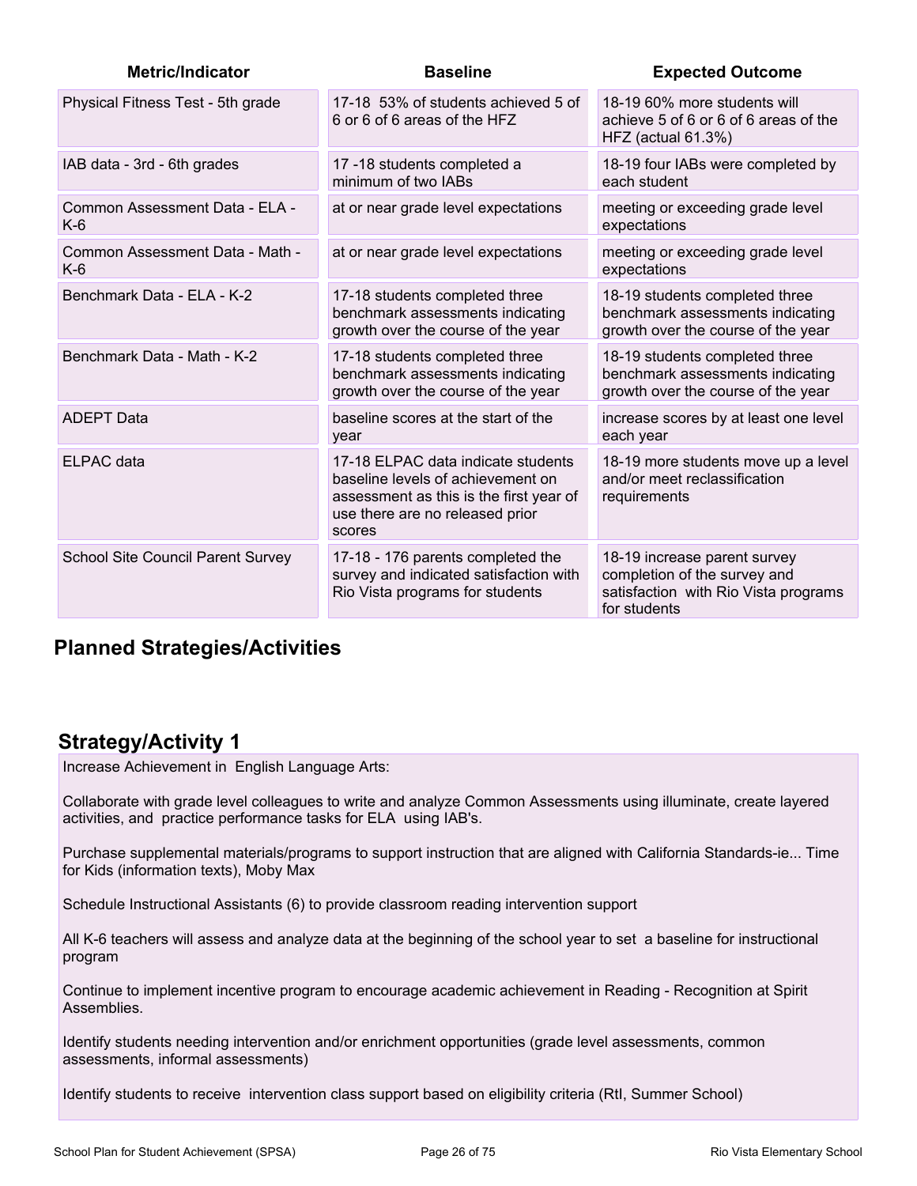| Metric/Indicator | Baseline | Expected Outcome |
|---|---|---|
| Physical Fitness Test - 5th grade | 17-18 53% of students achieved 5 of 6 or 6 of 6 areas of the HFZ | 18-19 60% more students will achieve 5 of 6 or 6 of 6 areas of the HFZ (actual 61.3%) |
| IAB data - 3rd - 6th grades | 17 -18 students completed a minimum of two IABs | 18-19 four IABs were completed by each student |
| Common Assessment Data - ELA - K-6 | at or near grade level expectations | meeting or exceeding grade level expectations |
| Common Assessment Data - Math - K-6 | at or near grade level expectations | meeting or exceeding grade level expectations |
| Benchmark Data - ELA - K-2 | 17-18 students completed three benchmark assessments indicating growth over the course of the year | 18-19 students completed three benchmark assessments indicating growth over the course of the year |
| Benchmark Data - Math - K-2 | 17-18 students completed three benchmark assessments indicating growth over the course of the year | 18-19 students completed three benchmark assessments indicating growth over the course of the year |
| ADEPT Data | baseline scores at the start of the year | increase scores by at least one level each year |
| ELPAC data | 17-18 ELPAC data indicate students baseline levels of achievement on assessment as this is the first year of use there are no released prior scores | 18-19 more students move up a level and/or meet reclassification requirements |
| School Site Council Parent Survey | 17-18 - 176 parents completed the survey and indicated satisfaction with Rio Vista programs for students | 18-19 increase parent survey completion of the survey and satisfaction with Rio Vista programs for students |

## Planned Strategies/Activities

### Strategy/Activity 1

Increase Achievement in English Language Arts:

Collaborate with grade level colleagues to write and analyze Common Assessments using illuminate, create layered activities, and practice performance tasks for ELA using IAB's.

Purchase supplemental materials/programs to support instruction that are aligned with California Standards-ie... Time for Kids (information texts), Moby Max

Schedule Instructional Assistants (6) to provide classroom reading intervention support

All K-6 teachers will assess and analyze data at the beginning of the school year to set a baseline for instructional program

Continue to implement incentive program to encourage academic achievement in Reading - Recognition at Spirit Assemblies.

Identify students needing intervention and/or enrichment opportunities (grade level assessments, common assessments, informal assessments)

Identify students to receive intervention class support based on eligibility criteria (RtI, Summer School)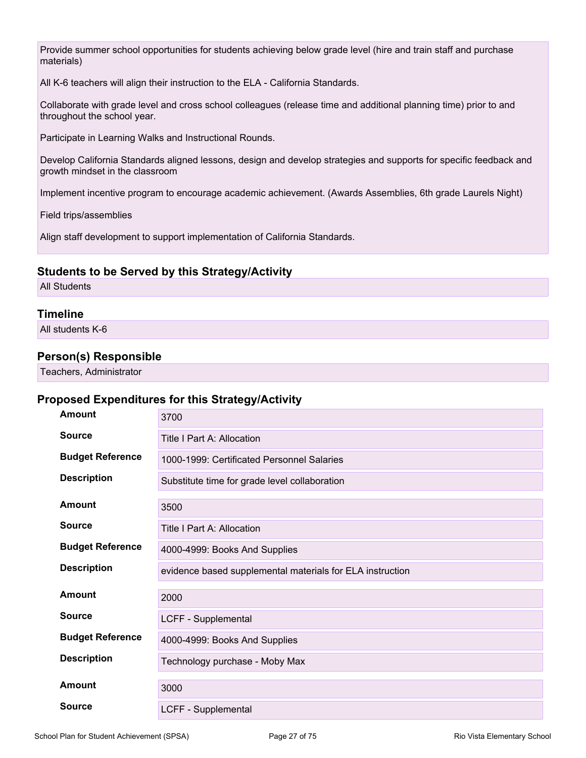Provide summer school opportunities for students achieving below grade level (hire and train staff and purchase materials)

All K-6 teachers will align their instruction to the ELA - California Standards.

Collaborate with grade level and cross school colleagues (release time and additional planning time) prior to and throughout the school year.

Participate in Learning Walks and Instructional Rounds.

Develop California Standards aligned lessons, design and develop strategies and supports for specific feedback and growth mindset in the classroom

Implement incentive program to encourage academic achievement. (Awards Assemblies, 6th grade Laurels Night)

Field trips/assemblies

Align staff development to support implementation of California Standards.

### Students to be Served by this Strategy/Activity

All Students

### Timeline

All students K-6

### Person(s) Responsible

Teachers, Administrator

### Proposed Expenditures for this Strategy/Activity

| | |
|---|---|
| **Amount** | 3700 |
| **Source** | Title I Part A: Allocation |
| **Budget Reference** | 1000-1999: Certificated Personnel Salaries |
| **Description** | Substitute time for grade level collaboration |

| | |
|---|---|
| **Amount** | 3500 |
| **Source** | Title I Part A: Allocation |
| **Budget Reference** | 4000-4999: Books And Supplies |
| **Description** | evidence based supplemental materials for ELA instruction |

| | |
|---|---|
| **Amount** | 2000 |
| **Source** | LCFF - Supplemental |
| **Budget Reference** | 4000-4999: Books And Supplies |
| **Description** | Technology purchase - Moby Max |

| | |
|---|---|
| **Amount** | 3000 |
| **Source** | LCFF - Supplemental |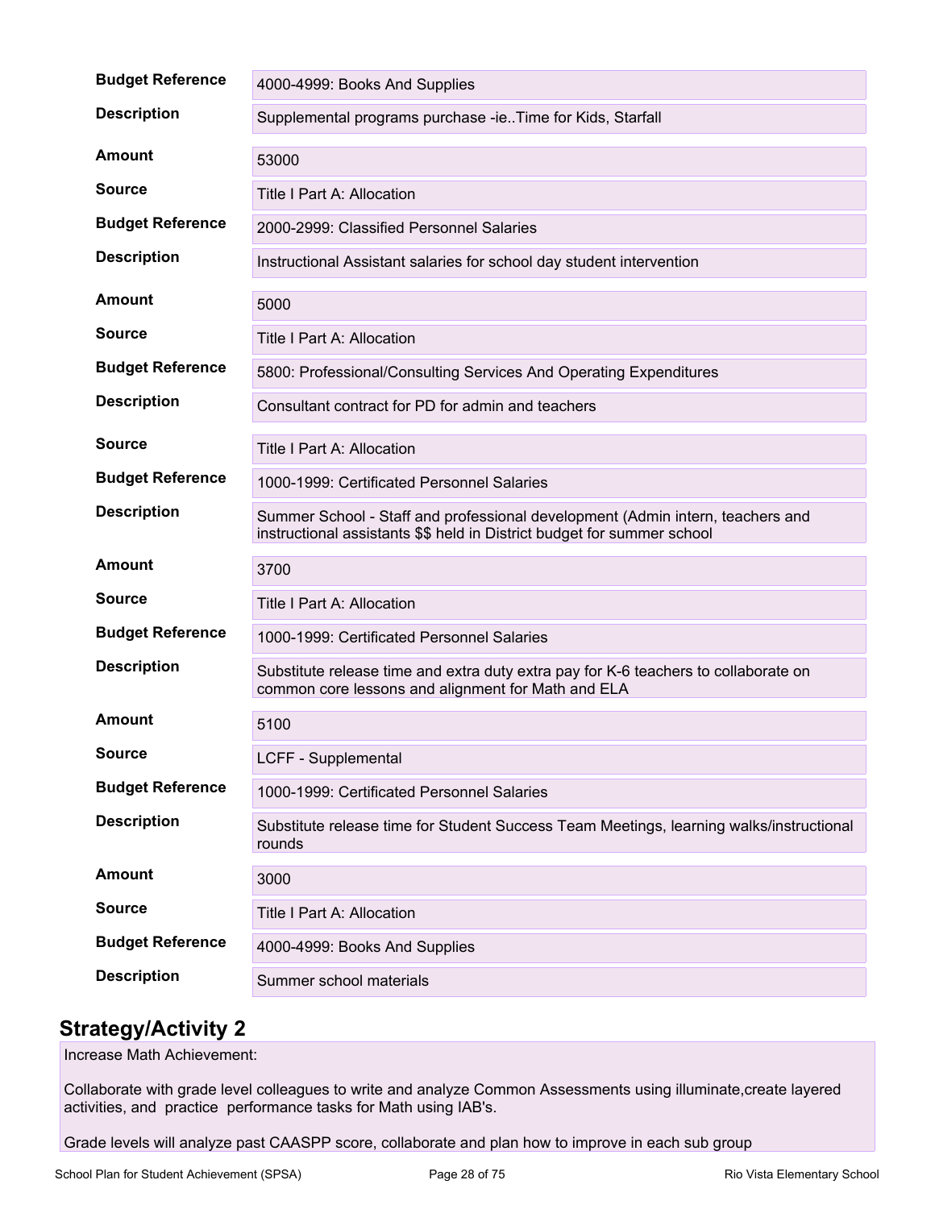| | |
|---|---|
| **Budget Reference** | 4000-4999: Books And Supplies |
| **Description** | Supplemental programs purchase -ie..Time for Kids, Starfall |

| | |
|---|---|
| **Amount** | 53000 |
| **Source** | Title I Part A: Allocation |
| **Budget Reference** | 2000-2999: Classified Personnel Salaries |
| **Description** | Instructional Assistant salaries for school day student intervention |

| | |
|---|---|
| **Amount** | 5000 |
| **Source** | Title I Part A: Allocation |
| **Budget Reference** | 5800: Professional/Consulting Services And Operating Expenditures |
| **Description** | Consultant contract for PD for admin and teachers |

| | |
|---|---|
| **Source** | Title I Part A: Allocation |
| **Budget Reference** | 1000-1999: Certificated Personnel Salaries |
| **Description** | Summer School - Staff and professional development (Admin intern, teachers and instructional assistants $$ held in District budget for summer school |

| | |
|---|---|
| **Amount** | 3700 |
| **Source** | Title I Part A: Allocation |
| **Budget Reference** | 1000-1999: Certificated Personnel Salaries |
| **Description** | Substitute release time and extra duty extra pay for K-6 teachers to collaborate on common core lessons and alignment for Math and ELA |

| | |
|---|---|
| **Amount** | 5100 |
| **Source** | LCFF - Supplemental |
| **Budget Reference** | 1000-1999: Certificated Personnel Salaries |
| **Description** | Substitute release time for Student Success Team Meetings, learning walks/instructional rounds |

| | |
|---|---|
| **Amount** | 3000 |
| **Source** | Title I Part A: Allocation |
| **Budget Reference** | 4000-4999: Books And Supplies |
| **Description** | Summer school materials |

## Strategy/Activity 2

Increase Math Achievement:

Collaborate with grade level colleagues to write and analyze Common Assessments using illuminate,create layered activities, and practice performance tasks for Math using IAB's.

Grade levels will analyze past CAASPP score, collaborate and plan how to improve in each sub group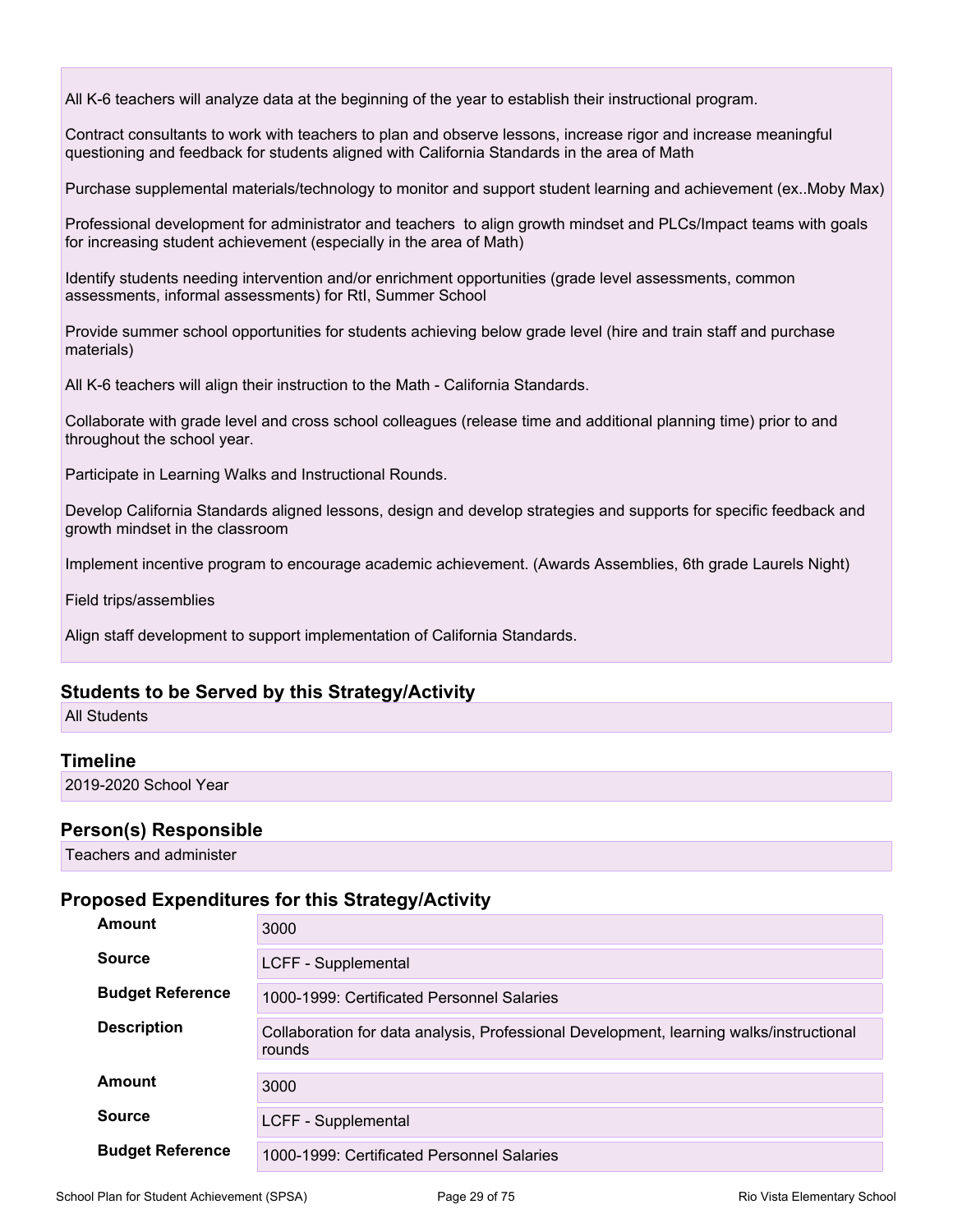All K-6 teachers will analyze data at the beginning of the year to establish their instructional program.

Contract consultants to work with teachers to plan and observe lessons, increase rigor and increase meaningful questioning and feedback for students aligned with California Standards in the area of Math

Purchase supplemental materials/technology to monitor and support student learning and achievement (ex..Moby Max)

Professional development for administrator and teachers to align growth mindset and PLCs/Impact teams with goals for increasing student achievement (especially in the area of Math)

Identify students needing intervention and/or enrichment opportunities (grade level assessments, common assessments, informal assessments) for RtI, Summer School

Provide summer school opportunities for students achieving below grade level (hire and train staff and purchase materials)

All K-6 teachers will align their instruction to the Math - California Standards.

Collaborate with grade level and cross school colleagues (release time and additional planning time) prior to and throughout the school year.

Participate in Learning Walks and Instructional Rounds.

Develop California Standards aligned lessons, design and develop strategies and supports for specific feedback and growth mindset in the classroom

Implement incentive program to encourage academic achievement. (Awards Assemblies, 6th grade Laurels Night)

Field trips/assemblies

Align staff development to support implementation of California Standards.

### Students to be Served by this Strategy/Activity

All Students

### Timeline

2019-2020 School Year

### Person(s) Responsible

Teachers and administer

### Proposed Expenditures for this Strategy/Activity

| | |
|---|---|
| **Amount** | 3000 |
| **Source** | LCFF - Supplemental |
| **Budget Reference** | 1000-1999: Certificated Personnel Salaries |
| **Description** | Collaboration for data analysis, Professional Development, learning walks/instructional rounds |
| **Amount** | 3000 |
| **Source** | LCFF - Supplemental |
| **Budget Reference** | 1000-1999: Certificated Personnel Salaries |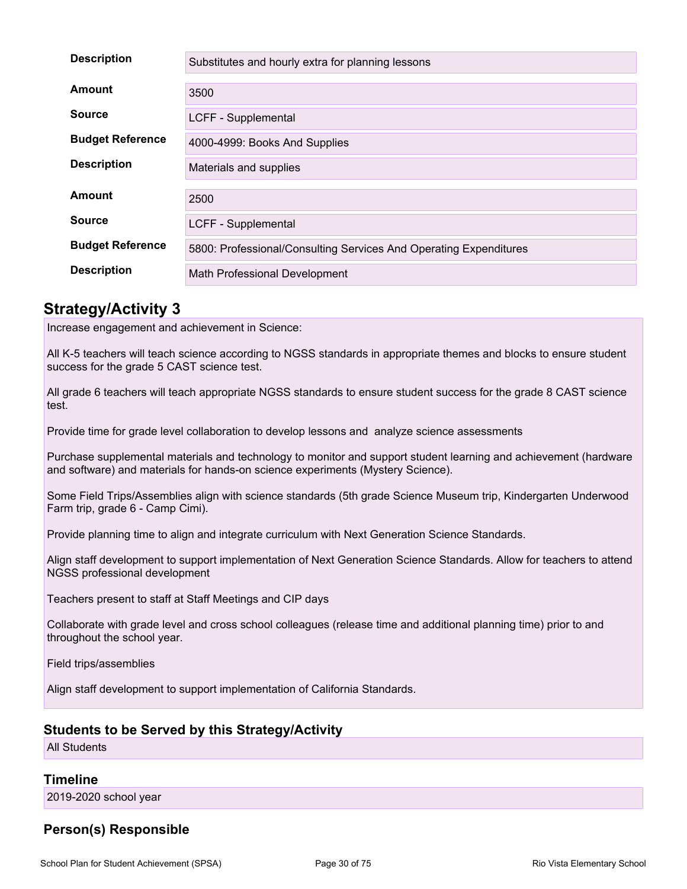| | |
|---|---|
| **Description** | Substitutes and hourly extra for planning lessons |
| **Amount** | 3500 |
| **Source** | LCFF - Supplemental |
| **Budget Reference** | 4000-4999: Books And Supplies |
| **Description** | Materials and supplies |
| **Amount** | 2500 |
| **Source** | LCFF - Supplemental |
| **Budget Reference** | 5800: Professional/Consulting Services And Operating Expenditures |
| **Description** | Math Professional Development |

## Strategy/Activity 3

Increase engagement and achievement in Science:

All K-5 teachers will teach science according to NGSS standards in appropriate themes and blocks to ensure student success for the grade 5 CAST science test.

All grade 6 teachers will teach appropriate NGSS standards to ensure student success for the grade 8 CAST science test.

Provide time for grade level collaboration to develop lessons and analyze science assessments

Purchase supplemental materials and technology to monitor and support student learning and achievement (hardware and software) and materials for hands-on science experiments (Mystery Science).

Some Field Trips/Assemblies align with science standards (5th grade Science Museum trip, Kindergarten Underwood Farm trip, grade 6 - Camp Cimi).

Provide planning time to align and integrate curriculum with Next Generation Science Standards.

Align staff development to support implementation of Next Generation Science Standards. Allow for teachers to attend NGSS professional development

Teachers present to staff at Staff Meetings and CIP days

Collaborate with grade level and cross school colleagues (release time and additional planning time) prior to and throughout the school year.

Field trips/assemblies

Align staff development to support implementation of California Standards.

### Students to be Served by this Strategy/Activity

All Students

### Timeline

2019-2020 school year

### Person(s) Responsible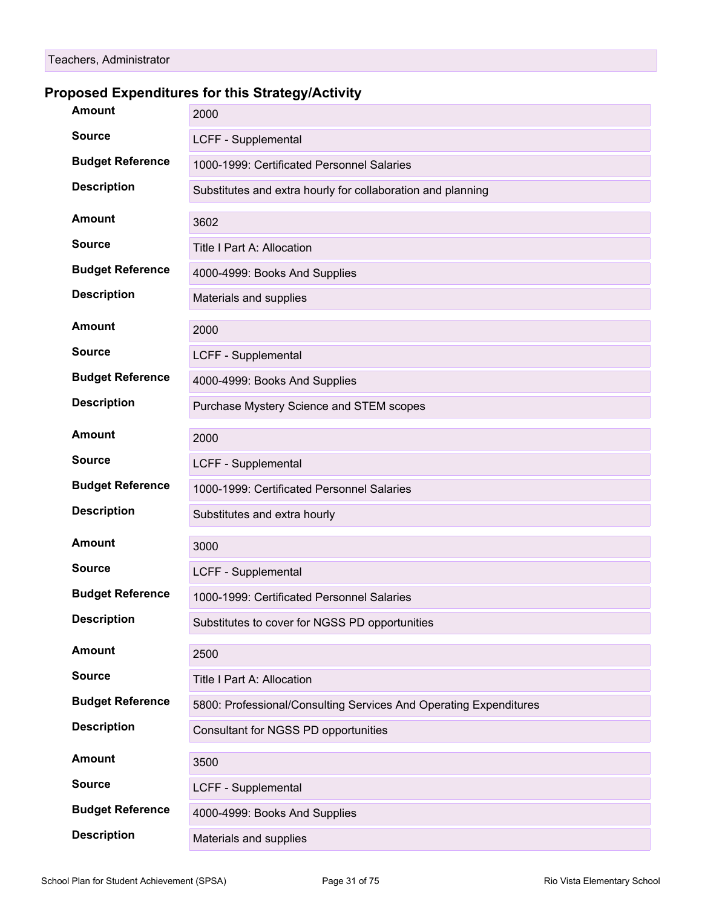Teachers, Administrator

### Proposed Expenditures for this Strategy/Activity

| | |
|---|---|
| **Amount** | 2000 |
| **Source** | LCFF - Supplemental |
| **Budget Reference** | 1000-1999: Certificated Personnel Salaries |
| **Description** | Substitutes and extra hourly for collaboration and planning |

| | |
|---|---|
| **Amount** | 3602 |
| **Source** | Title I Part A: Allocation |
| **Budget Reference** | 4000-4999: Books And Supplies |
| **Description** | Materials and supplies |

| | |
|---|---|
| **Amount** | 2000 |
| **Source** | LCFF - Supplemental |
| **Budget Reference** | 4000-4999: Books And Supplies |
| **Description** | Purchase Mystery Science and STEM scopes |

| | |
|---|---|
| **Amount** | 2000 |
| **Source** | LCFF - Supplemental |
| **Budget Reference** | 1000-1999: Certificated Personnel Salaries |
| **Description** | Substitutes and extra hourly |

| | |
|---|---|
| **Amount** | 3000 |
| **Source** | LCFF - Supplemental |
| **Budget Reference** | 1000-1999: Certificated Personnel Salaries |
| **Description** | Substitutes to cover for NGSS PD opportunities |

| | |
|---|---|
| **Amount** | 2500 |
| **Source** | Title I Part A: Allocation |
| **Budget Reference** | 5800: Professional/Consulting Services And Operating Expenditures |
| **Description** | Consultant for NGSS PD opportunities |

| | |
|---|---|
| **Amount** | 3500 |
| **Source** | LCFF - Supplemental |
| **Budget Reference** | 4000-4999: Books And Supplies |
| **Description** | Materials and supplies |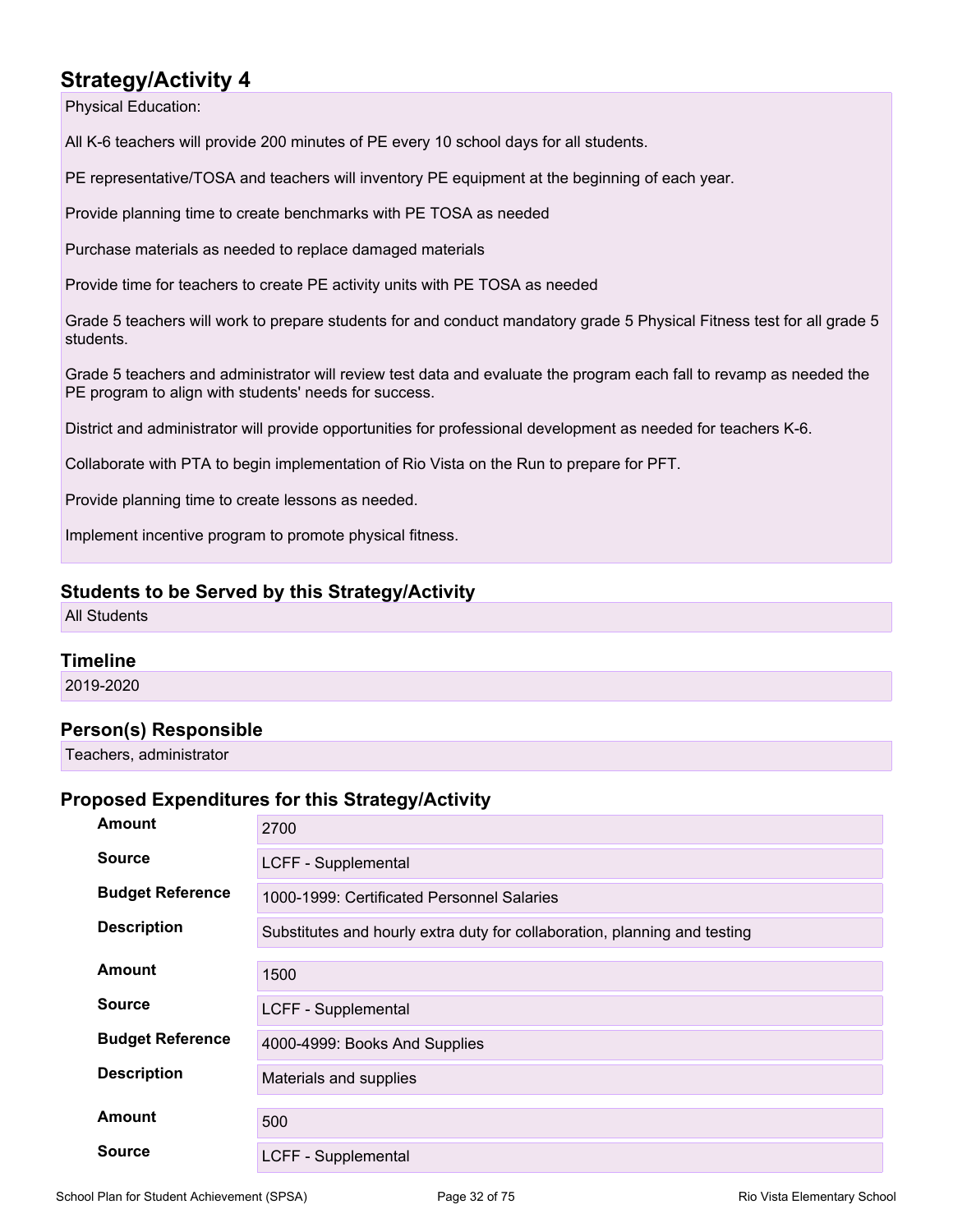## Strategy/Activity 4

Physical Education:

All K-6 teachers will provide 200 minutes of PE every 10 school days for all students.

PE representative/TOSA and teachers will inventory PE equipment at the beginning of each year.

Provide planning time to create benchmarks with PE TOSA as needed

Purchase materials as needed to replace damaged materials

Provide time for teachers to create PE activity units with PE TOSA as needed

Grade 5 teachers will work to prepare students for and conduct mandatory grade 5 Physical Fitness test for all grade 5 students.

Grade 5 teachers and administrator will review test data and evaluate the program each fall to revamp as needed the PE program to align with students' needs for success.

District and administrator will provide opportunities for professional development as needed for teachers K-6.

Collaborate with PTA to begin implementation of Rio Vista on the Run to prepare for PFT.

Provide planning time to create lessons as needed.

Implement incentive program to promote physical fitness.

### Students to be Served by this Strategy/Activity

All Students

### Timeline

2019-2020

### Person(s) Responsible

Teachers, administrator

### Proposed Expenditures for this Strategy/Activity

| | |
|---|---|
| **Amount** | 2700 |
| **Source** | LCFF - Supplemental |
| **Budget Reference** | 1000-1999: Certificated Personnel Salaries |
| **Description** | Substitutes and hourly extra duty for collaboration, planning and testing |

| | |
|---|---|
| **Amount** | 1500 |
| **Source** | LCFF - Supplemental |
| **Budget Reference** | 4000-4999: Books And Supplies |
| **Description** | Materials and supplies |

| | |
|---|---|
| **Amount** | 500 |
| **Source** | LCFF - Supplemental |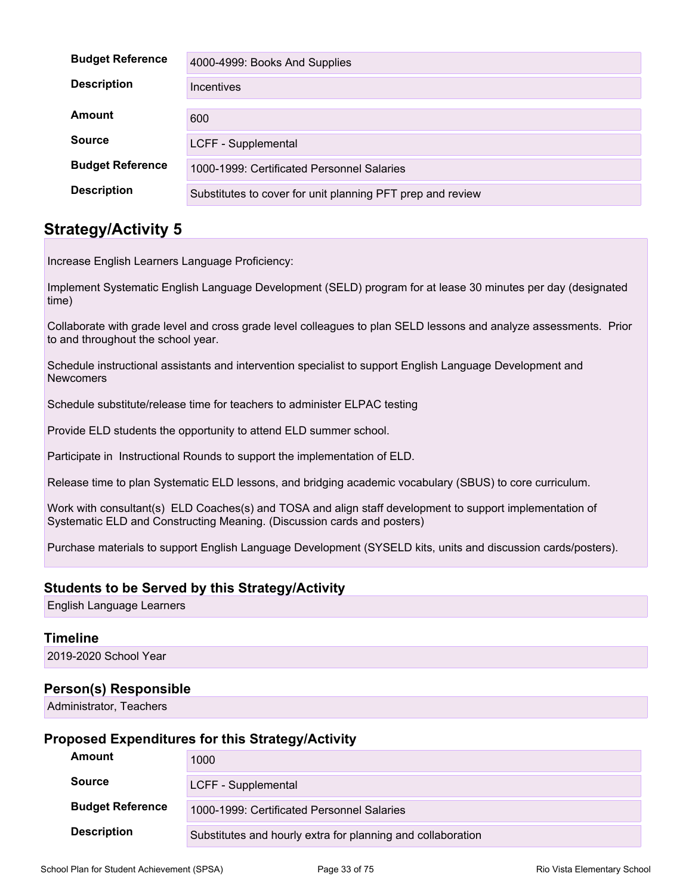| | |
|---|---|
| **Budget Reference** | 4000-4999: Books And Supplies |
| **Description** | Incentives |

| | |
|---|---|
| **Amount** | 600 |
| **Source** | LCFF - Supplemental |
| **Budget Reference** | 1000-1999: Certificated Personnel Salaries |
| **Description** | Substitutes to cover for unit planning PFT prep and review |

## Strategy/Activity 5

Increase English Learners Language Proficiency:

Implement Systematic English Language Development (SELD) program for at lease 30 minutes per day (designated time)

Collaborate with grade level and cross grade level colleagues to plan SELD lessons and analyze assessments. Prior to and throughout the school year.

Schedule instructional assistants and intervention specialist to support English Language Development and Newcomers

Schedule substitute/release time for teachers to administer ELPAC testing

Provide ELD students the opportunity to attend ELD summer school.

Participate in Instructional Rounds to support the implementation of ELD.

Release time to plan Systematic ELD lessons, and bridging academic vocabulary (SBUS) to core curriculum.

Work with consultant(s) ELD Coaches(s) and TOSA and align staff development to support implementation of Systematic ELD and Constructing Meaning. (Discussion cards and posters)

Purchase materials to support English Language Development (SYSELD kits, units and discussion cards/posters).

### Students to be Served by this Strategy/Activity

English Language Learners

### Timeline

2019-2020 School Year

### Person(s) Responsible

Administrator, Teachers

### Proposed Expenditures for this Strategy/Activity

| | |
|---|---|
| **Amount** | 1000 |
| **Source** | LCFF - Supplemental |
| **Budget Reference** | 1000-1999: Certificated Personnel Salaries |
| **Description** | Substitutes and hourly extra for planning and collaboration |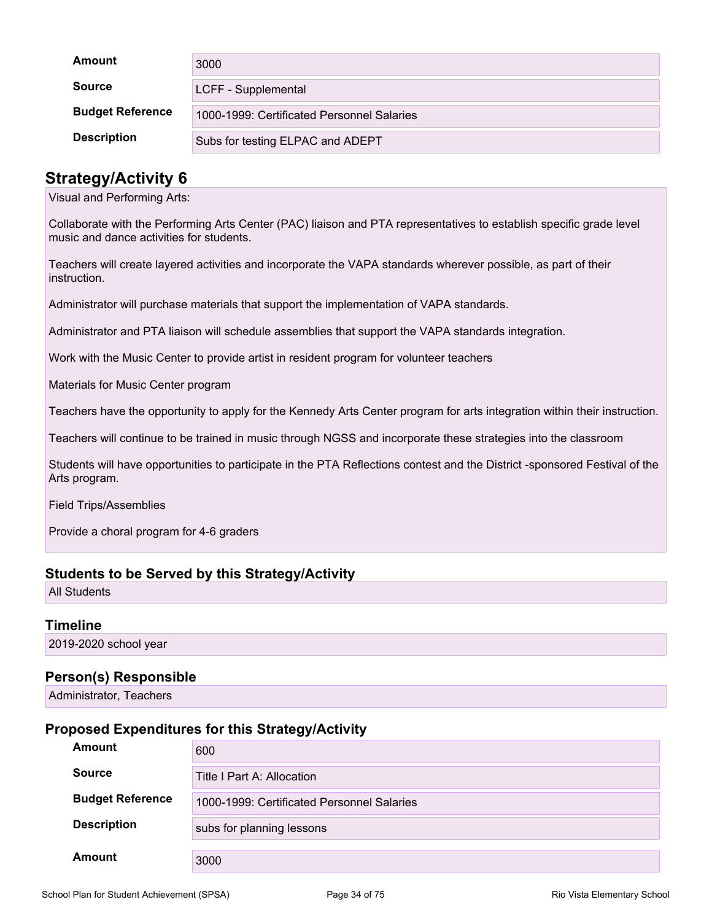| | |
|---|---|
| **Amount** | 3000 |
| **Source** | LCFF - Supplemental |
| **Budget Reference** | 1000-1999: Certificated Personnel Salaries |
| **Description** | Subs for testing ELPAC and ADEPT |

## Strategy/Activity 6

Visual and Performing Arts:

Collaborate with the Performing Arts Center (PAC) liaison and PTA representatives to establish specific grade level music and dance activities for students.

Teachers will create layered activities and incorporate the VAPA standards wherever possible, as part of their instruction.

Administrator will purchase materials that support the implementation of VAPA standards.

Administrator and PTA liaison will schedule assemblies that support the VAPA standards integration.

Work with the Music Center to provide artist in resident program for volunteer teachers

Materials for Music Center program

Teachers have the opportunity to apply for the Kennedy Arts Center program for arts integration within their instruction.

Teachers will continue to be trained in music through NGSS and incorporate these strategies into the classroom

Students will have opportunities to participate in the PTA Reflections contest and the District -sponsored Festival of the Arts program.

Field Trips/Assemblies

Provide a choral program for 4-6 graders

### Students to be Served by this Strategy/Activity

All Students

### Timeline

2019-2020 school year

### Person(s) Responsible

Administrator, Teachers

### Proposed Expenditures for this Strategy/Activity

| | |
|---|---|
| **Amount** | 600 |
| **Source** | Title I Part A: Allocation |
| **Budget Reference** | 1000-1999: Certificated Personnel Salaries |
| **Description** | subs for planning lessons |
| **Amount** | 3000 |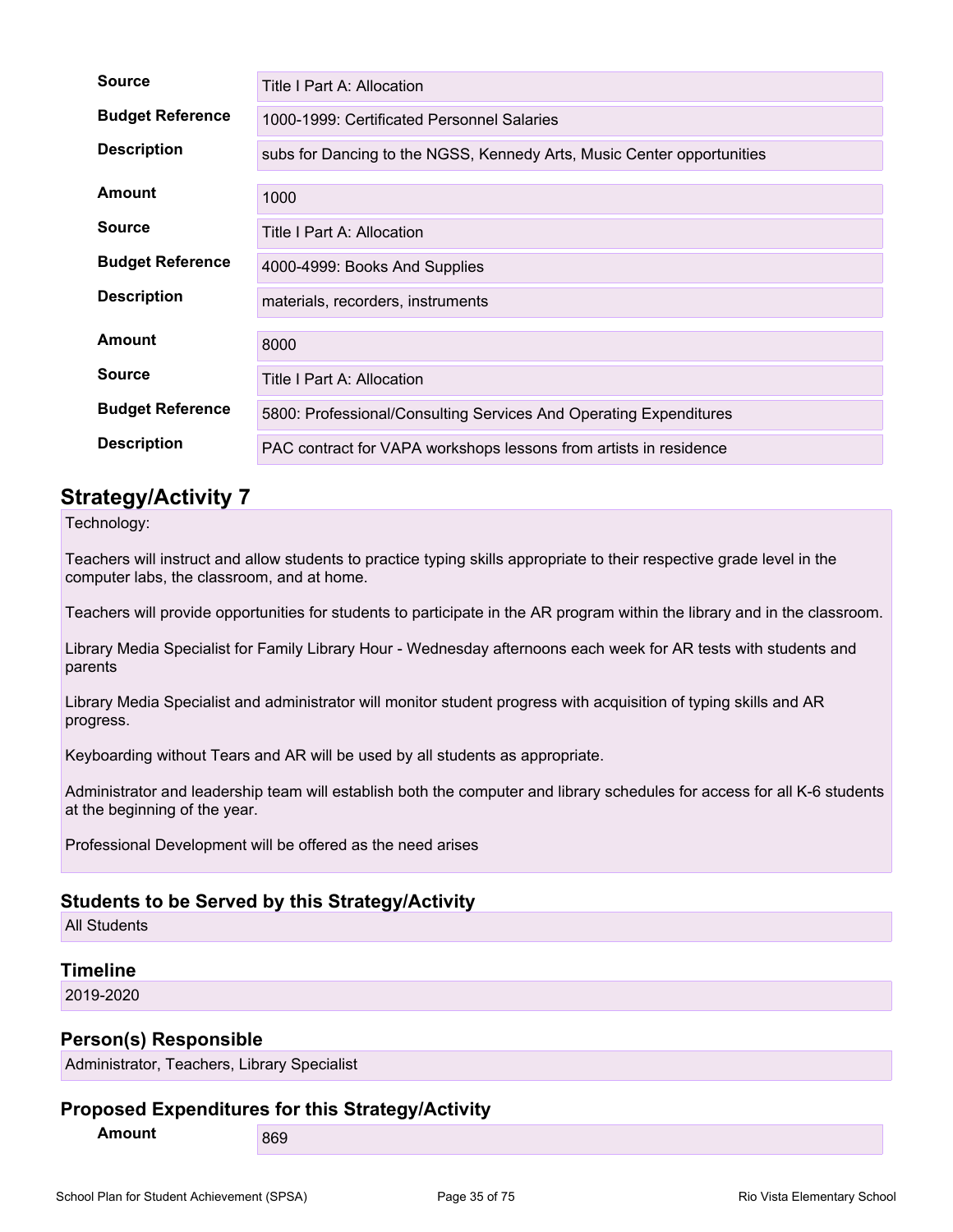| | |
|---|---|
| **Source** | Title I Part A: Allocation |
| **Budget Reference** | 1000-1999: Certificated Personnel Salaries |
| **Description** | subs for Dancing to the NGSS, Kennedy Arts, Music Center opportunities |
| **Amount** | 1000 |
| **Source** | Title I Part A: Allocation |
| **Budget Reference** | 4000-4999: Books And Supplies |
| **Description** | materials, recorders, instruments |
| **Amount** | 8000 |
| **Source** | Title I Part A: Allocation |
| **Budget Reference** | 5800: Professional/Consulting Services And Operating Expenditures |
| **Description** | PAC contract for VAPA workshops lessons from artists in residence |

## Strategy/Activity 7

Technology:

Teachers will instruct and allow students to practice typing skills appropriate to their respective grade level in the computer labs, the classroom, and at home.

Teachers will provide opportunities for students to participate in the AR program within the library and in the classroom.

Library Media Specialist for Family Library Hour - Wednesday afternoons each week for AR tests with students and parents

Library Media Specialist and administrator will monitor student progress with acquisition of typing skills and AR progress.

Keyboarding without Tears and AR will be used by all students as appropriate.

Administrator and leadership team will establish both the computer and library schedules for access for all K-6 students at the beginning of the year.

Professional Development will be offered as the need arises

### Students to be Served by this Strategy/Activity

All Students

### Timeline

2019-2020

### Person(s) Responsible

Administrator, Teachers, Library Specialist

### Proposed Expenditures for this Strategy/Activity

| | |
|---|---|
| **Amount** | 869 |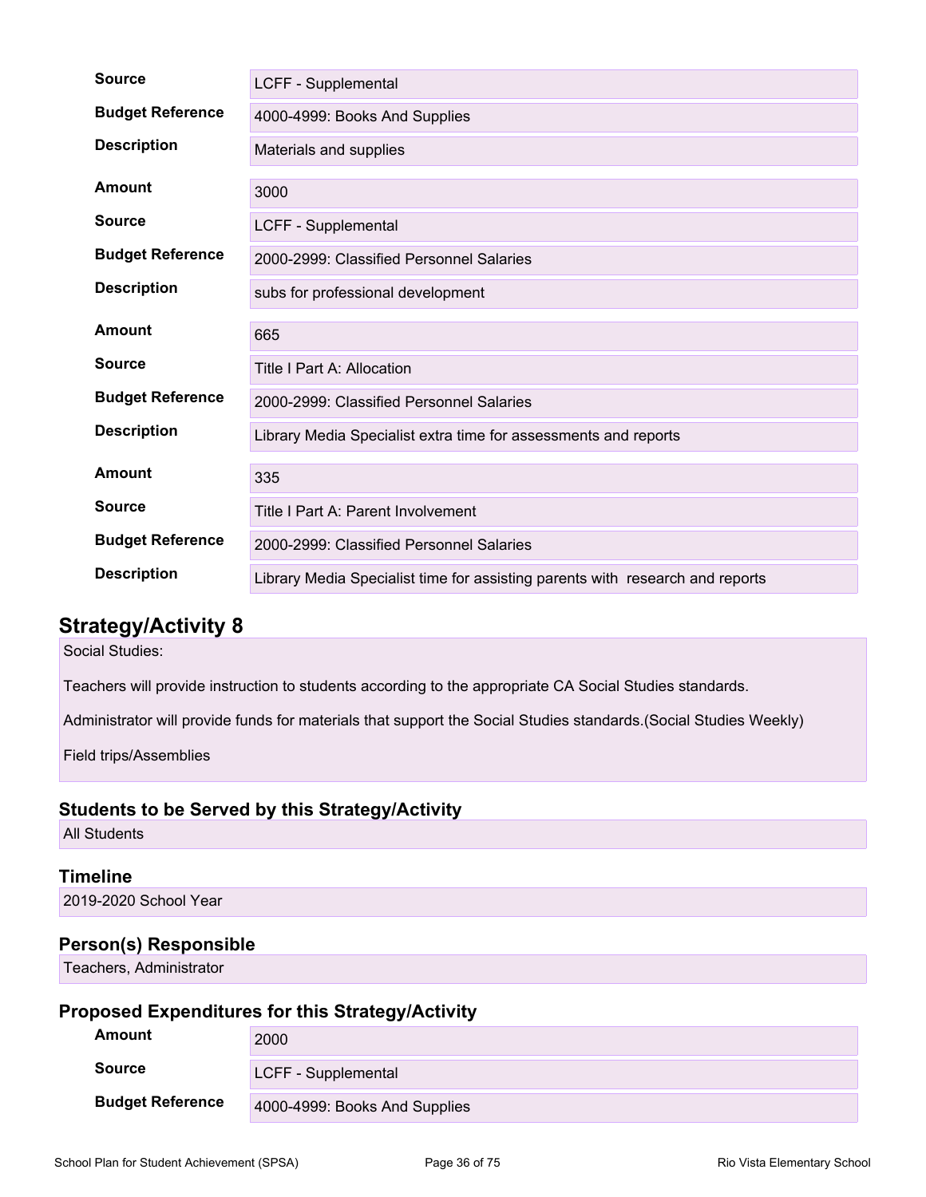| | |
|---|---|
| **Source** | LCFF - Supplemental |
| **Budget Reference** | 4000-4999: Books And Supplies |
| **Description** | Materials and supplies |

| | |
|---|---|
| **Amount** | 3000 |
| **Source** | LCFF - Supplemental |
| **Budget Reference** | 2000-2999: Classified Personnel Salaries |
| **Description** | subs for professional development |

| | |
|---|---|
| **Amount** | 665 |
| **Source** | Title I Part A: Allocation |
| **Budget Reference** | 2000-2999: Classified Personnel Salaries |
| **Description** | Library Media Specialist extra time for assessments and reports |

| | |
|---|---|
| **Amount** | 335 |
| **Source** | Title I Part A: Parent Involvement |
| **Budget Reference** | 2000-2999: Classified Personnel Salaries |
| **Description** | Library Media Specialist time for assisting parents with research and reports |

## Strategy/Activity 8

Social Studies:

Teachers will provide instruction to students according to the appropriate CA Social Studies standards.

Administrator will provide funds for materials that support the Social Studies standards.(Social Studies Weekly)

Field trips/Assemblies

### Students to be Served by this Strategy/Activity

All Students

### Timeline

2019-2020 School Year

### Person(s) Responsible

Teachers, Administrator

### Proposed Expenditures for this Strategy/Activity

| | |
|---|---|
| **Amount** | 2000 |
| **Source** | LCFF - Supplemental |
| **Budget Reference** | 4000-4999: Books And Supplies |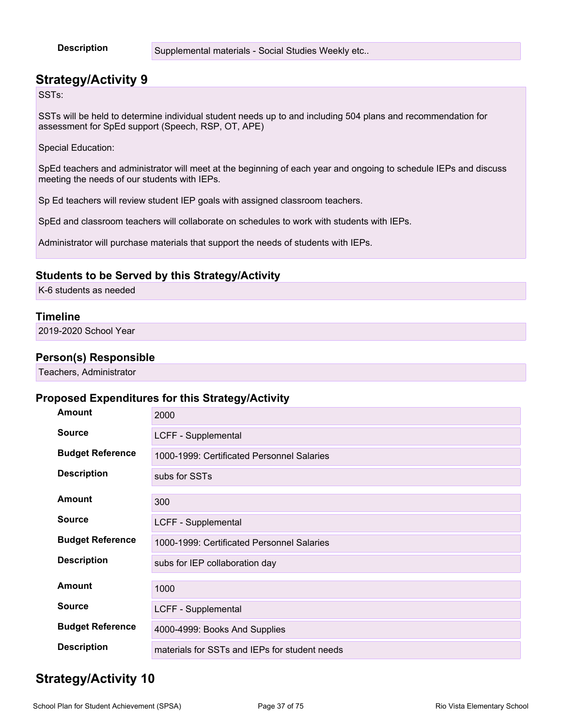| | |
|---|---|
| **Description** | Supplemental materials - Social Studies Weekly etc.. |

## Strategy/Activity 9

SSTs:

SSTs will be held to determine individual student needs up to and including 504 plans and recommendation for assessment for SpEd support (Speech, RSP, OT, APE)

Special Education:

SpEd teachers and administrator will meet at the beginning of each year and ongoing to schedule IEPs and discuss meeting the needs of our students with IEPs.

Sp Ed teachers will review student IEP goals with assigned classroom teachers.

SpEd and classroom teachers will collaborate on schedules to work with students with IEPs.

Administrator will purchase materials that support the needs of students with IEPs.

### Students to be Served by this Strategy/Activity

K-6 students as needed

### Timeline

2019-2020 School Year

### Person(s) Responsible

Teachers, Administrator

### Proposed Expenditures for this Strategy/Activity

| | |
|---|---|
| **Amount** | 2000 |
| **Source** | LCFF - Supplemental |
| **Budget Reference** | 1000-1999: Certificated Personnel Salaries |
| **Description** | subs for SSTs |

| | |
|---|---|
| **Amount** | 300 |
| **Source** | LCFF - Supplemental |
| **Budget Reference** | 1000-1999: Certificated Personnel Salaries |
| **Description** | subs for IEP collaboration day |

| | |
|---|---|
| **Amount** | 1000 |
| **Source** | LCFF - Supplemental |
| **Budget Reference** | 4000-4999: Books And Supplies |
| **Description** | materials for SSTs and IEPs for student needs |

## Strategy/Activity 10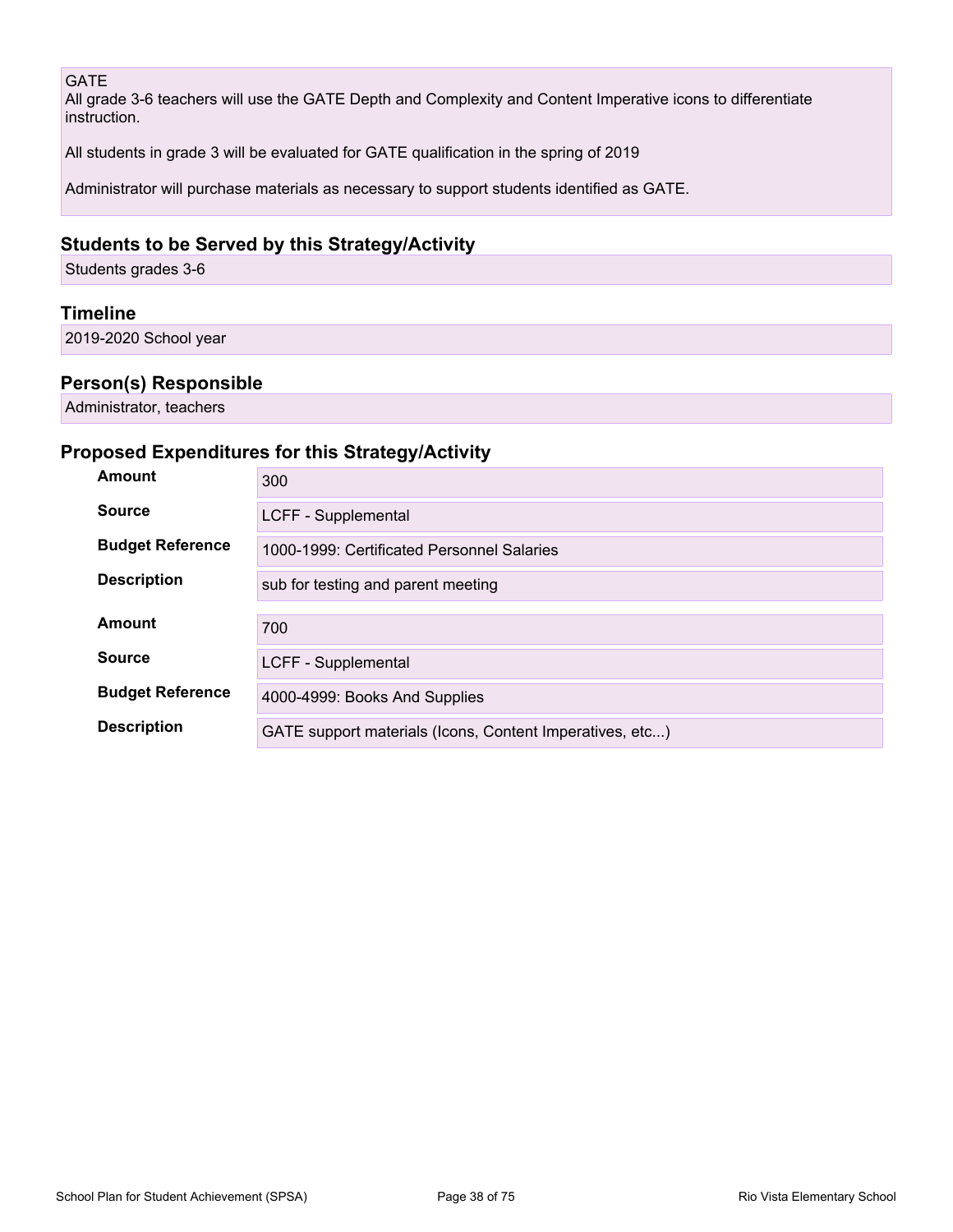GATE
All grade 3-6 teachers will use the GATE Depth and Complexity and Content Imperative icons to differentiate instruction.

All students in grade 3 will be evaluated for GATE qualification in the spring of 2019

Administrator will purchase materials as necessary to support students identified as GATE.

### Students to be Served by this Strategy/Activity

Students grades 3-6

### Timeline

2019-2020 School year

### Person(s) Responsible

Administrator, teachers

### Proposed Expenditures for this Strategy/Activity

| | |
|---|---|
| **Amount** | 300 |
| **Source** | LCFF - Supplemental |
| **Budget Reference** | 1000-1999: Certificated Personnel Salaries |
| **Description** | sub for testing and parent meeting |

| | |
|---|---|
| **Amount** | 700 |
| **Source** | LCFF - Supplemental |
| **Budget Reference** | 4000-4999: Books And Supplies |
| **Description** | GATE support materials (Icons, Content Imperatives, etc...) |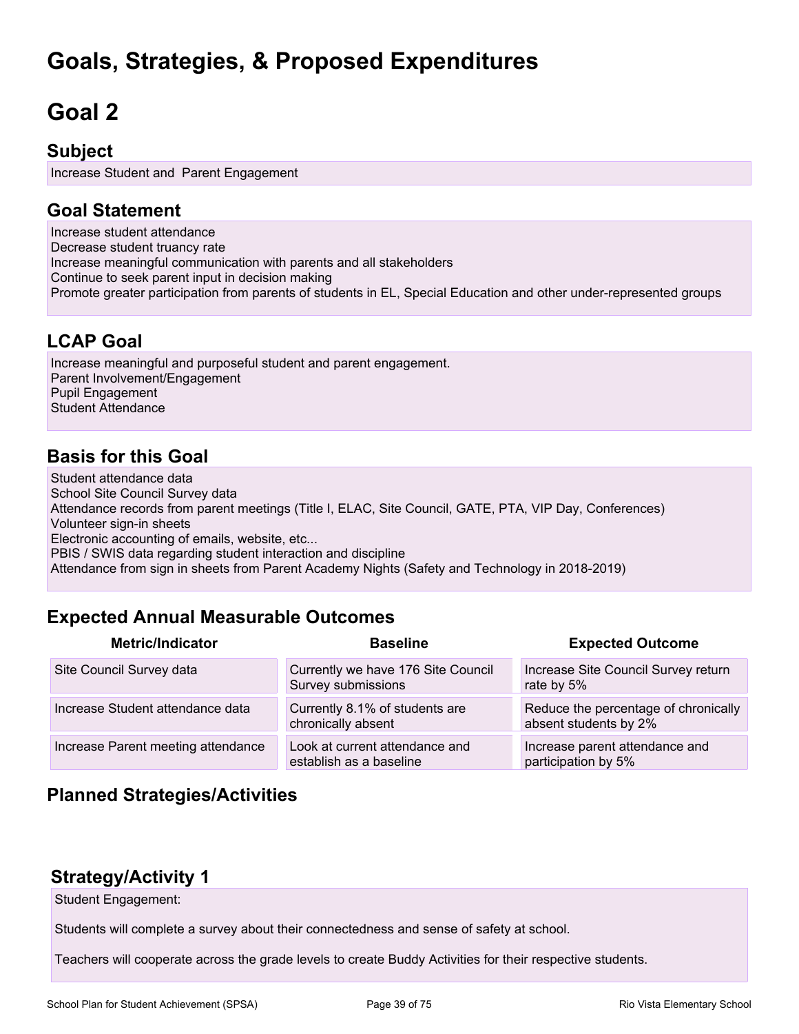# Goals, Strategies, & Proposed Expenditures

# Goal 2

## Subject

Increase Student and Parent Engagement

## Goal Statement

Increase student attendance
Decrease student truancy rate
Increase meaningful communication with parents and all stakeholders
Continue to seek parent input in decision making
Promote greater participation from parents of students in EL, Special Education and other under-represented groups

## LCAP Goal

Increase meaningful and purposeful student and parent engagement.
Parent Involvement/Engagement
Pupil Engagement
Student Attendance

## Basis for this Goal

Student attendance data
School Site Council Survey data
Attendance records from parent meetings (Title I, ELAC, Site Council, GATE, PTA, VIP Day, Conferences)
Volunteer sign-in sheets
Electronic accounting of emails, website, etc...
PBIS / SWIS data regarding student interaction and discipline
Attendance from sign in sheets from Parent Academy Nights (Safety and Technology in 2018-2019)

## Expected Annual Measurable Outcomes

| Metric/Indicator | Baseline | Expected Outcome |
|---|---|---|
| Site Council Survey data | Currently we have 176 Site Council Survey submissions | Increase Site Council Survey return rate by 5% |
| Increase Student attendance data | Currently 8.1% of students are chronically absent | Reduce the percentage of chronically absent students by 2% |
| Increase Parent meeting attendance | Look at current attendance and establish as a baseline | Increase parent attendance and participation by 5% |

## Planned Strategies/Activities

### Strategy/Activity 1

Student Engagement:

Students will complete a survey about their connectedness and sense of safety at school.

Teachers will cooperate across the grade levels to create Buddy Activities for their respective students.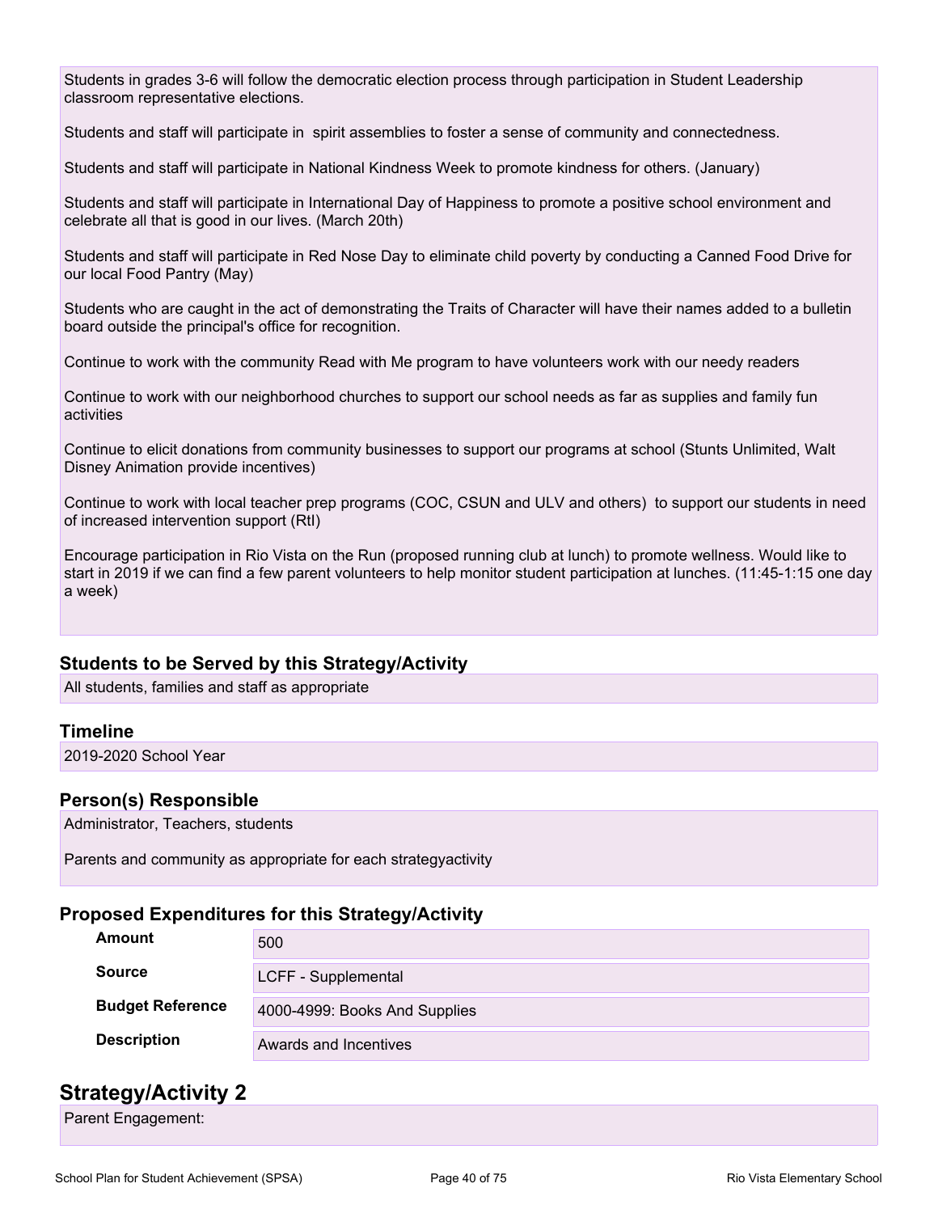Students in grades 3-6 will follow the democratic election process through participation in Student Leadership classroom representative elections.

Students and staff will participate in spirit assemblies to foster a sense of community and connectedness.

Students and staff will participate in National Kindness Week to promote kindness for others. (January)

Students and staff will participate in International Day of Happiness to promote a positive school environment and celebrate all that is good in our lives. (March 20th)

Students and staff will participate in Red Nose Day to eliminate child poverty by conducting a Canned Food Drive for our local Food Pantry (May)

Students who are caught in the act of demonstrating the Traits of Character will have their names added to a bulletin board outside the principal's office for recognition.

Continue to work with the community Read with Me program to have volunteers work with our needy readers

Continue to work with our neighborhood churches to support our school needs as far as supplies and family fun activities

Continue to elicit donations from community businesses to support our programs at school (Stunts Unlimited, Walt Disney Animation provide incentives)

Continue to work with local teacher prep programs (COC, CSUN and ULV and others) to support our students in need of increased intervention support (RtI)

Encourage participation in Rio Vista on the Run (proposed running club at lunch) to promote wellness. Would like to start in 2019 if we can find a few parent volunteers to help monitor student participation at lunches. (11:45-1:15 one day a week)

### Students to be Served by this Strategy/Activity

All students, families and staff as appropriate

### Timeline

2019-2020 School Year

### Person(s) Responsible

Administrator, Teachers, students

Parents and community as appropriate for each strategyactivity

### Proposed Expenditures for this Strategy/Activity

| | |
|---|---|
| **Amount** | 500 |
| **Source** | LCFF - Supplemental |
| **Budget Reference** | 4000-4999: Books And Supplies |
| **Description** | Awards and Incentives |

## Strategy/Activity 2

Parent Engagement: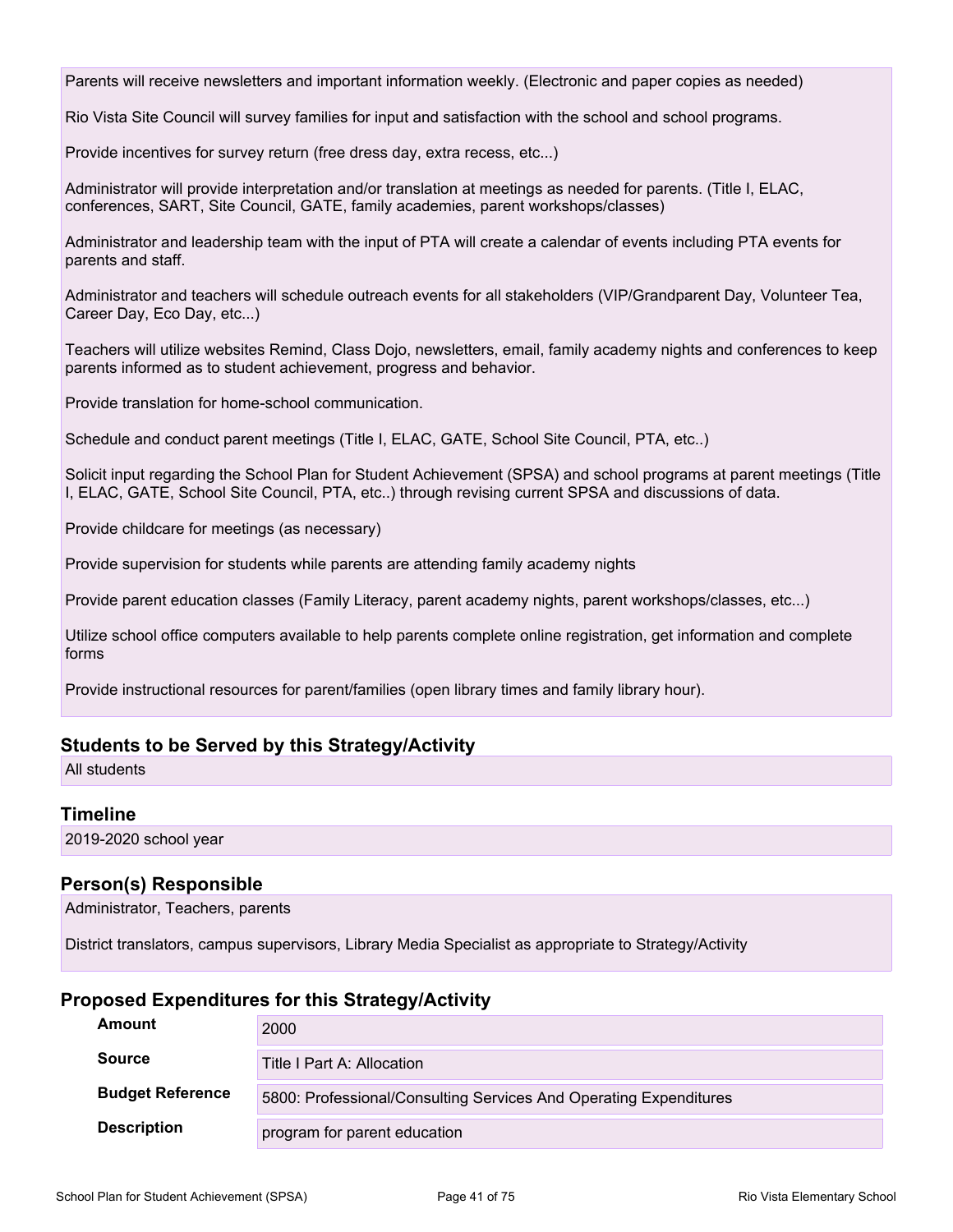Parents will receive newsletters and important information weekly. (Electronic and paper copies as needed)

Rio Vista Site Council will survey families for input and satisfaction with the school and school programs.

Provide incentives for survey return (free dress day, extra recess, etc...)

Administrator will provide interpretation and/or translation at meetings as needed for parents. (Title I, ELAC, conferences, SART, Site Council, GATE, family academies, parent workshops/classes)

Administrator and leadership team with the input of PTA will create a calendar of events including PTA events for parents and staff.

Administrator and teachers will schedule outreach events for all stakeholders (VIP/Grandparent Day, Volunteer Tea, Career Day, Eco Day, etc...)

Teachers will utilize websites Remind, Class Dojo, newsletters, email, family academy nights and conferences to keep parents informed as to student achievement, progress and behavior.

Provide translation for home-school communication.

Schedule and conduct parent meetings (Title I, ELAC, GATE, School Site Council, PTA, etc..)

Solicit input regarding the School Plan for Student Achievement (SPSA) and school programs at parent meetings (Title I, ELAC, GATE, School Site Council, PTA, etc..) through revising current SPSA and discussions of data.

Provide childcare for meetings (as necessary)

Provide supervision for students while parents are attending family academy nights

Provide parent education classes (Family Literacy, parent academy nights, parent workshops/classes, etc...)

Utilize school office computers available to help parents complete online registration, get information and complete forms

Provide instructional resources for parent/families (open library times and family library hour).

### Students to be Served by this Strategy/Activity

All students

### Timeline

2019-2020 school year

### Person(s) Responsible

Administrator, Teachers, parents

District translators, campus supervisors, Library Media Specialist as appropriate to Strategy/Activity

### Proposed Expenditures for this Strategy/Activity

| | |
|---|---|
| **Amount** | 2000 |
| **Source** | Title I Part A: Allocation |
| **Budget Reference** | 5800: Professional/Consulting Services And Operating Expenditures |
| **Description** | program for parent education |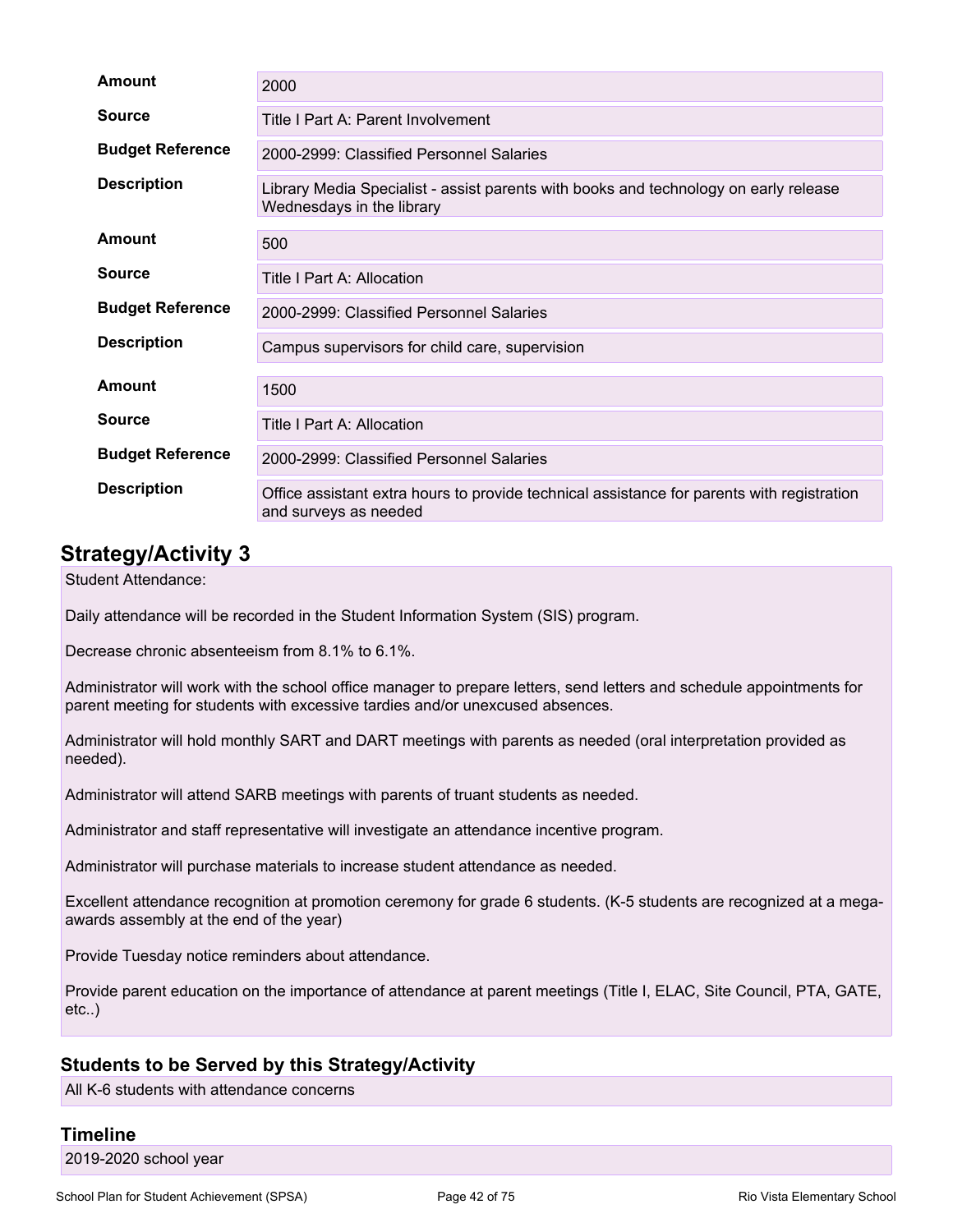| | |
|---|---|
| **Amount** | 2000 |
| **Source** | Title I Part A: Parent Involvement |
| **Budget Reference** | 2000-2999: Classified Personnel Salaries |
| **Description** | Library Media Specialist - assist parents with books and technology on early release Wednesdays in the library |

| | |
|---|---|
| **Amount** | 500 |
| **Source** | Title I Part A: Allocation |
| **Budget Reference** | 2000-2999: Classified Personnel Salaries |
| **Description** | Campus supervisors for child care, supervision |

| | |
|---|---|
| **Amount** | 1500 |
| **Source** | Title I Part A: Allocation |
| **Budget Reference** | 2000-2999: Classified Personnel Salaries |
| **Description** | Office assistant extra hours to provide technical assistance for parents with registration and surveys as needed |

## Strategy/Activity 3

Student Attendance:

Daily attendance will be recorded in the Student Information System (SIS) program.

Decrease chronic absenteeism from 8.1% to 6.1%.

Administrator will work with the school office manager to prepare letters, send letters and schedule appointments for parent meeting for students with excessive tardies and/or unexcused absences.

Administrator will hold monthly SART and DART meetings with parents as needed (oral interpretation provided as needed).

Administrator will attend SARB meetings with parents of truant students as needed.

Administrator and staff representative will investigate an attendance incentive program.

Administrator will purchase materials to increase student attendance as needed.

Excellent attendance recognition at promotion ceremony for grade 6 students. (K-5 students are recognized at a mega-awards assembly at the end of the year)

Provide Tuesday notice reminders about attendance.

Provide parent education on the importance of attendance at parent meetings (Title I, ELAC, Site Council, PTA, GATE, etc..)

### Students to be Served by this Strategy/Activity

All K-6 students with attendance concerns

### Timeline

2019-2020 school year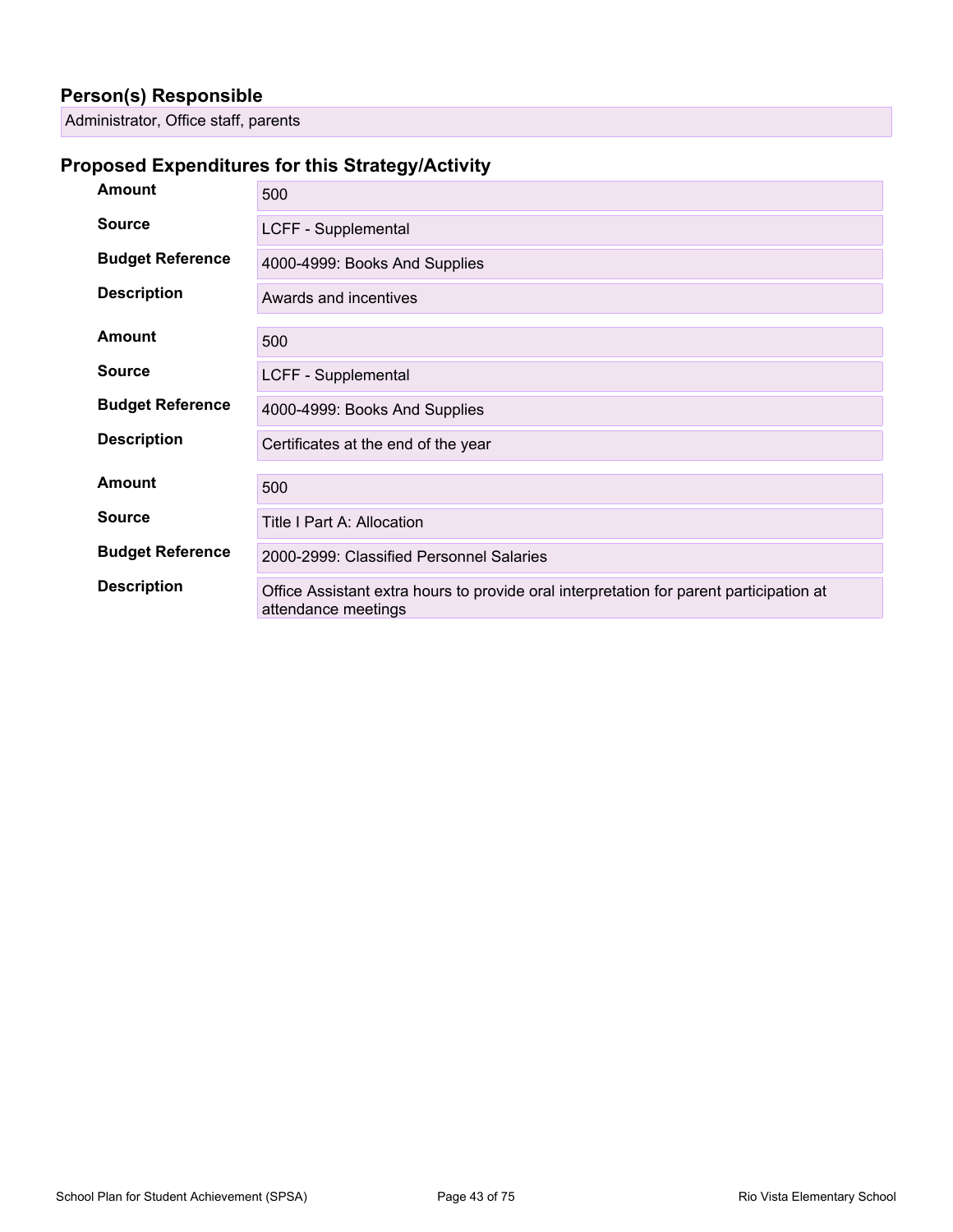## Person(s) Responsible

Administrator, Office staff, parents

## Proposed Expenditures for this Strategy/Activity

| | |
|---|---|
| **Amount** | 500 |
| **Source** | LCFF - Supplemental |
| **Budget Reference** | 4000-4999: Books And Supplies |
| **Description** | Awards and incentives |

| | |
|---|---|
| **Amount** | 500 |
| **Source** | LCFF - Supplemental |
| **Budget Reference** | 4000-4999: Books And Supplies |
| **Description** | Certificates at the end of the year |

| | |
|---|---|
| **Amount** | 500 |
| **Source** | Title I Part A: Allocation |
| **Budget Reference** | 2000-2999: Classified Personnel Salaries |
| **Description** | Office Assistant extra hours to provide oral interpretation for parent participation at attendance meetings |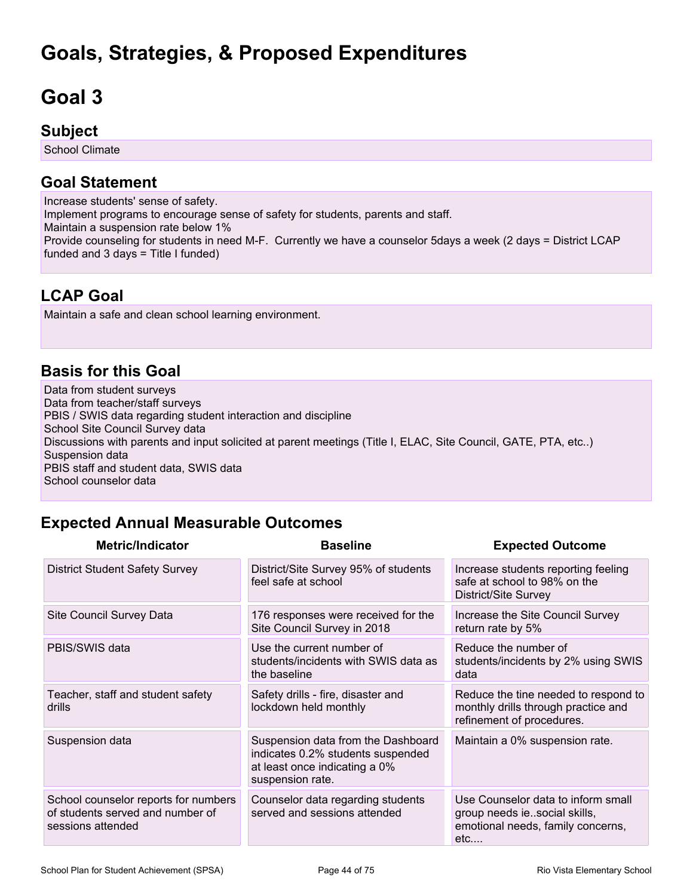# Goals, Strategies, & Proposed Expenditures

# Goal 3

## Subject

School Climate

## Goal Statement

Increase students' sense of safety.
Implement programs to encourage sense of safety for students, parents and staff.
Maintain a suspension rate below 1%
Provide counseling for students in need M-F. Currently we have a counselor 5days a week (2 days = District LCAP funded and 3 days = Title I funded)

## LCAP Goal

Maintain a safe and clean school learning environment.

## Basis for this Goal

Data from student surveys
Data from teacher/staff surveys
PBIS / SWIS data regarding student interaction and discipline
School Site Council Survey data
Discussions with parents and input solicited at parent meetings (Title I, ELAC, Site Council, GATE, PTA, etc..)
Suspension data
PBIS staff and student data, SWIS data
School counselor data

## Expected Annual Measurable Outcomes

| Metric/Indicator | Baseline | Expected Outcome |
|---|---|---|
| District Student Safety Survey | District/Site Survey 95% of students feel safe at school | Increase students reporting feeling safe at school to 98% on the District/Site Survey |
| Site Council Survey Data | 176 responses were received for the Site Council Survey in 2018 | Increase the Site Council Survey return rate by 5% |
| PBIS/SWIS data | Use the current number of students/incidents with SWIS data as the baseline | Reduce the number of students/incidents by 2% using SWIS data |
| Teacher, staff and student safety drills | Safety drills - fire, disaster and lockdown held monthly | Reduce the tine needed to respond to monthly drills through practice and refinement of procedures. |
| Suspension data | Suspension data from the Dashboard indicates 0.2% students suspended at least once indicating a 0% suspension rate. | Maintain a 0% suspension rate. |
| School counselor reports for numbers of students served and number of sessions attended | Counselor data regarding students served and sessions attended | Use Counselor data to inform small group needs ie..social skills, emotional needs, family concerns, etc.... |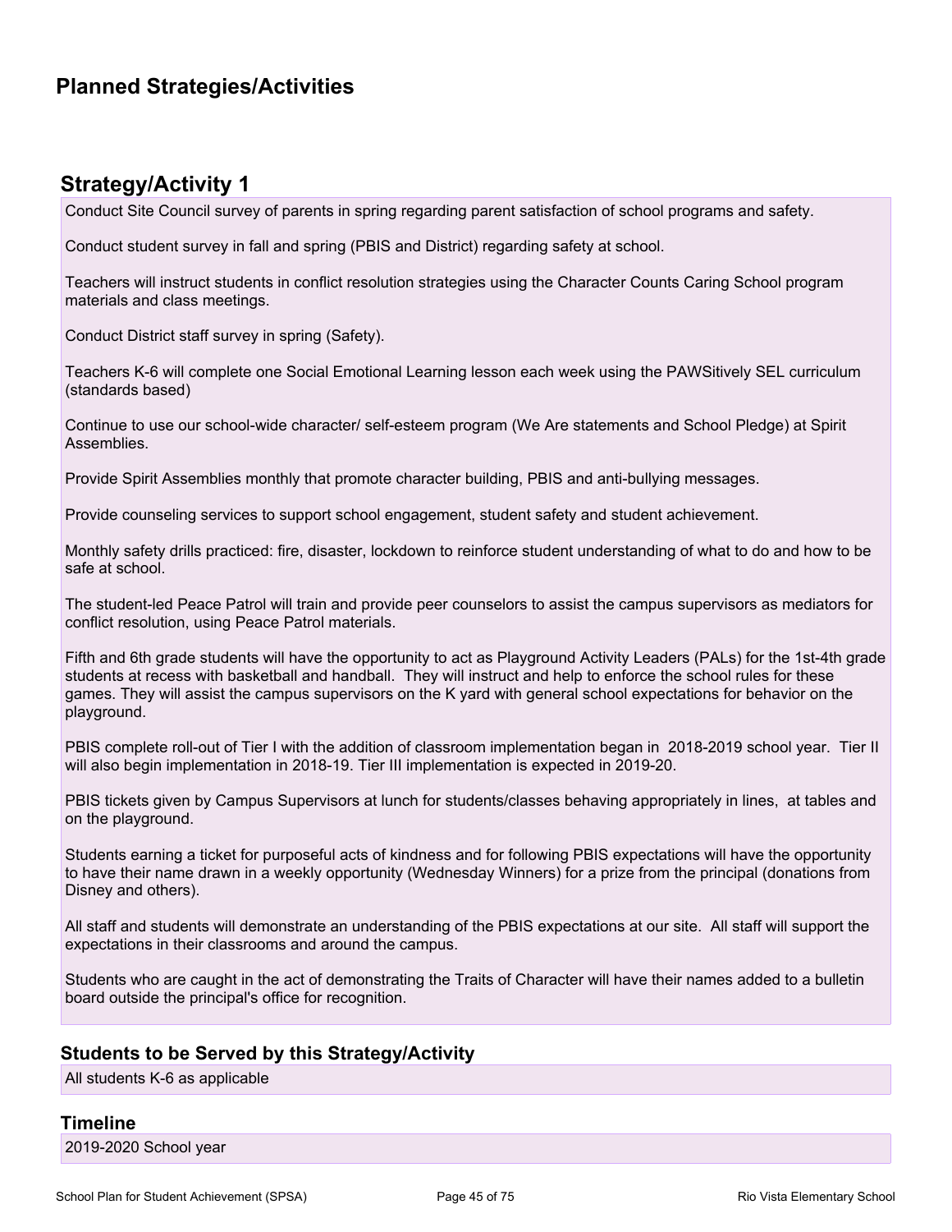## Planned Strategies/Activities

### Strategy/Activity 1

Conduct Site Council survey of parents in spring regarding parent satisfaction of school programs and safety.

Conduct student survey in fall and spring (PBIS and District) regarding safety at school.

Teachers will instruct students in conflict resolution strategies using the Character Counts Caring School program materials and class meetings.

Conduct District staff survey in spring (Safety).

Teachers K-6 will complete one Social Emotional Learning lesson each week using the PAWSitively SEL curriculum (standards based)

Continue to use our school-wide character/ self-esteem program (We Are statements and School Pledge) at Spirit Assemblies.

Provide Spirit Assemblies monthly that promote character building, PBIS and anti-bullying messages.

Provide counseling services to support school engagement, student safety and student achievement.

Monthly safety drills practiced: fire, disaster, lockdown to reinforce student understanding of what to do and how to be safe at school.

The student-led Peace Patrol will train and provide peer counselors to assist the campus supervisors as mediators for conflict resolution, using Peace Patrol materials.

Fifth and 6th grade students will have the opportunity to act as Playground Activity Leaders (PALs) for the 1st-4th grade students at recess with basketball and handball. They will instruct and help to enforce the school rules for these games. They will assist the campus supervisors on the K yard with general school expectations for behavior on the playground.

PBIS complete roll-out of Tier I with the addition of classroom implementation began in 2018-2019 school year. Tier II will also begin implementation in 2018-19. Tier III implementation is expected in 2019-20.

PBIS tickets given by Campus Supervisors at lunch for students/classes behaving appropriately in lines, at tables and on the playground.

Students earning a ticket for purposeful acts of kindness and for following PBIS expectations will have the opportunity to have their name drawn in a weekly opportunity (Wednesday Winners) for a prize from the principal (donations from Disney and others).

All staff and students will demonstrate an understanding of the PBIS expectations at our site. All staff will support the expectations in their classrooms and around the campus.

Students who are caught in the act of demonstrating the Traits of Character will have their names added to a bulletin board outside the principal's office for recognition.

### Students to be Served by this Strategy/Activity

All students K-6 as applicable

### Timeline

2019-2020 School year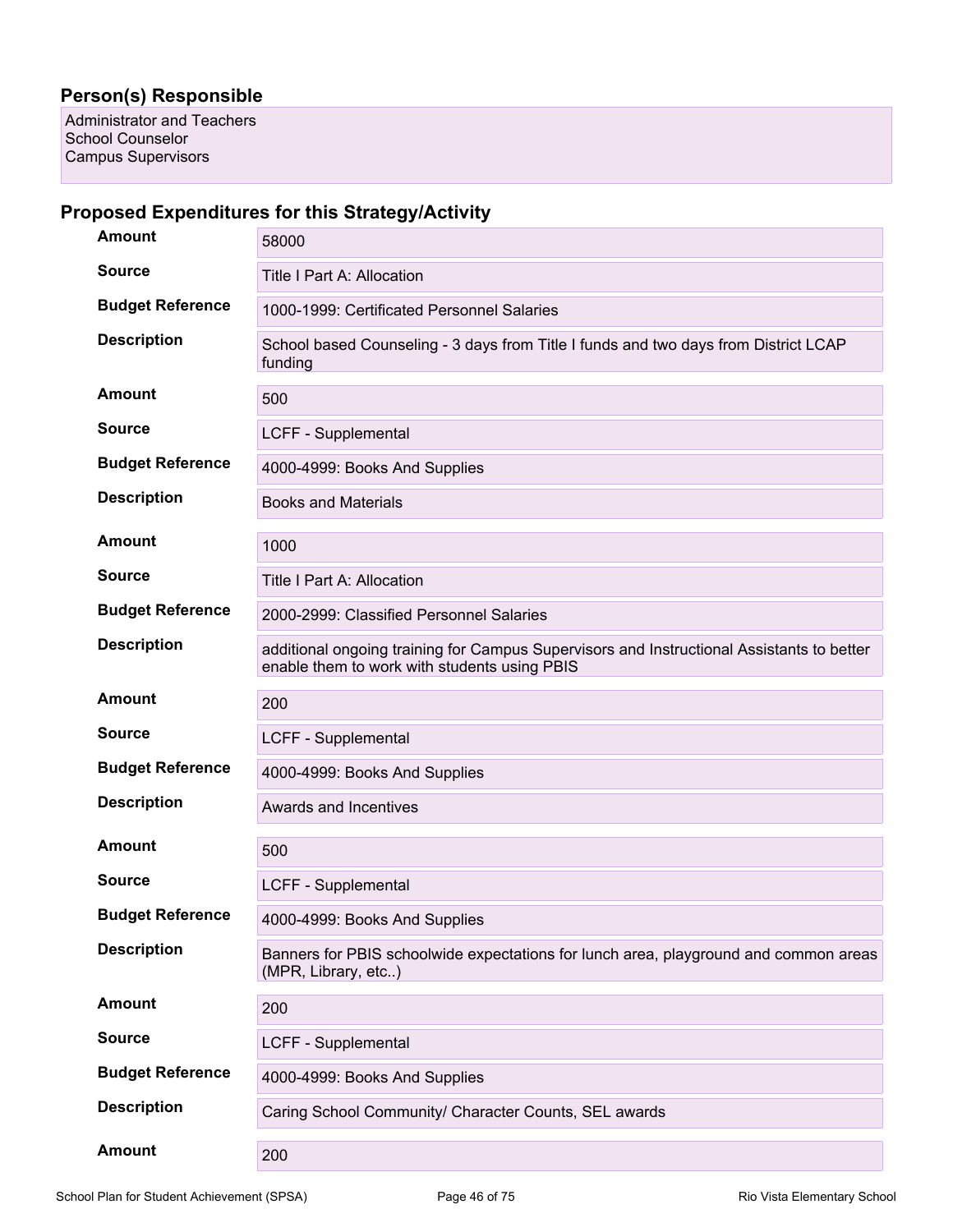## Person(s) Responsible

Administrator and Teachers
School Counselor
Campus Supervisors

## Proposed Expenditures for this Strategy/Activity

| | |
|---|---|
| **Amount** | 58000 |
| **Source** | Title I Part A: Allocation |
| **Budget Reference** | 1000-1999: Certificated Personnel Salaries |
| **Description** | School based Counseling - 3 days from Title I funds and two days from District LCAP funding |

| | |
|---|---|
| **Amount** | 500 |
| **Source** | LCFF - Supplemental |
| **Budget Reference** | 4000-4999: Books And Supplies |
| **Description** | Books and Materials |

| | |
|---|---|
| **Amount** | 1000 |
| **Source** | Title I Part A: Allocation |
| **Budget Reference** | 2000-2999: Classified Personnel Salaries |
| **Description** | additional ongoing training for Campus Supervisors and Instructional Assistants to better enable them to work with students using PBIS |

| | |
|---|---|
| **Amount** | 200 |
| **Source** | LCFF - Supplemental |
| **Budget Reference** | 4000-4999: Books And Supplies |
| **Description** | Awards and Incentives |

| | |
|---|---|
| **Amount** | 500 |
| **Source** | LCFF - Supplemental |
| **Budget Reference** | 4000-4999: Books And Supplies |
| **Description** | Banners for PBIS schoolwide expectations for lunch area, playground and common areas (MPR, Library, etc..) |

| | |
|---|---|
| **Amount** | 200 |
| **Source** | LCFF - Supplemental |
| **Budget Reference** | 4000-4999: Books And Supplies |
| **Description** | Caring School Community/ Character Counts, SEL awards |

| | |
|---|---|
| **Amount** | 200 |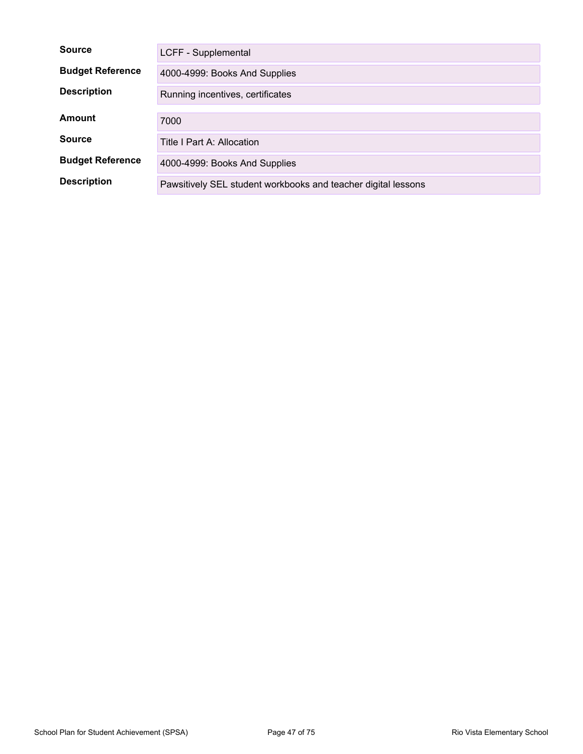| | |
|---|---|
| **Source** | LCFF - Supplemental |
| **Budget Reference** | 4000-4999: Books And Supplies |
| **Description** | Running incentives, certificates |

| | |
|---|---|
| **Amount** | 7000 |
| **Source** | Title I Part A: Allocation |
| **Budget Reference** | 4000-4999: Books And Supplies |
| **Description** | Pawsitively SEL student workbooks and teacher digital lessons |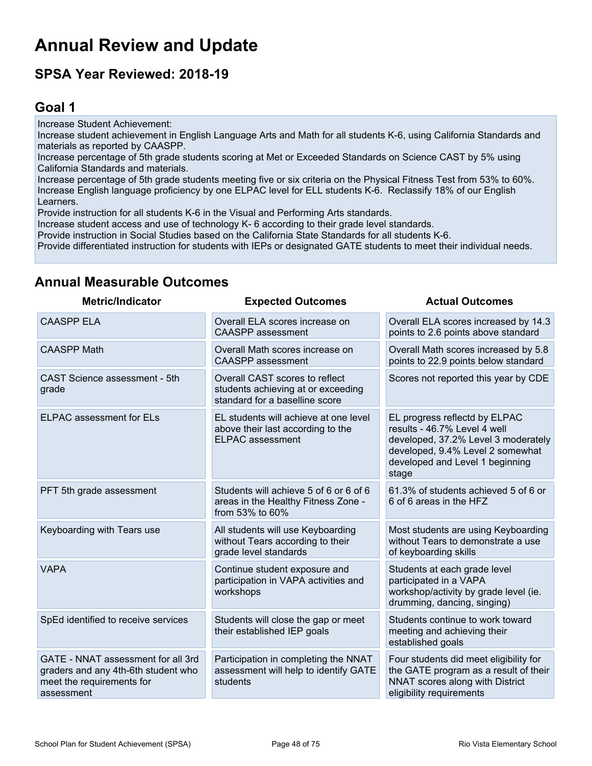# Annual Review and Update

## SPSA Year Reviewed: 2018-19

## Goal 1

Increase Student Achievement:
Increase student achievement in English Language Arts and Math for all students K-6, using California Standards and materials as reported by CAASPP.
Increase percentage of 5th grade students scoring at Met or Exceeded Standards on Science CAST by 5% using California Standards and materials.
Increase percentage of 5th grade students meeting five or six criteria on the Physical Fitness Test from 53% to 60%.
Increase English language proficiency by one ELPAC level for ELL students K-6. Reclassify 18% of our English Learners.
Provide instruction for all students K-6 in the Visual and Performing Arts standards.
Increase student access and use of technology K- 6 according to their grade level standards.
Provide instruction in Social Studies based on the California State Standards for all students K-6.
Provide differentiated instruction for students with IEPs or designated GATE students to meet their individual needs.

## Annual Measurable Outcomes

| Metric/Indicator | Expected Outcomes | Actual Outcomes |
| --- | --- | --- |
| CAASPP ELA | Overall ELA scores increase on CAASPP assessment | Overall ELA scores increased by 14.3 points to 2.6 points above standard |
| CAASPP Math | Overall Math scores increase on CAASPP assessment | Overall Math scores increased by 5.8 points to 22.9 points below standard |
| CAST Science assessment - 5th grade | Overall CAST scores to reflect students achieving at or exceeding standard for a baselline score | Scores not reported this year by CDE |
| ELPAC assessment for ELs | EL students will achieve at one level above their last according to the ELPAC assessment | EL progress reflectd by ELPAC results - 46.7% Level 4 well developed, 37.2% Level 3 moderately developed, 9.4% Level 2 somewhat developed and Level 1 beginning stage |
| PFT 5th grade assessment | Students will achieve 5 of 6 or 6 of 6 areas in the Healthy Fitness Zone - from 53% to 60% | 61.3% of students achieved 5 of 6 or 6 of 6 areas in the HFZ |
| Keyboarding with Tears use | All students will use Keyboarding without Tears according to their grade level standards | Most students are using Keyboarding without Tears to demonstrate a use of keyboarding skills |
| VAPA | Continue student exposure and participation in VAPA activities and workshops | Students at each grade level participated in a VAPA workshop/activity by grade level (ie. drumming, dancing, singing) |
| SpEd identified to receive services | Students will close the gap or meet their established IEP goals | Students continue to work toward meeting and achieving their established goals |
| GATE - NNAT assessment for all 3rd graders and any 4th-6th student who meet the requirements for assessment | Participation in completing the NNAT assessment will help to identify GATE students | Four students did meet eligibility for the GATE program as a result of their NNAT scores along with District eligibility requirements |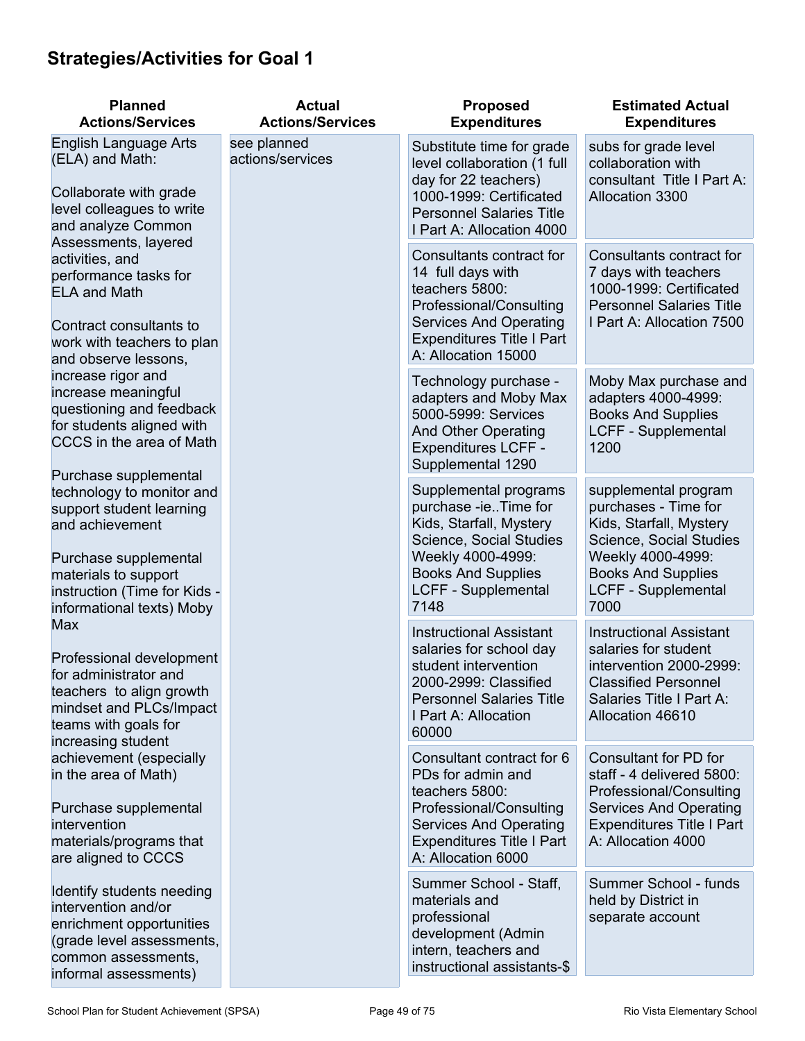## Strategies/Activities for Goal 1

| Planned Actions/Services | Actual Actions/Services | Proposed Expenditures | Estimated Actual Expenditures |
|---|---|---|---|
| English Language Arts (ELA) and Math:<br><br>Collaborate with grade level colleagues to write and analyze Common Assessments, layered activities, and performance tasks for ELA and Math<br><br>Contract consultants to work with teachers to plan and observe lessons, increase rigor and increase meaningful questioning and feedback for students aligned with CCCS in the area of Math<br><br>Purchase supplemental technology to monitor and support student learning and achievement<br><br>Purchase supplemental materials to support instruction (Time for Kids - informational texts) Moby Max<br><br>Professional development for administrator and teachers to align growth mindset and PLCs/Impact teams with goals for increasing student achievement (especially in the area of Math)<br><br>Purchase supplemental intervention materials/programs that are aligned to CCCS<br><br>Identify students needing intervention and/or enrichment opportunities (grade level assessments, common assessments, informal assessments) | see planned actions/services | Substitute time for grade level collaboration (1 full day for 22 teachers) 1000-1999: Certificated Personnel Salaries Title I Part A: Allocation 4000 | subs for grade level collaboration with consultant Title I Part A: Allocation 3300 |
| | | Consultants contract for 14 full days with teachers 5800: Professional/Consulting Services And Operating Expenditures Title I Part A: Allocation 15000 | Consultants contract for 7 days with teachers 1000-1999: Certificated Personnel Salaries Title I Part A: Allocation 7500 |
| | | Technology purchase - adapters and Moby Max 5000-5999: Services And Other Operating Expenditures LCFF - Supplemental 1290 | Moby Max purchase and adapters 4000-4999: Books And Supplies LCFF - Supplemental 1200 |
| | | Supplemental programs purchase -ie..Time for Kids, Starfall, Mystery Science, Social Studies Weekly 4000-4999: Books And Supplies LCFF - Supplemental 7148 | supplemental program purchases - Time for Kids, Starfall, Mystery Science, Social Studies Weekly 4000-4999: Books And Supplies LCFF - Supplemental 7000 |
| | | Instructional Assistant salaries for school day student intervention 2000-2999: Classified Personnel Salaries Title I Part A: Allocation 60000 | Instructional Assistant salaries for student intervention 2000-2999: Classified Personnel Salaries Title I Part A: Allocation 46610 |
| | | Consultant contract for 6 PDs for admin and teachers 5800: Professional/Consulting Services And Operating Expenditures Title I Part A: Allocation 6000 | Consultant for PD for staff - 4 delivered 5800: Professional/Consulting Services And Operating Expenditures Title I Part A: Allocation 4000 |
| | | Summer School - Staff, materials and professional development (Admin intern, teachers and instructional assistants-$ | Summer School - funds held by District in separate account |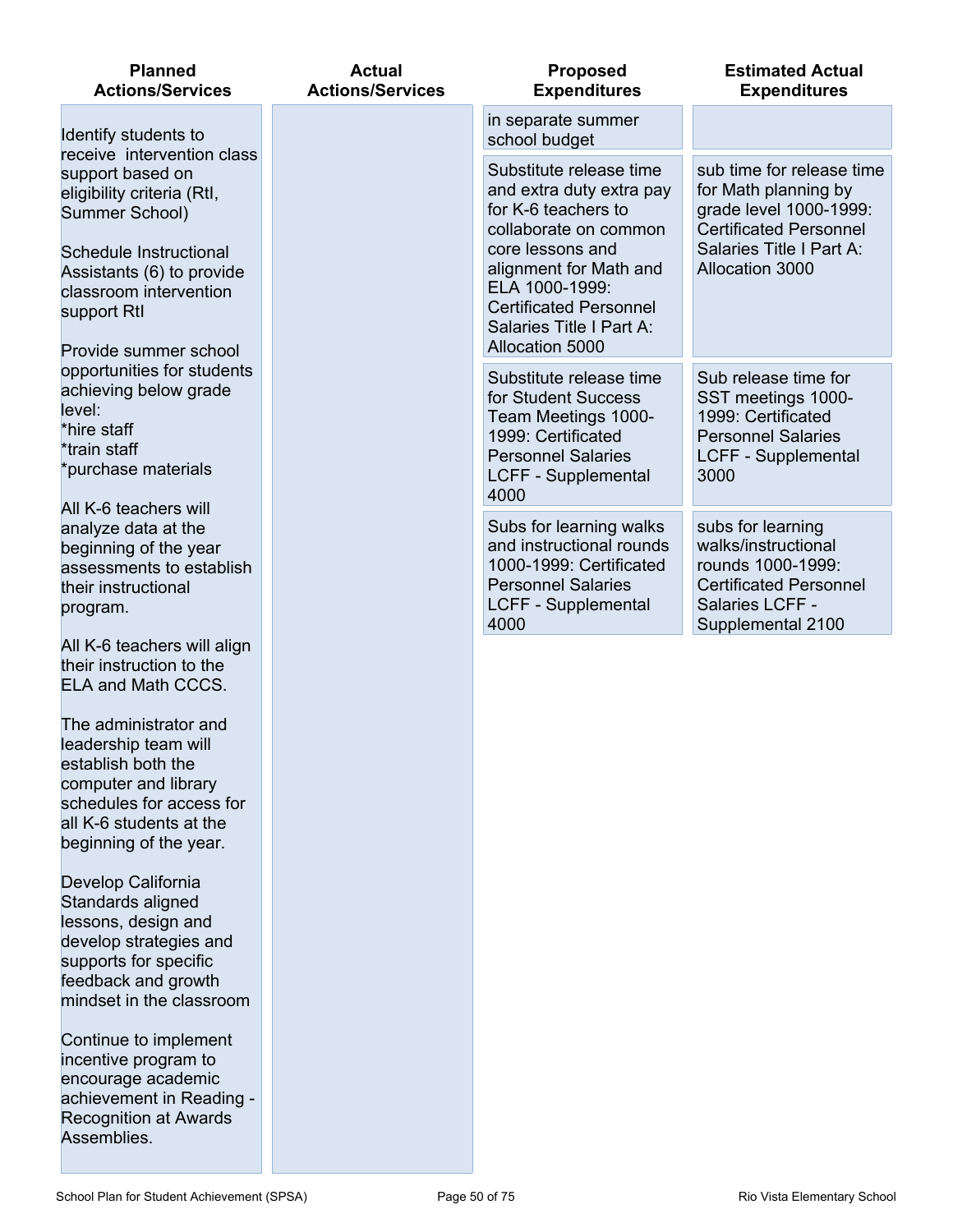| Planned Actions/Services | Actual Actions/Services | Proposed Expenditures | Estimated Actual Expenditures |
|---|---|---|---|
| Identify students to receive intervention class support based on eligibility criteria (RtI, Summer School)<br><br>Schedule Instructional Assistants (6) to provide classroom intervention support RtI<br><br>Provide summer school opportunities for students achieving below grade level:<br>*hire staff<br>*train staff<br>*purchase materials<br><br>All K-6 teachers will analyze data at the beginning of the year assessments to establish their instructional program.<br><br>All K-6 teachers will align their instruction to the ELA and Math CCCS.<br><br>The administrator and leadership team will establish both the computer and library schedules for access for all K-6 students at the beginning of the year.<br><br>Develop California Standards aligned lessons, design and develop strategies and supports for specific feedback and growth mindset in the classroom<br><br>Continue to implement incentive program to encourage academic achievement in Reading - Recognition at Awards Assemblies. | | in separate summer school budget | |
| | | Substitute release time and extra duty extra pay for K-6 teachers to collaborate on common core lessons and alignment for Math and ELA 1000-1999: Certificated Personnel Salaries Title I Part A: Allocation 5000 | sub time for release time for Math planning by grade level 1000-1999: Certificated Personnel Salaries Title I Part A: Allocation 3000 |
| | | Substitute release time for Student Success Team Meetings 1000-1999: Certificated Personnel Salaries LCFF - Supplemental 4000 | Sub release time for SST meetings 1000-1999: Certificated Personnel Salaries LCFF - Supplemental 3000 |
| | | Subs for learning walks and instructional rounds 1000-1999: Certificated Personnel Salaries LCFF - Supplemental 4000 | subs for learning walks/instructional rounds 1000-1999: Certificated Personnel Salaries LCFF - Supplemental 2100 |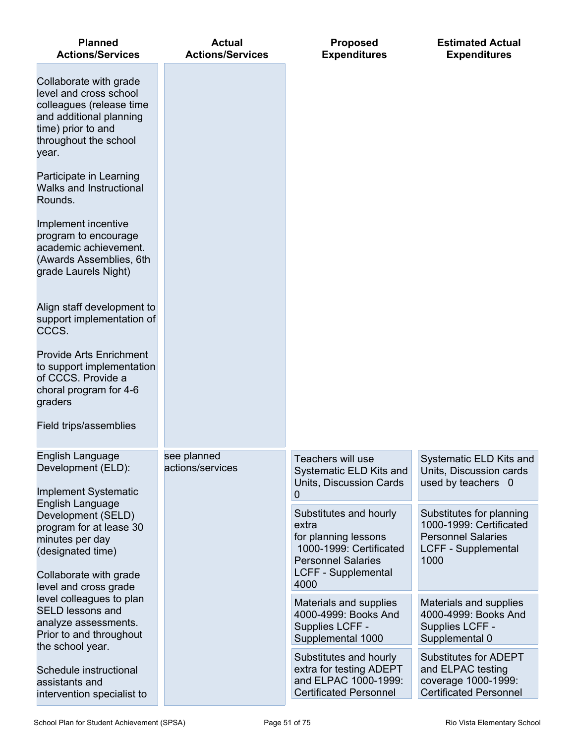| Planned Actions/Services | Actual Actions/Services | Proposed Expenditures | Estimated Actual Expenditures |
|---|---|---|---|
| Collaborate with grade level and cross school colleagues (release time and additional planning time) prior to and throughout the school year.<br><br>Participate in Learning Walks and Instructional Rounds.<br><br>Implement incentive program to encourage academic achievement. (Awards Assemblies, 6th grade Laurels Night)<br><br>Align staff development to support implementation of CCCS.<br><br>Provide Arts Enrichment to support implementation of CCCS. Provide a choral program for 4-6 graders<br><br>Field trips/assemblies | | | |
| English Language Development (ELD):<br><br>Implement Systematic English Language Development (SELD) program for at lease 30 minutes per day (designated time)<br><br>Collaborate with grade level and cross grade level colleagues to plan SELD lessons and analyze assessments. Prior to and throughout the school year.<br><br>Schedule instructional assistants and intervention specialist to | see planned actions/services | Teachers will use Systematic ELD Kits and Units, Discussion Cards 0 | Systematic ELD Kits and Units, Discussion cards used by teachers 0 |
| | | Substitutes and hourly extra for planning lessons 1000-1999: Certificated Personnel Salaries LCFF - Supplemental 4000 | Substitutes for planning 1000-1999: Certificated Personnel Salaries LCFF - Supplemental 1000 |
| | | Materials and supplies 4000-4999: Books And Supplies LCFF - Supplemental 1000 | Materials and supplies 4000-4999: Books And Supplies LCFF - Supplemental 0 |
| | | Substitutes and hourly extra for testing ADEPT and ELPAC 1000-1999: Certificated Personnel | Substitutes for ADEPT and ELPAC testing coverage 1000-1999: Certificated Personnel |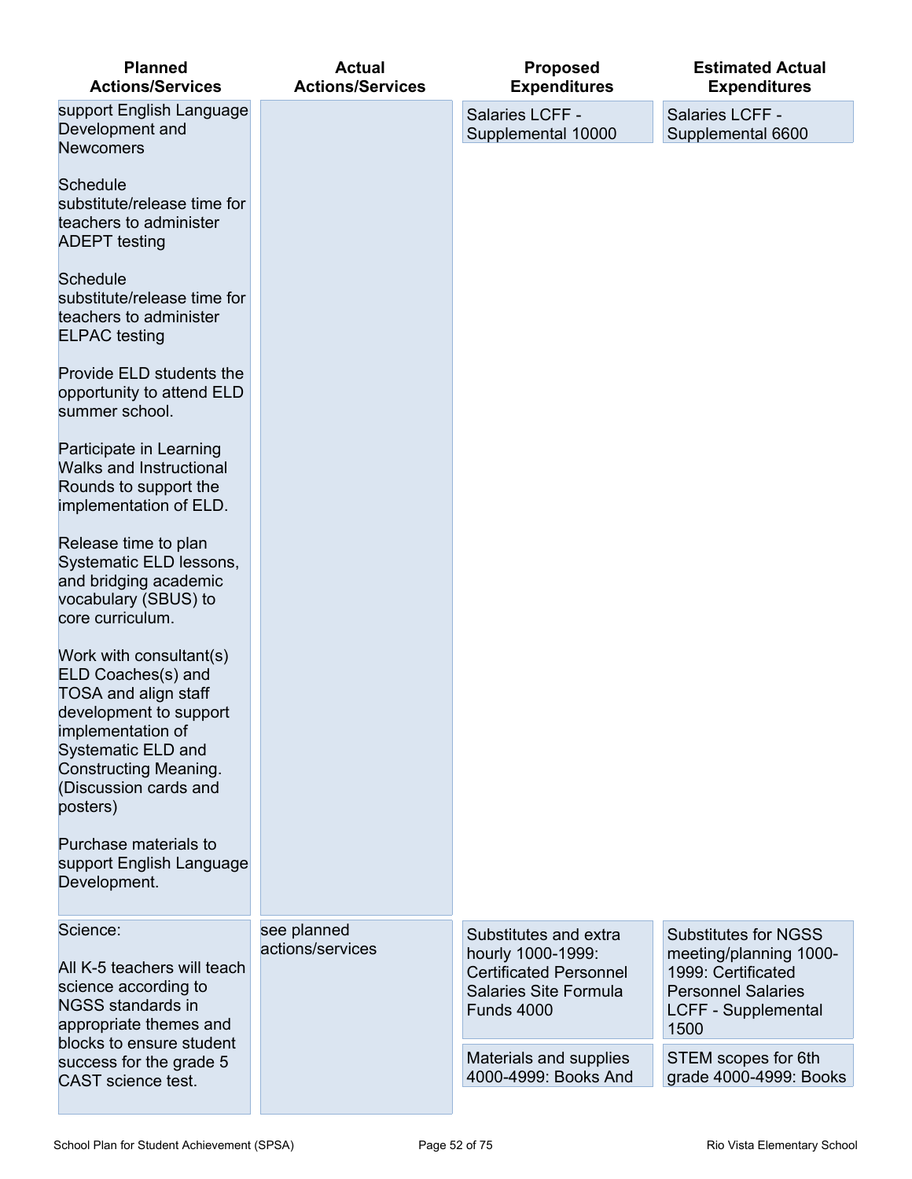| Planned Actions/Services | Actual Actions/Services | Proposed Expenditures | Estimated Actual Expenditures |
| --- | --- | --- | --- |
| support English Language Development and Newcomers<br><br>Schedule substitute/release time for teachers to administer ADEPT testing<br><br>Schedule substitute/release time for teachers to administer ELPAC testing<br><br>Provide ELD students the opportunity to attend ELD summer school.<br><br>Participate in Learning Walks and Instructional Rounds to support the implementation of ELD.<br><br>Release time to plan Systematic ELD lessons, and bridging academic vocabulary (SBUS) to core curriculum.<br><br>Work with consultant(s) ELD Coaches(s) and TOSA and align staff development to support implementation of Systematic ELD and Constructing Meaning. (Discussion cards and posters)<br><br>Purchase materials to support English Language Development. | | Salaries LCFF - Supplemental 10000 | Salaries LCFF - Supplemental 6600 |
| Science:<br><br>All K-5 teachers will teach science according to NGSS standards in appropriate themes and blocks to ensure student success for the grade 5 CAST science test. | see planned actions/services | Substitutes and extra hourly 1000-1999: Certificated Personnel Salaries Site Formula Funds 4000<br><br>Materials and supplies 4000-4999: Books And | Substitutes for NGSS meeting/planning 1000-1999: Certificated Personnel Salaries LCFF - Supplemental 1500<br><br>STEM scopes for 6th grade 4000-4999: Books |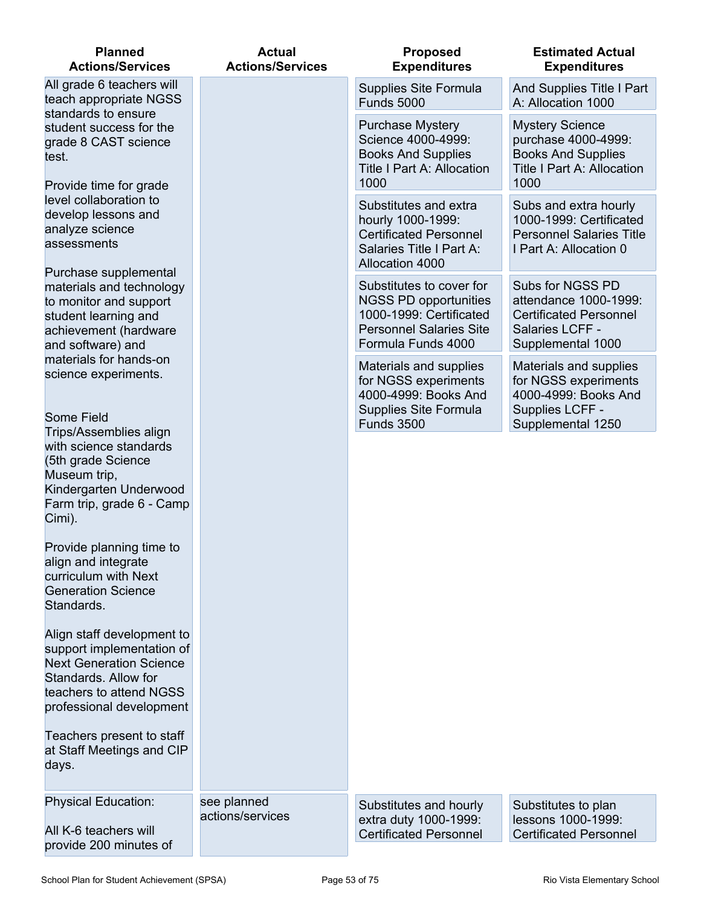| Planned Actions/Services | Actual Actions/Services | Proposed Expenditures | Estimated Actual Expenditures |
|---|---|---|---|
| All grade 6 teachers will teach appropriate NGSS standards to ensure student success for the grade 8 CAST science test.<br><br>Provide time for grade level collaboration to develop lessons and analyze science assessments<br><br>Purchase supplemental materials and technology to monitor and support student learning and achievement (hardware and software) and materials for hands-on science experiments.<br><br>Some Field Trips/Assemblies align with science standards (5th grade Science Museum trip, Kindergarten Underwood Farm trip, grade 6 - Camp Cimi).<br><br>Provide planning time to align and integrate curriculum with Next Generation Science Standards.<br><br>Align staff development to support implementation of Next Generation Science Standards. Allow for teachers to attend NGSS professional development<br><br>Teachers present to staff at Staff Meetings and CIP days. | | Supplies Site Formula Funds 5000<br><br>Purchase Mystery Science 4000-4999: Books And Supplies Title I Part A: Allocation 1000<br><br>Substitutes and extra hourly 1000-1999: Certificated Personnel Salaries Title I Part A: Allocation 4000<br><br>Substitutes to cover for NGSS PD opportunities 1000-1999: Certificated Personnel Salaries Site Formula Funds 4000<br><br>Materials and supplies for NGSS experiments 4000-4999: Books And Supplies Site Formula Funds 3500 | And Supplies Title I Part A: Allocation 1000<br><br>Mystery Science purchase 4000-4999: Books And Supplies Title I Part A: Allocation 1000<br><br>Subs and extra hourly 1000-1999: Certificated Personnel Salaries Title I Part A: Allocation 0<br><br>Subs for NGSS PD attendance 1000-1999: Certificated Personnel Salaries LCFF - Supplemental 1000<br><br>Materials and supplies for NGSS experiments 4000-4999: Books And Supplies LCFF - Supplemental 1250 |
| Physical Education:<br><br>All K-6 teachers will provide 200 minutes of | see planned actions/services | Substitutes and hourly extra duty 1000-1999: Certificated Personnel | Substitutes to plan lessons 1000-1999: Certificated Personnel |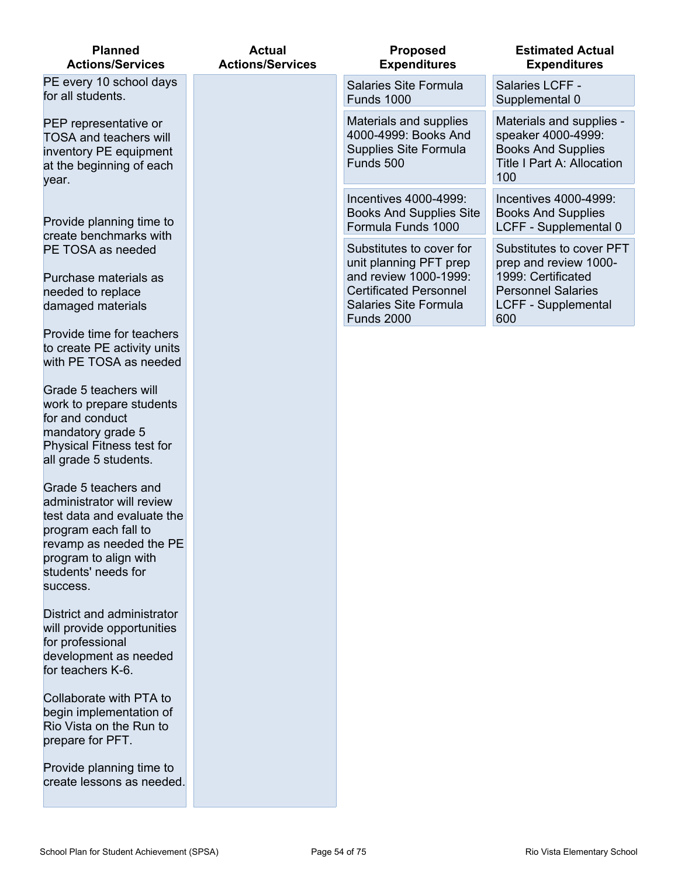| Planned Actions/Services | Actual Actions/Services | Proposed Expenditures | Estimated Actual Expenditures |
|---|---|---|---|
| PE every 10 school days for all students.<br><br>PEP representative or TOSA and teachers will inventory PE equipment at the beginning of each year.<br><br>Provide planning time to create benchmarks with PE TOSA as needed<br><br>Purchase materials as needed to replace damaged materials<br><br>Provide time for teachers to create PE activity units with PE TOSA as needed<br><br>Grade 5 teachers will work to prepare students for and conduct mandatory grade 5 Physical Fitness test for all grade 5 students.<br><br>Grade 5 teachers and administrator will review test data and evaluate the program each fall to revamp as needed the PE program to align with students' needs for success.<br><br>District and administrator will provide opportunities for professional development as needed for teachers K-6.<br><br>Collaborate with PTA to begin implementation of Rio Vista on the Run to prepare for PFT.<br><br>Provide planning time to create lessons as needed. | | Salaries Site Formula Funds 1000 | Salaries LCFF - Supplemental 0 |
| | | Materials and supplies 4000-4999: Books And Supplies Site Formula Funds 500 | Materials and supplies - speaker 4000-4999: Books And Supplies Title I Part A: Allocation 100 |
| | | Incentives 4000-4999: Books And Supplies Site Formula Funds 1000 | Incentives 4000-4999: Books And Supplies LCFF - Supplemental 0 |
| | | Substitutes to cover for unit planning PFT prep and review 1000-1999: Certificated Personnel Salaries Site Formula Funds 2000 | Substitutes to cover PFT prep and review 1000-1999: Certificated Personnel Salaries LCFF - Supplemental 600 |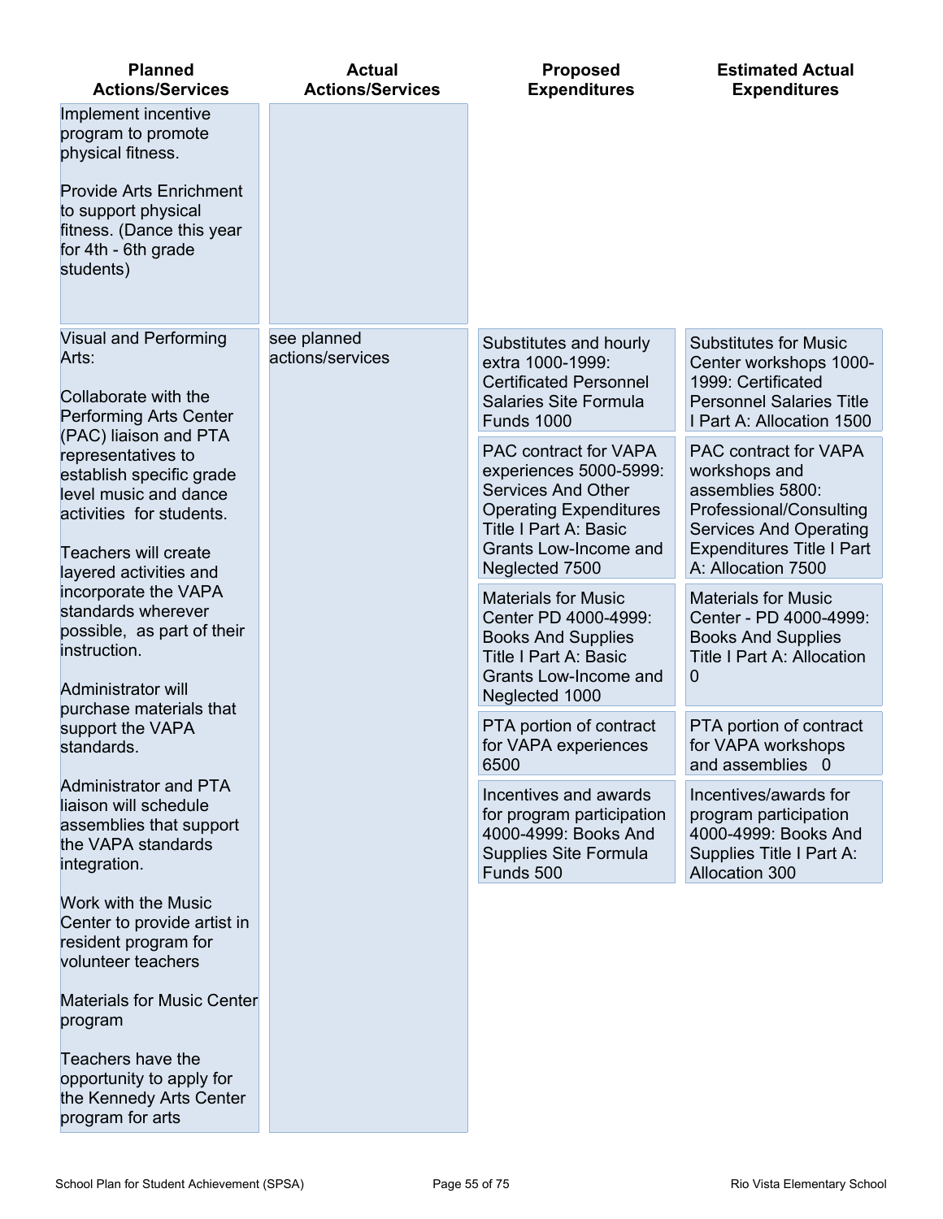| Planned Actions/Services | Actual Actions/Services | Proposed Expenditures | Estimated Actual Expenditures |
|---|---|---|---|
| Implement incentive program to promote physical fitness.<br><br>Provide Arts Enrichment to support physical fitness. (Dance this year for 4th - 6th grade students) | | | |
| Visual and Performing Arts:<br><br>Collaborate with the Performing Arts Center (PAC) liaison and PTA representatives to establish specific grade level music and dance activities for students.<br><br>Teachers will create layered activities and incorporate the VAPA standards wherever possible, as part of their instruction.<br><br>Administrator will purchase materials that support the VAPA standards.<br><br>Administrator and PTA liaison will schedule assemblies that support the VAPA standards integration.<br><br>Work with the Music Center to provide artist in resident program for volunteer teachers<br><br>Materials for Music Center program<br><br>Teachers have the opportunity to apply for the Kennedy Arts Center program for arts | see planned actions/services | Substitutes and hourly extra 1000-1999: Certificated Personnel Salaries Site Formula Funds 1000 | Substitutes for Music Center workshops 1000-1999: Certificated Personnel Salaries Title I Part A: Allocation 1500 |
| | | PAC contract for VAPA experiences 5000-5999: Services And Other Operating Expenditures Title I Part A: Basic Grants Low-Income and Neglected 7500 | PAC contract for VAPA workshops and assemblies 5800: Professional/Consulting Services And Operating Expenditures Title I Part A: Allocation 7500 |
| | | Materials for Music Center PD 4000-4999: Books And Supplies Title I Part A: Basic Grants Low-Income and Neglected 1000 | Materials for Music Center - PD 4000-4999: Books And Supplies Title I Part A: Allocation 0 |
| | | PTA portion of contract for VAPA experiences 6500 | PTA portion of contract for VAPA workshops and assemblies 0 |
| | | Incentives and awards for program participation 4000-4999: Books And Supplies Site Formula Funds 500 | Incentives/awards for program participation 4000-4999: Books And Supplies Title I Part A: Allocation 300 |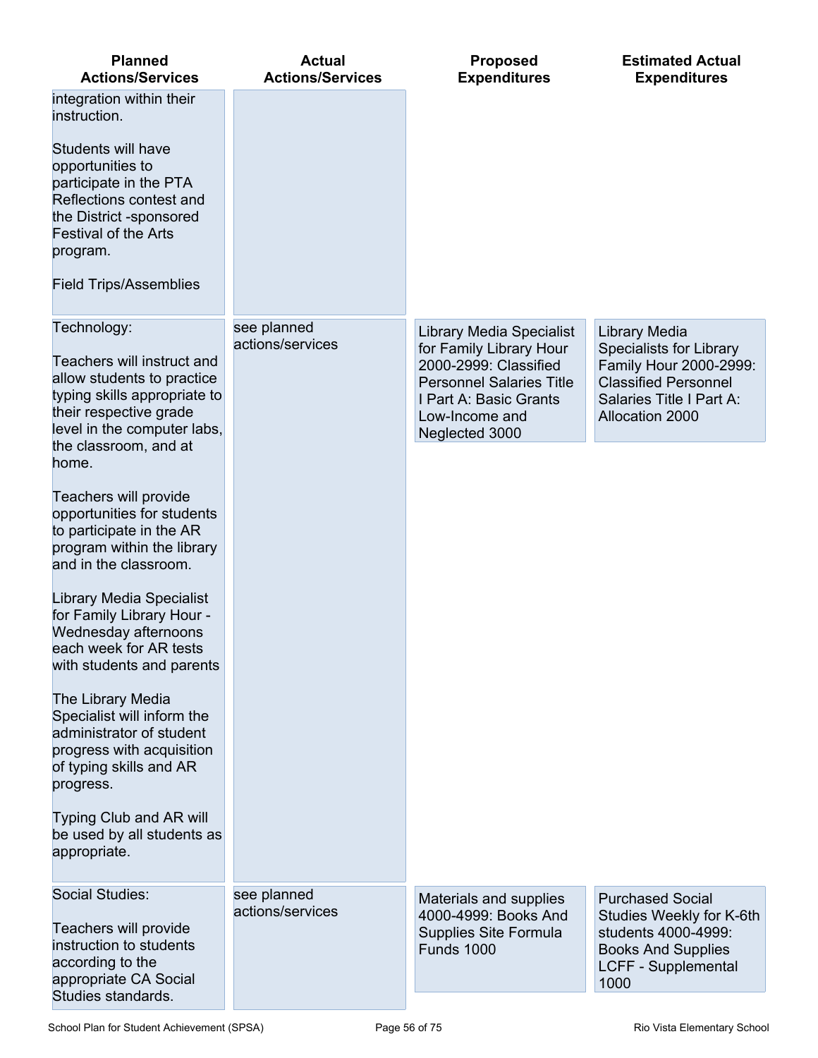| Planned Actions/Services | Actual Actions/Services | Proposed Expenditures | Estimated Actual Expenditures |
| --- | --- | --- | --- |
| integration within their instruction.<br><br>Students will have opportunities to participate in the PTA Reflections contest and the District -sponsored Festival of the Arts program.<br><br>Field Trips/Assemblies | | | |
| Technology:<br><br>Teachers will instruct and allow students to practice typing skills appropriate to their respective grade level in the computer labs, the classroom, and at home.<br><br>Teachers will provide opportunities for students to participate in the AR program within the library and in the classroom.<br><br>Library Media Specialist for Family Library Hour - Wednesday afternoons each week for AR tests with students and parents<br><br>The Library Media Specialist will inform the administrator of student progress with acquisition of typing skills and AR progress.<br><br>Typing Club and AR will be used by all students as appropriate. | see planned actions/services | Library Media Specialist for Family Library Hour 2000-2999: Classified Personnel Salaries Title I Part A: Basic Grants Low-Income and Neglected 3000 | Library Media Specialists for Library Family Hour 2000-2999: Classified Personnel Salaries Title I Part A: Allocation 2000 |
| Social Studies:<br><br>Teachers will provide instruction to students according to the appropriate CA Social Studies standards. | see planned actions/services | Materials and supplies 4000-4999: Books And Supplies Site Formula Funds 1000 | Purchased Social Studies Weekly for K-6th students 4000-4999: Books And Supplies LCFF - Supplemental 1000 |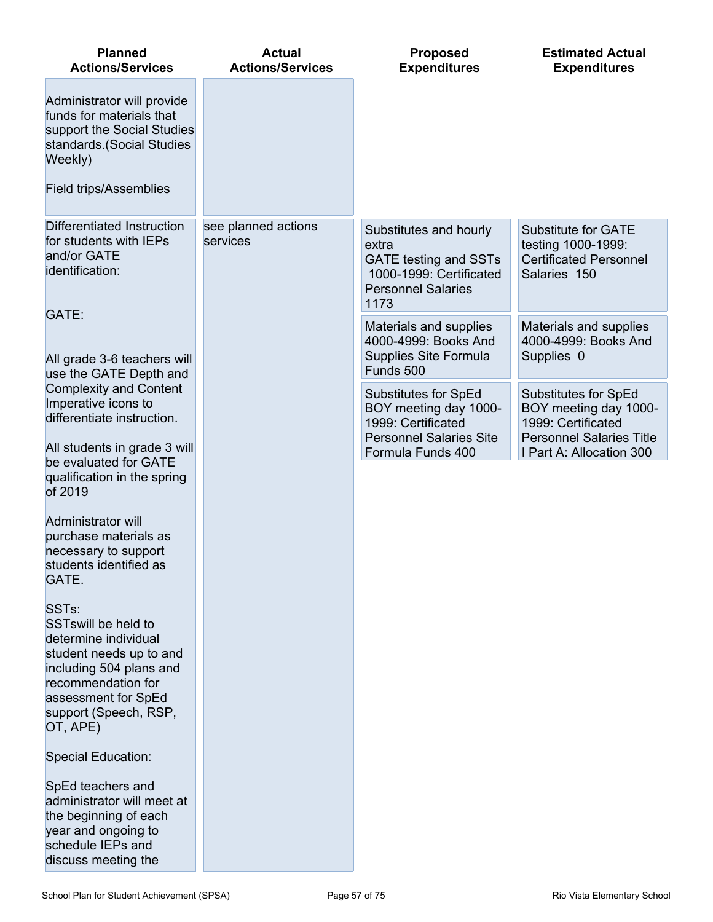| Planned Actions/Services | Actual Actions/Services | Proposed Expenditures | Estimated Actual Expenditures |
| --- | --- | --- | --- |
| Administrator will provide funds for materials that support the Social Studies standards.(Social Studies Weekly)<br><br>Field trips/Assemblies | | | |
| Differentiated Instruction for students with IEPs and/or GATE identification:<br><br>GATE:<br><br>All grade 3-6 teachers will use the GATE Depth and Complexity and Content Imperative icons to differentiate instruction.<br><br>All students in grade 3 will be evaluated for GATE qualification in the spring of 2019<br><br>Administrator will purchase materials as necessary to support students identified as GATE.<br><br>SSTs:<br>SSTswill be held to determine individual student needs up to and including 504 plans and recommendation for assessment for SpEd support (Speech, RSP, OT, APE)<br><br>Special Education:<br><br>SpEd teachers and administrator will meet at the beginning of each year and ongoing to schedule IEPs and discuss meeting the | see planned actions services | Substitutes and hourly extra<br>GATE testing and SSTs 1000-1999: Certificated Personnel Salaries 1173<br><br>Materials and supplies 4000-4999: Books And Supplies Site Formula Funds 500<br><br>Substitutes for SpEd BOY meeting day 1000-1999: Certificated Personnel Salaries Site Formula Funds 400 | Substitute for GATE testing 1000-1999: Certificated Personnel Salaries 150<br><br>Materials and supplies 4000-4999: Books And Supplies 0<br><br>Substitutes for SpEd BOY meeting day 1000-1999: Certificated Personnel Salaries Title I Part A: Allocation 300 |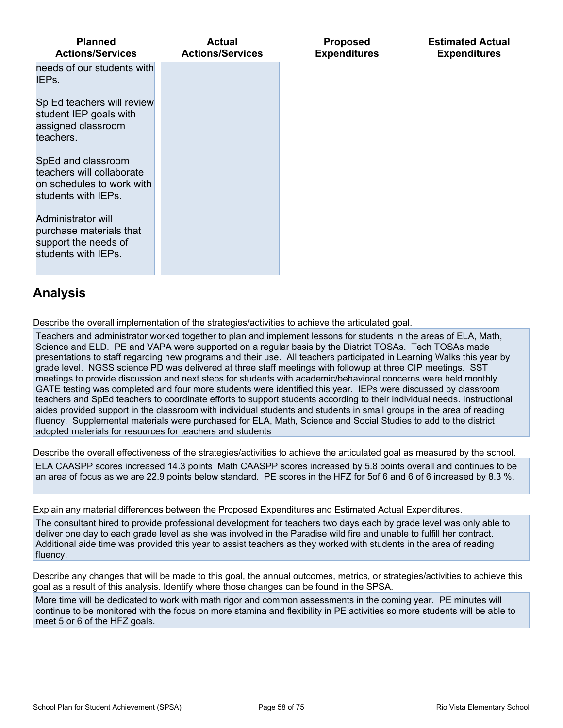| Planned Actions/Services | Actual Actions/Services | Proposed Expenditures | Estimated Actual Expenditures |
|---|---|---|---|
| needs of our students with IEPs.<br><br>Sp Ed teachers will review student IEP goals with assigned classroom teachers.<br><br>SpEd and classroom teachers will collaborate on schedules to work with students with IEPs.<br><br>Administrator will purchase materials that support the needs of students with IEPs. | | | |

## Analysis

Describe the overall implementation of the strategies/activities to achieve the articulated goal.

Teachers and administrator worked together to plan and implement lessons for students in the areas of ELA, Math, Science and ELD. PE and VAPA were supported on a regular basis by the District TOSAs. Tech TOSAs made presentations to staff regarding new programs and their use. All teachers participated in Learning Walks this year by grade level. NGSS science PD was delivered at three staff meetings with followup at three CIP meetings. SST meetings to provide discussion and next steps for students with academic/behavioral concerns were held monthly. GATE testing was completed and four more students were identified this year. IEPs were discussed by classroom teachers and SpEd teachers to coordinate efforts to support students according to their individual needs. Instructional aides provided support in the classroom with individual students and students in small groups in the area of reading fluency. Supplemental materials were purchased for ELA, Math, Science and Social Studies to add to the district adopted materials for resources for teachers and students

Describe the overall effectiveness of the strategies/activities to achieve the articulated goal as measured by the school.

ELA CAASPP scores increased 14.3 points Math CAASPP scores increased by 5.8 points overall and continues to be an area of focus as we are 22.9 points below standard. PE scores in the HFZ for 5of 6 and 6 of 6 increased by 8.3 %.

Explain any material differences between the Proposed Expenditures and Estimated Actual Expenditures.

The consultant hired to provide professional development for teachers two days each by grade level was only able to deliver one day to each grade level as she was involved in the Paradise wild fire and unable to fulfill her contract. Additional aide time was provided this year to assist teachers as they worked with students in the area of reading fluency.

Describe any changes that will be made to this goal, the annual outcomes, metrics, or strategies/activities to achieve this goal as a result of this analysis. Identify where those changes can be found in the SPSA.

More time will be dedicated to work with math rigor and common assessments in the coming year. PE minutes will continue to be monitored with the focus on more stamina and flexibility in PE activities so more students will be able to meet 5 or 6 of the HFZ goals.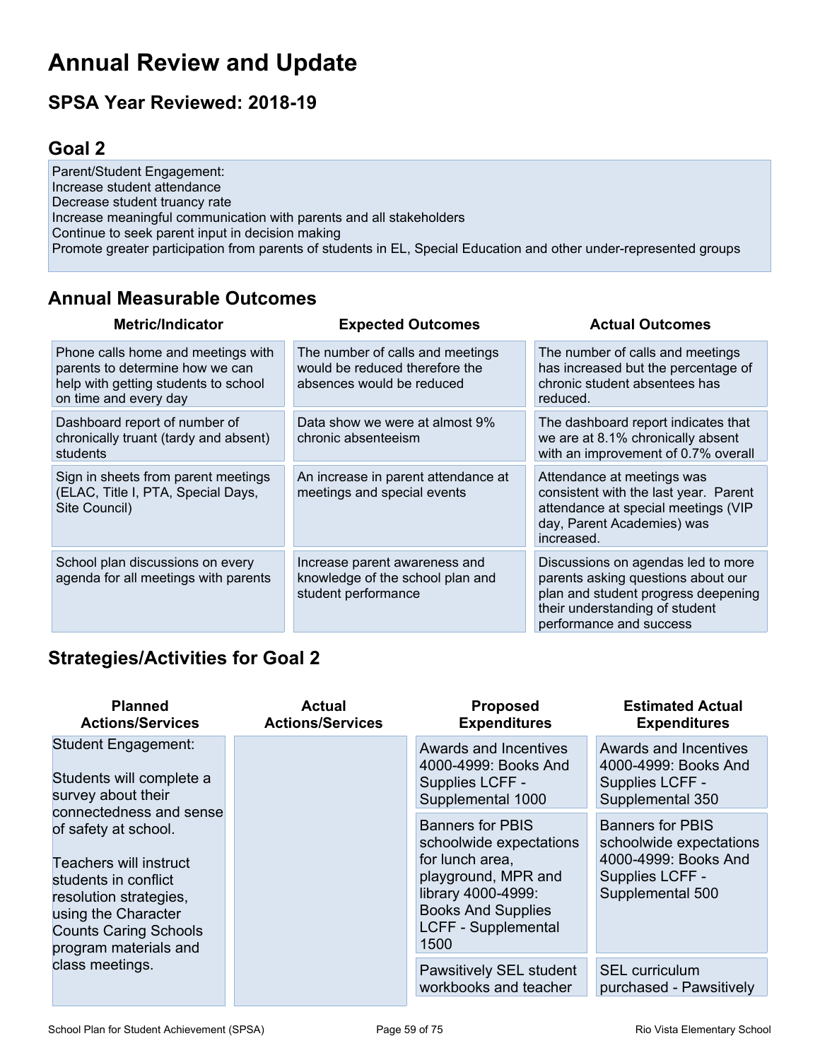# Annual Review and Update

## SPSA Year Reviewed: 2018-19

## Goal 2

Parent/Student Engagement:
Increase student attendance
Decrease student truancy rate
Increase meaningful communication with parents and all stakeholders
Continue to seek parent input in decision making
Promote greater participation from parents of students in EL, Special Education and other under-represented groups

## Annual Measurable Outcomes

| Metric/Indicator | Expected Outcomes | Actual Outcomes |
|---|---|---|
| Phone calls home and meetings with parents to determine how we can help with getting students to school on time and every day | The number of calls and meetings would be reduced therefore the absences would be reduced | The number of calls and meetings has increased but the percentage of chronic student absentees has reduced. |
| Dashboard report of number of chronically truant (tardy and absent) students | Data show we were at almost 9% chronic absenteeism | The dashboard report indicates that we are at 8.1% chronically absent with an improvement of 0.7% overall |
| Sign in sheets from parent meetings (ELAC, Title I, PTA, Special Days, Site Council) | An increase in parent attendance at meetings and special events | Attendance at meetings was consistent with the last year. Parent attendance at special meetings (VIP day, Parent Academies) was increased. |
| School plan discussions on every agenda for all meetings with parents | Increase parent awareness and knowledge of the school plan and student performance | Discussions on agendas led to more parents asking questions about our plan and student progress deepening their understanding of student performance and success |

## Strategies/Activities for Goal 2

| Planned Actions/Services | Actual Actions/Services | Proposed Expenditures | Estimated Actual Expenditures |
|---|---|---|---|
| Student Engagement:<br><br>Students will complete a survey about their connectedness and sense of safety at school.<br><br>Teachers will instruct students in conflict resolution strategies, using the Character Counts Caring Schools program materials and class meetings. | | Awards and Incentives 4000-4999: Books And Supplies LCFF - Supplemental 1000 | Awards and Incentives 4000-4999: Books And Supplies LCFF - Supplemental 350 |
| | | Banners for PBIS schoolwide expectations for lunch area, playground, MPR and library 4000-4999: Books And Supplies LCFF - Supplemental 1500 | Banners for PBIS schoolwide expectations 4000-4999: Books And Supplies LCFF - Supplemental 500 |
| | | Pawsitively SEL student workbooks and teacher | SEL curriculum purchased - Pawsitively |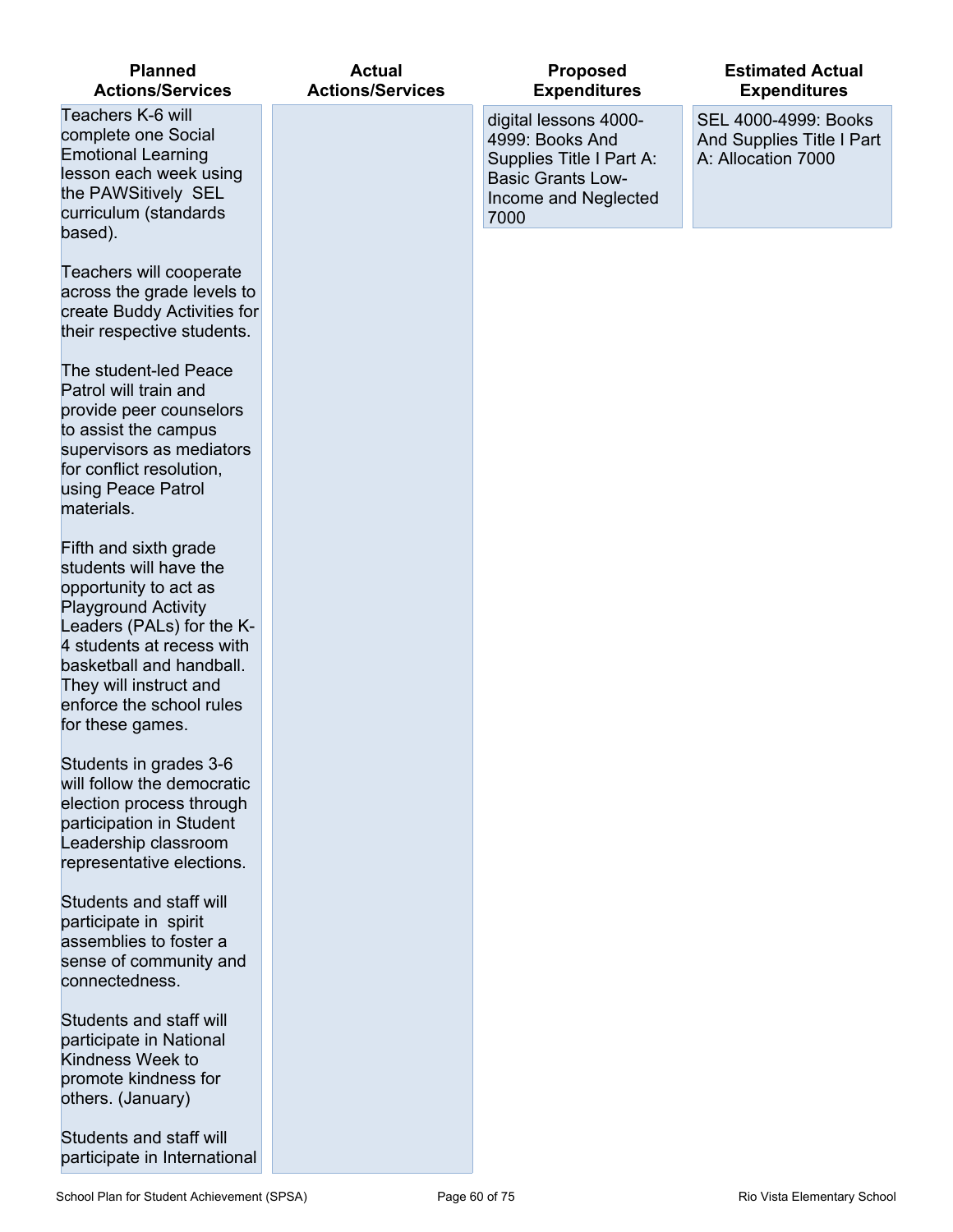| Planned Actions/Services | Actual Actions/Services | Proposed Expenditures | Estimated Actual Expenditures |
|---|---|---|---|
| Teachers K-6 will complete one Social Emotional Learning lesson each week using the PAWSitively SEL curriculum (standards based).<br><br>Teachers will cooperate across the grade levels to create Buddy Activities for their respective students.<br><br>The student-led Peace Patrol will train and provide peer counselors to assist the campus supervisors as mediators for conflict resolution, using Peace Patrol materials.<br><br>Fifth and sixth grade students will have the opportunity to act as Playground Activity Leaders (PALs) for the K-4 students at recess with basketball and handball. They will instruct and enforce the school rules for these games.<br><br>Students in grades 3-6 will follow the democratic election process through participation in Student Leadership classroom representative elections.<br><br>Students and staff will participate in spirit assemblies to foster a sense of community and connectedness.<br><br>Students and staff will participate in National Kindness Week to promote kindness for others. (January)<br><br>Students and staff will participate in International | | digital lessons 4000-4999: Books And Supplies Title I Part A: Basic Grants Low-Income and Neglected 7000 | SEL 4000-4999: Books And Supplies Title I Part A: Allocation 7000 |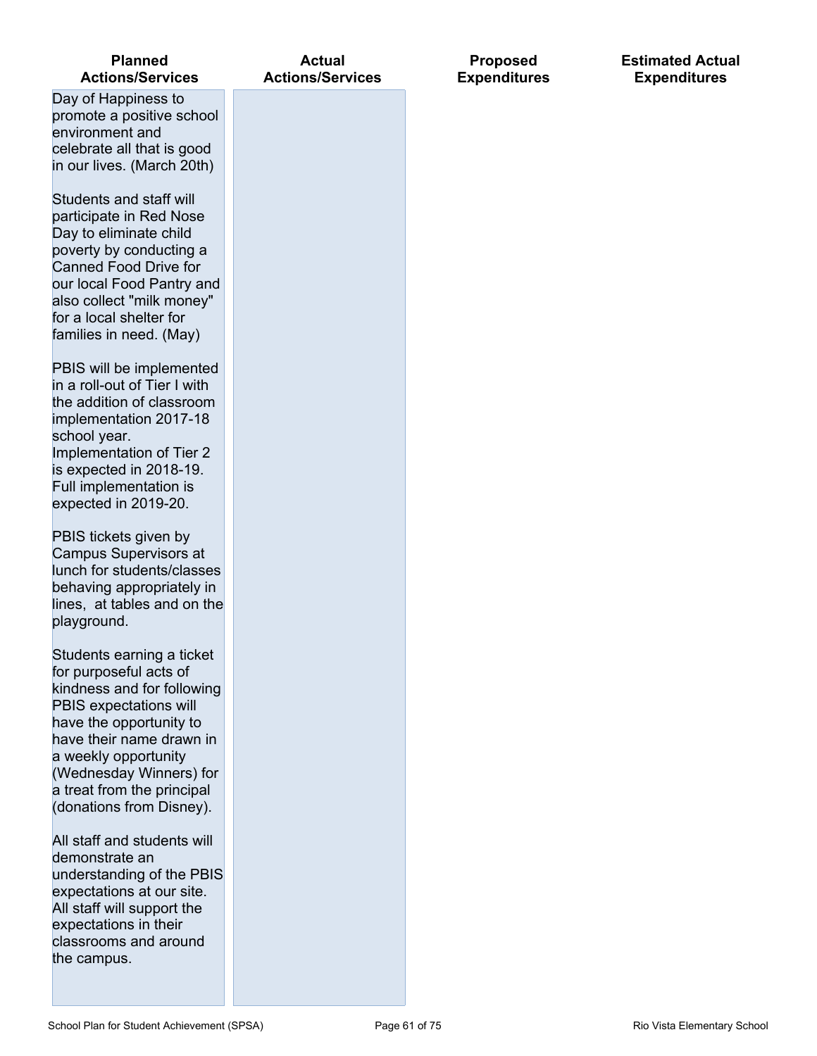| Planned Actions/Services | Actual Actions/Services | Proposed Expenditures | Estimated Actual Expenditures |
| --- | --- | --- | --- |
| Day of Happiness to promote a positive school environment and celebrate all that is good in our lives. (March 20th)<br><br>Students and staff will participate in Red Nose Day to eliminate child poverty by conducting a Canned Food Drive for our local Food Pantry and also collect "milk money" for a local shelter for families in need. (May)<br><br>PBIS will be implemented in a roll-out of Tier I with the addition of classroom implementation 2017-18 school year. Implementation of Tier 2 is expected in 2018-19. Full implementation is expected in 2019-20.<br><br>PBIS tickets given by Campus Supervisors at lunch for students/classes behaving appropriately in lines, at tables and on the playground.<br><br>Students earning a ticket for purposeful acts of kindness and for following PBIS expectations will have the opportunity to have their name drawn in a weekly opportunity (Wednesday Winners) for a treat from the principal (donations from Disney).<br><br>All staff and students will demonstrate an understanding of the PBIS expectations at our site. All staff will support the expectations in their classrooms and around the campus. | | | |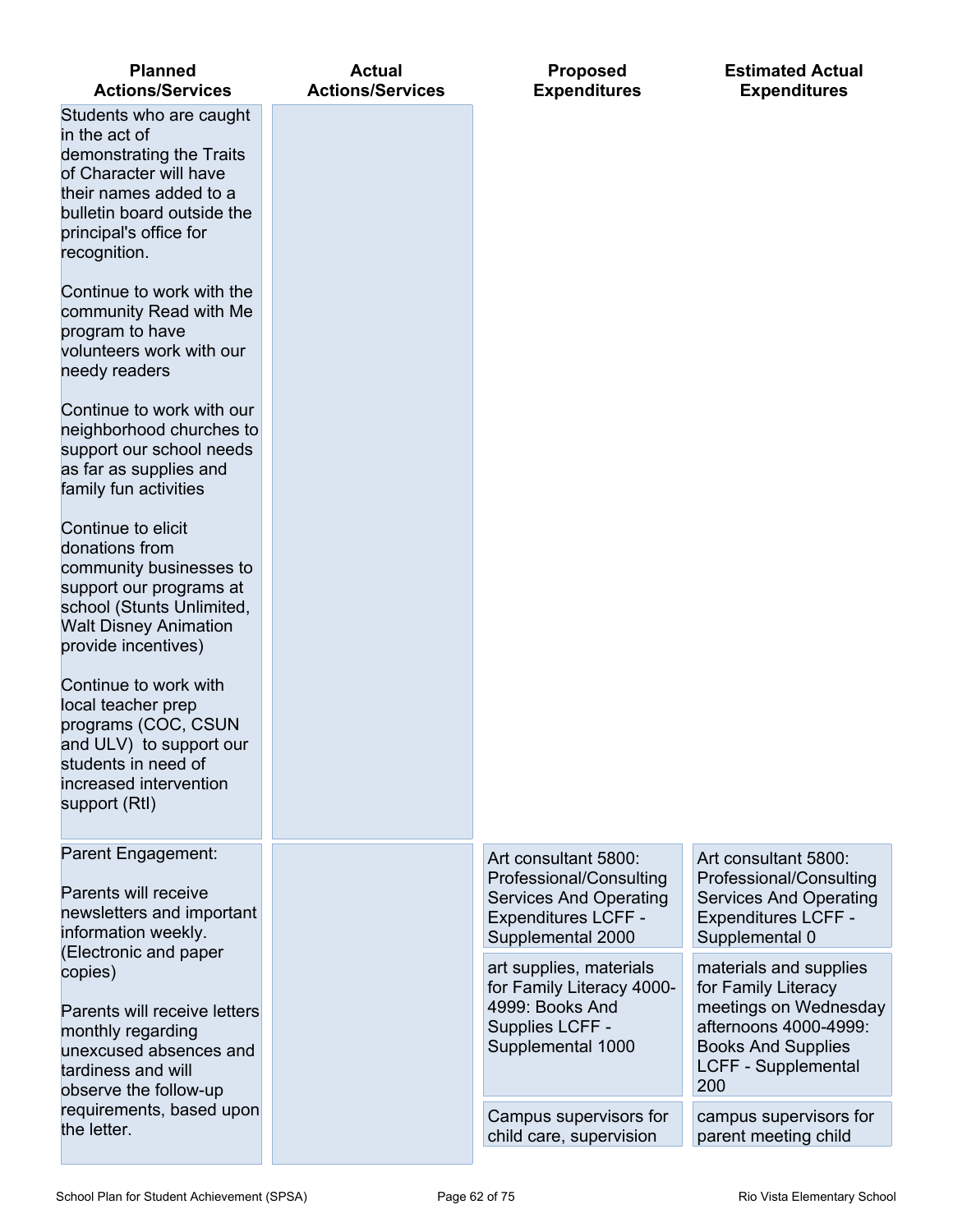| Planned Actions/Services | Actual Actions/Services | Proposed Expenditures | Estimated Actual Expenditures |
|---|---|---|---|
| Students who are caught in the act of demonstrating the Traits of Character will have their names added to a bulletin board outside the principal's office for recognition.<br><br>Continue to work with the community Read with Me program to have volunteers work with our needy readers<br><br>Continue to work with our neighborhood churches to support our school needs as far as supplies and family fun activities<br><br>Continue to elicit donations from community businesses to support our programs at school (Stunts Unlimited, Walt Disney Animation provide incentives)<br><br>Continue to work with local teacher prep programs (COC, CSUN and ULV) to support our students in need of increased intervention support (RtI) | | | |
| Parent Engagement:<br><br>Parents will receive newsletters and important information weekly. (Electronic and paper copies)<br><br>Parents will receive letters monthly regarding unexcused absences and tardiness and will observe the follow-up requirements, based upon the letter. | | Art consultant 5800: Professional/Consulting Services And Operating Expenditures LCFF - Supplemental 2000 | Art consultant 5800: Professional/Consulting Services And Operating Expenditures LCFF - Supplemental 0 |
| | | art supplies, materials for Family Literacy 4000-4999: Books And Supplies LCFF - Supplemental 1000 | materials and supplies for Family Literacy meetings on Wednesday afternoons 4000-4999: Books And Supplies LCFF - Supplemental 200 |
| | | Campus supervisors for child care, supervision | campus supervisors for parent meeting child |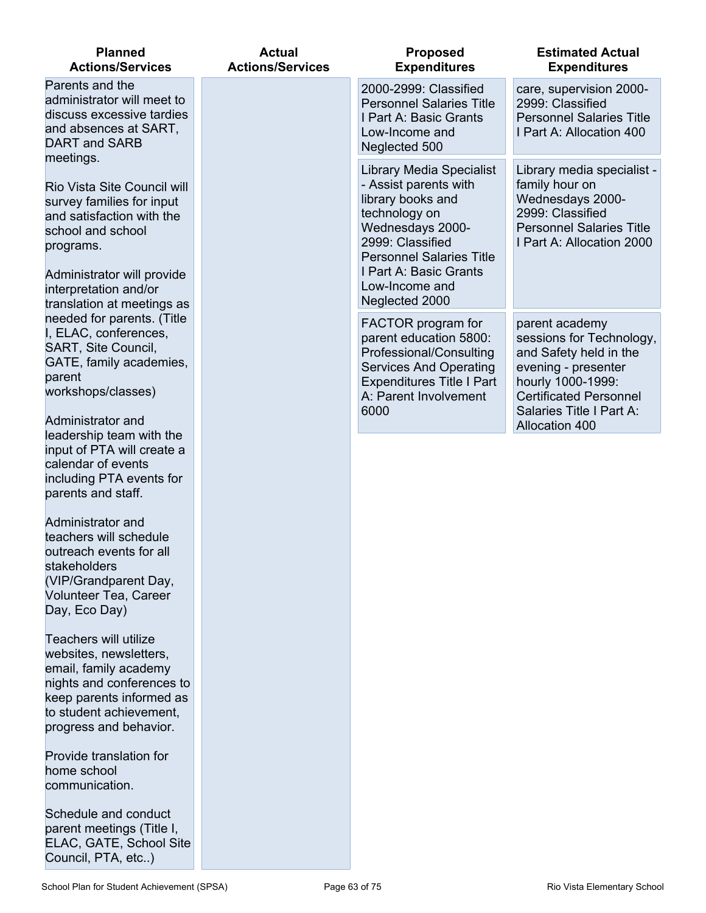| Planned Actions/Services | Actual Actions/Services | Proposed Expenditures | Estimated Actual Expenditures |
|---|---|---|---|
| Parents and the administrator will meet to discuss excessive tardies and absences at SART, DART and SARB meetings.<br><br>Rio Vista Site Council will survey families for input and satisfaction with the school and school programs.<br><br>Administrator will provide interpretation and/or translation at meetings as needed for parents. (Title I, ELAC, conferences, SART, Site Council, GATE, family academies, parent workshops/classes)<br><br>Administrator and leadership team with the input of PTA will create a calendar of events including PTA events for parents and staff.<br><br>Administrator and teachers will schedule outreach events for all stakeholders (VIP/Grandparent Day, Volunteer Tea, Career Day, Eco Day)<br><br>Teachers will utilize websites, newsletters, email, family academy nights and conferences to keep parents informed as to student achievement, progress and behavior.<br><br>Provide translation for home school communication.<br><br>Schedule and conduct parent meetings (Title I, ELAC, GATE, School Site Council, PTA, etc..) | | 2000-2999: Classified Personnel Salaries Title I Part A: Basic Grants Low-Income and Neglected 500 | care, supervision 2000-2999: Classified Personnel Salaries Title I Part A: Allocation 400 |
| | | Library Media Specialist - Assist parents with library books and technology on Wednesdays 2000-2999: Classified Personnel Salaries Title I Part A: Basic Grants Low-Income and Neglected 2000 | Library media specialist - family hour on Wednesdays 2000-2999: Classified Personnel Salaries Title I Part A: Allocation 2000 |
| | | FACTOR program for parent education 5800: Professional/Consulting Services And Operating Expenditures Title I Part A: Parent Involvement 6000 | parent academy sessions for Technology, and Safety held in the evening - presenter hourly 1000-1999: Certificated Personnel Salaries Title I Part A: Allocation 400 |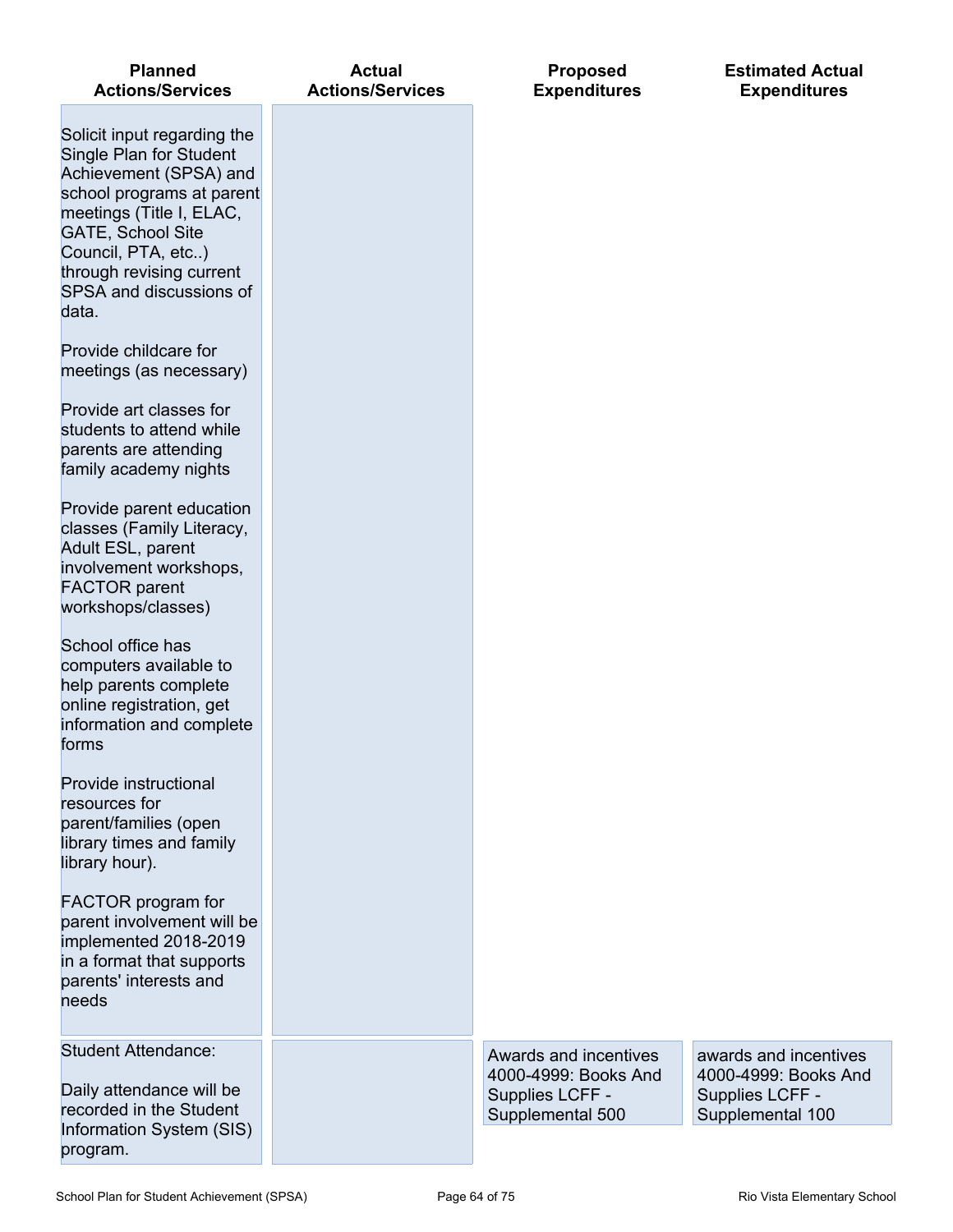| Planned Actions/Services | Actual Actions/Services | Proposed Expenditures | Estimated Actual Expenditures |
|---|---|---|---|
| Solicit input regarding the Single Plan for Student Achievement (SPSA) and school programs at parent meetings (Title I, ELAC, GATE, School Site Council, PTA, etc..) through revising current SPSA and discussions of data.<br><br>Provide childcare for meetings (as necessary)<br><br>Provide art classes for students to attend while parents are attending family academy nights<br><br>Provide parent education classes (Family Literacy, Adult ESL, parent involvement workshops, FACTOR parent workshops/classes)<br><br>School office has computers available to help parents complete online registration, get information and complete forms<br><br>Provide instructional resources for parent/families (open library times and family library hour).<br><br>FACTOR program for parent involvement will be implemented 2018-2019 in a format that supports parents' interests and needs | | | |
| Student Attendance:<br><br>Daily attendance will be recorded in the Student Information System (SIS) program. | | Awards and incentives 4000-4999: Books And Supplies LCFF - Supplemental 500 | awards and incentives 4000-4999: Books And Supplies LCFF - Supplemental 100 |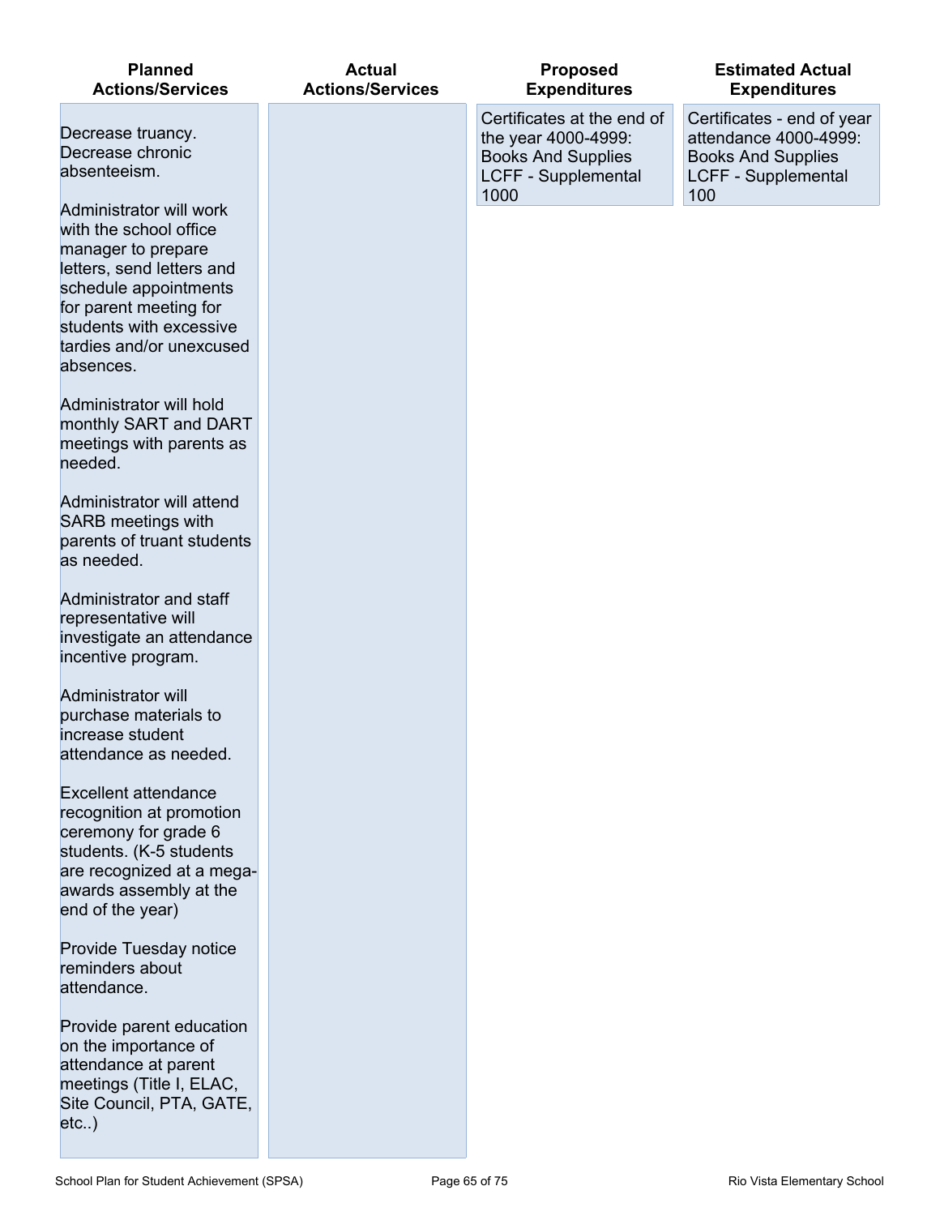| Planned Actions/Services | Actual Actions/Services | Proposed Expenditures | Estimated Actual Expenditures |
|---|---|---|---|
| Decrease truancy. Decrease chronic absenteeism.<br><br>Administrator will work with the school office manager to prepare letters, send letters and schedule appointments for parent meeting for students with excessive tardies and/or unexcused absences.<br><br>Administrator will hold monthly SART and DART meetings with parents as needed.<br><br>Administrator will attend SARB meetings with parents of truant students as needed.<br><br>Administrator and staff representative will investigate an attendance incentive program.<br><br>Administrator will purchase materials to increase student attendance as needed.<br><br>Excellent attendance recognition at promotion ceremony for grade 6 students. (K-5 students are recognized at a mega-awards assembly at the end of the year)<br><br>Provide Tuesday notice reminders about attendance.<br><br>Provide parent education on the importance of attendance at parent meetings (Title I, ELAC, Site Council, PTA, GATE, etc..) | | Certificates at the end of the year 4000-4999: Books And Supplies LCFF - Supplemental 1000 | Certificates - end of year attendance 4000-4999: Books And Supplies LCFF - Supplemental 100 |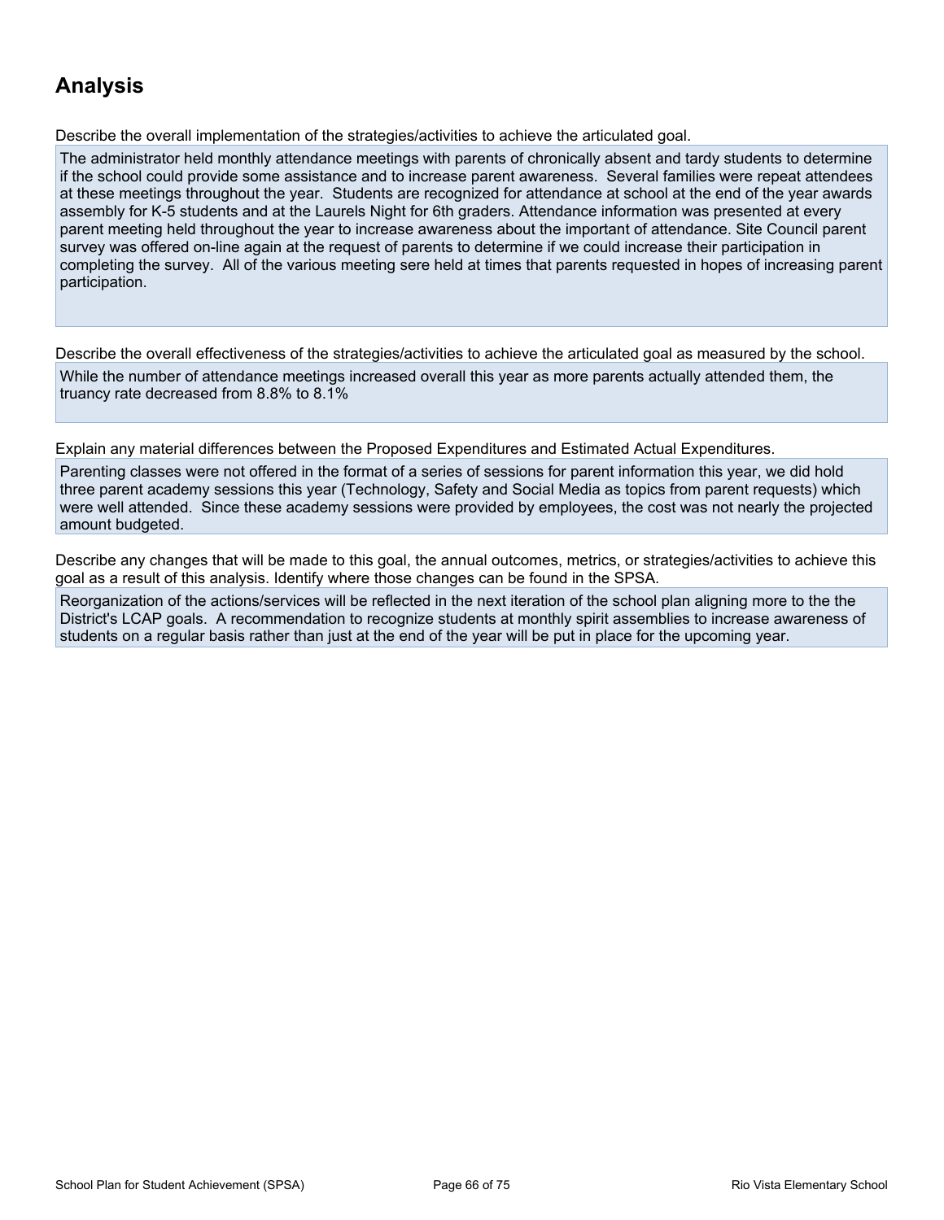## Analysis

Describe the overall implementation of the strategies/activities to achieve the articulated goal.

The administrator held monthly attendance meetings with parents of chronically absent and tardy students to determine if the school could provide some assistance and to increase parent awareness. Several families were repeat attendees at these meetings throughout the year. Students are recognized for attendance at school at the end of the year awards assembly for K-5 students and at the Laurels Night for 6th graders. Attendance information was presented at every parent meeting held throughout the year to increase awareness about the important of attendance. Site Council parent survey was offered on-line again at the request of parents to determine if we could increase their participation in completing the survey. All of the various meeting sere held at times that parents requested in hopes of increasing parent participation.

Describe the overall effectiveness of the strategies/activities to achieve the articulated goal as measured by the school.

While the number of attendance meetings increased overall this year as more parents actually attended them, the truancy rate decreased from 8.8% to 8.1%

Explain any material differences between the Proposed Expenditures and Estimated Actual Expenditures.

Parenting classes were not offered in the format of a series of sessions for parent information this year, we did hold three parent academy sessions this year (Technology, Safety and Social Media as topics from parent requests) which were well attended. Since these academy sessions were provided by employees, the cost was not nearly the projected amount budgeted.

Describe any changes that will be made to this goal, the annual outcomes, metrics, or strategies/activities to achieve this goal as a result of this analysis. Identify where those changes can be found in the SPSA.

Reorganization of the actions/services will be reflected in the next iteration of the school plan aligning more to the the District's LCAP goals. A recommendation to recognize students at monthly spirit assemblies to increase awareness of students on a regular basis rather than just at the end of the year will be put in place for the upcoming year.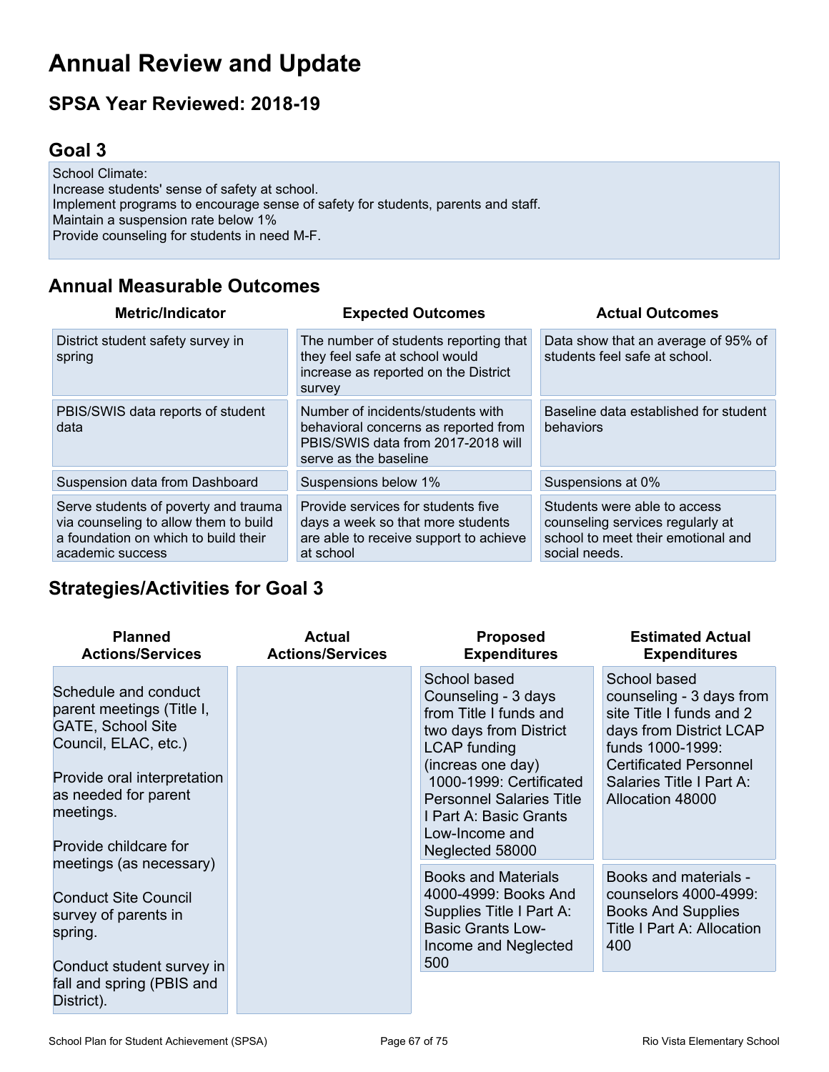# Annual Review and Update

## SPSA Year Reviewed: 2018-19

## Goal 3

School Climate:
Increase students' sense of safety at school.
Implement programs to encourage sense of safety for students, parents and staff.
Maintain a suspension rate below 1%
Provide counseling for students in need M-F.

## Annual Measurable Outcomes

| Metric/Indicator | Expected Outcomes | Actual Outcomes |
|---|---|---|
| District student safety survey in spring | The number of students reporting that they feel safe at school would increase as reported on the District survey | Data show that an average of 95% of students feel safe at school. |
| PBIS/SWIS data reports of student data | Number of incidents/students with behavioral concerns as reported from PBIS/SWIS data from 2017-2018 will serve as the baseline | Baseline data established for student behaviors |
| Suspension data from Dashboard | Suspensions below 1% | Suspensions at 0% |
| Serve students of poverty and trauma via counseling to allow them to build a foundation on which to build their academic success | Provide services for students five days a week so that more students are able to receive support to achieve at school | Students were able to access counseling services regularly at school to meet their emotional and social needs. |

## Strategies/Activities for Goal 3

| Planned Actions/Services | Actual Actions/Services | Proposed Expenditures | Estimated Actual Expenditures |
|---|---|---|---|
| Schedule and conduct parent meetings (Title I, GATE, School Site Council, ELAC, etc.)<br><br>Provide oral interpretation as needed for parent meetings.<br><br>Provide childcare for meetings (as necessary)<br><br>Conduct Site Council survey of parents in spring.<br><br>Conduct student survey in fall and spring (PBIS and District). | | School based Counseling - 3 days from Title I funds and two days from District LCAP funding (increas one day) 1000-1999: Certificated Personnel Salaries Title I Part A: Basic Grants Low-Income and Neglected 58000 | School based counseling - 3 days from site Title I funds and 2 days from District LCAP funds 1000-1999: Certificated Personnel Salaries Title I Part A: Allocation 48000 |
| | | Books and Materials 4000-4999: Books And Supplies Title I Part A: Basic Grants Low-Income and Neglected 500 | Books and materials - counselors 4000-4999: Books And Supplies Title I Part A: Allocation 400 |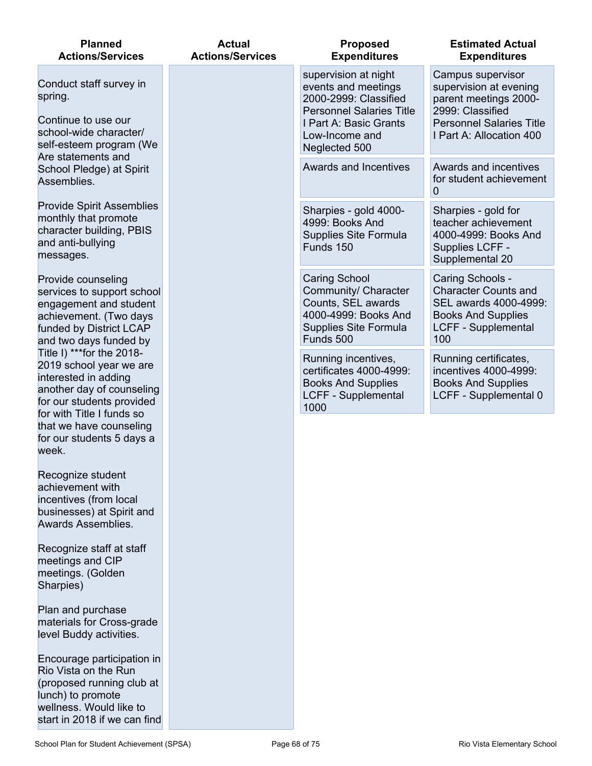| Planned Actions/Services | Actual Actions/Services | Proposed Expenditures | Estimated Actual Expenditures |
|---|---|---|---|
| Conduct staff survey in spring.<br><br>Continue to use our school-wide character/ self-esteem program (We Are statements and School Pledge) at Spirit Assemblies.<br><br>Provide Spirit Assemblies monthly that promote character building, PBIS and anti-bullying messages.<br><br>Provide counseling services to support school engagement and student achievement. (Two days funded by District LCAP and two days funded by Title I) ***for the 2018-2019 school year we are interested in adding another day of counseling for our students provided for with Title I funds so that we have counseling for our students 5 days a week.<br><br>Recognize student achievement with incentives (from local businesses) at Spirit and Awards Assemblies.<br><br>Recognize staff at staff meetings and CIP meetings. (Golden Sharpies)<br><br>Plan and purchase materials for Cross-grade level Buddy activities.<br><br>Encourage participation in Rio Vista on the Run (proposed running club at lunch) to promote wellness. Would like to start in 2018 if we can find | | supervision at night events and meetings 2000-2999: Classified Personnel Salaries Title I Part A: Basic Grants Low-Income and Neglected 500 | Campus supervisor supervision at evening parent meetings 2000-2999: Classified Personnel Salaries Title I Part A: Allocation 400 |
| | | Awards and Incentives | Awards and incentives for student achievement 0 |
| | | Sharpies - gold 4000-4999: Books And Supplies Site Formula Funds 150 | Sharpies - gold for teacher achievement 4000-4999: Books And Supplies LCFF - Supplemental 20 |
| | | Caring School Community/ Character Counts, SEL awards 4000-4999: Books And Supplies Site Formula Funds 500 | Caring Schools - Character Counts and SEL awards 4000-4999: Books And Supplies LCFF - Supplemental 100 |
| | | Running incentives, certificates 4000-4999: Books And Supplies LCFF - Supplemental 1000 | Running certificates, incentives 4000-4999: Books And Supplies LCFF - Supplemental 0 |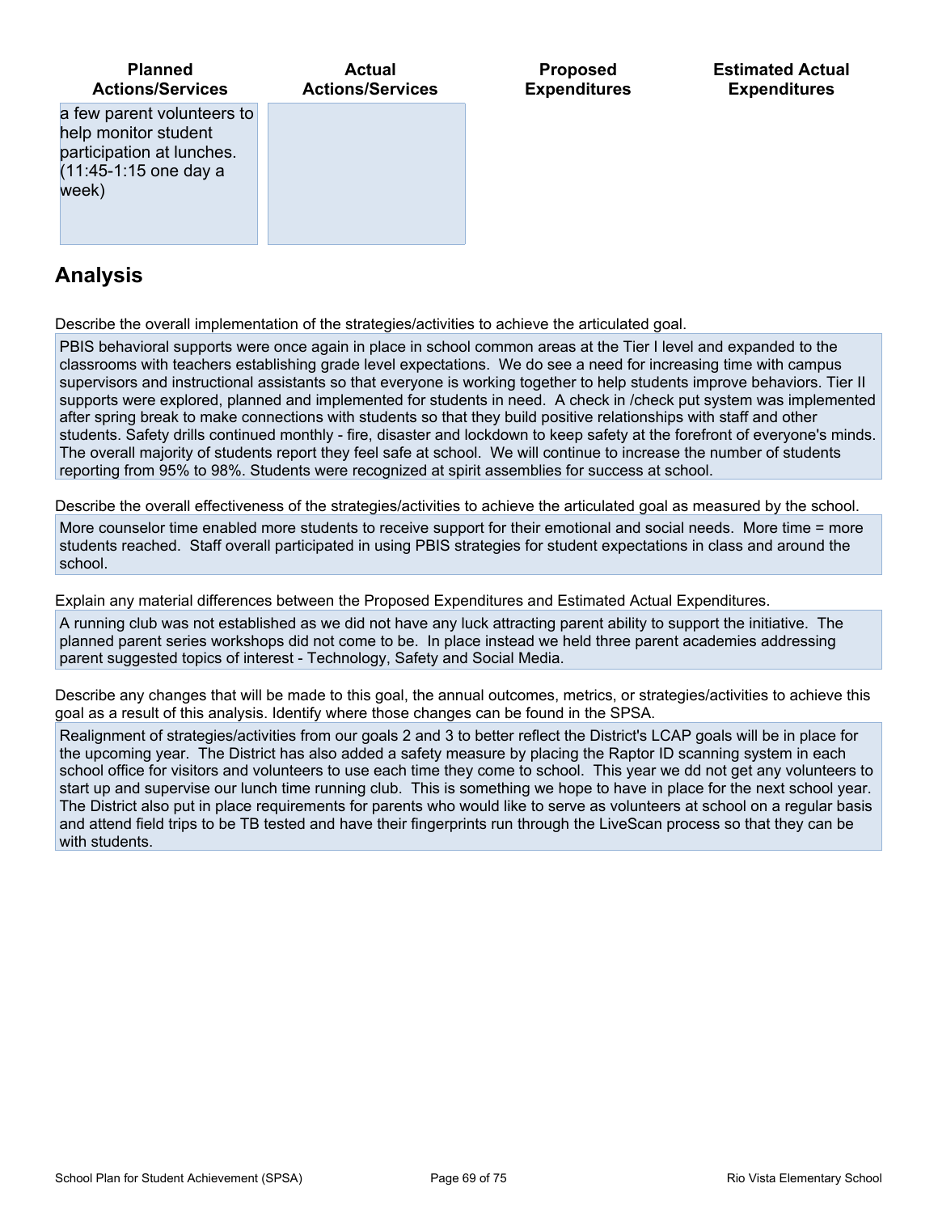| Planned Actions/Services | Actual Actions/Services | Proposed Expenditures | Estimated Actual Expenditures |
|---|---|---|---|
| a few parent volunteers to help monitor student participation at lunches. (11:45-1:15 one day a week) | | | |

## Analysis

Describe the overall implementation of the strategies/activities to achieve the articulated goal.

PBIS behavioral supports were once again in place in school common areas at the Tier I level and expanded to the classrooms with teachers establishing grade level expectations. We do see a need for increasing time with campus supervisors and instructional assistants so that everyone is working together to help students improve behaviors. Tier II supports were explored, planned and implemented for students in need. A check in /check put system was implemented after spring break to make connections with students so that they build positive relationships with staff and other students. Safety drills continued monthly - fire, disaster and lockdown to keep safety at the forefront of everyone's minds. The overall majority of students report they feel safe at school. We will continue to increase the number of students reporting from 95% to 98%. Students were recognized at spirit assemblies for success at school.

Describe the overall effectiveness of the strategies/activities to achieve the articulated goal as measured by the school.

More counselor time enabled more students to receive support for their emotional and social needs. More time = more students reached. Staff overall participated in using PBIS strategies for student expectations in class and around the school.

Explain any material differences between the Proposed Expenditures and Estimated Actual Expenditures.

A running club was not established as we did not have any luck attracting parent ability to support the initiative. The planned parent series workshops did not come to be. In place instead we held three parent academies addressing parent suggested topics of interest - Technology, Safety and Social Media.

Describe any changes that will be made to this goal, the annual outcomes, metrics, or strategies/activities to achieve this goal as a result of this analysis. Identify where those changes can be found in the SPSA.

Realignment of strategies/activities from our goals 2 and 3 to better reflect the District's LCAP goals will be in place for the upcoming year. The District has also added a safety measure by placing the Raptor ID scanning system in each school office for visitors and volunteers to use each time they come to school. This year we dd not get any volunteers to start up and supervise our lunch time running club. This is something we hope to have in place for the next school year. The District also put in place requirements for parents who would like to serve as volunteers at school on a regular basis and attend field trips to be TB tested and have their fingerprints run through the LiveScan process so that they can be with students.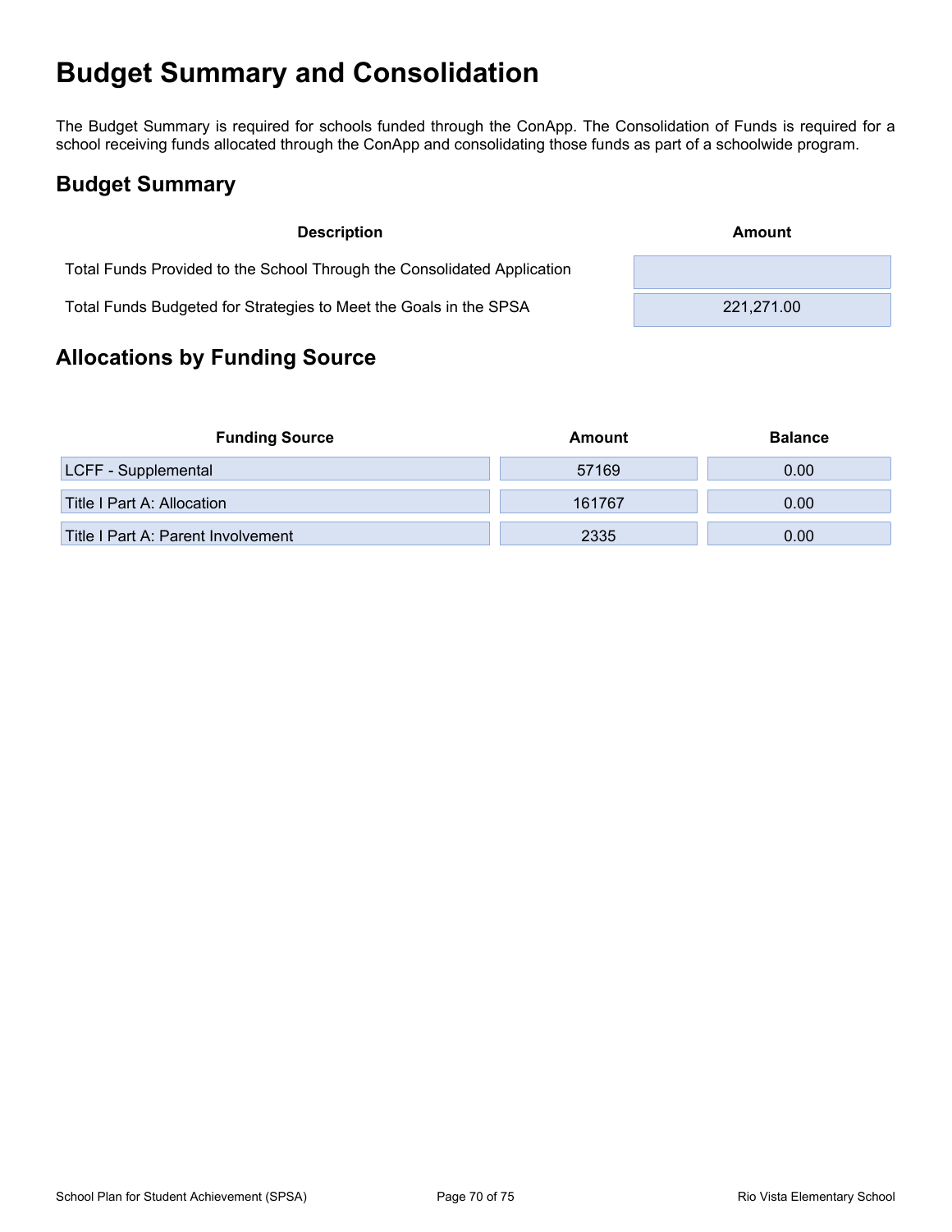# Budget Summary and Consolidation

The Budget Summary is required for schools funded through the ConApp. The Consolidation of Funds is required for a school receiving funds allocated through the ConApp and consolidating those funds as part of a schoolwide program.

## Budget Summary

| Description | Amount |
| --- | --- |
| Total Funds Provided to the School Through the Consolidated Application | |
| Total Funds Budgeted for Strategies to Meet the Goals in the SPSA | 221,271.00 |

## Allocations by Funding Source

| Funding Source | Amount | Balance |
| --- | --- | --- |
| LCFF - Supplemental | 57169 | 0.00 |
| Title I Part A: Allocation | 161767 | 0.00 |
| Title I Part A: Parent Involvement | 2335 | 0.00 |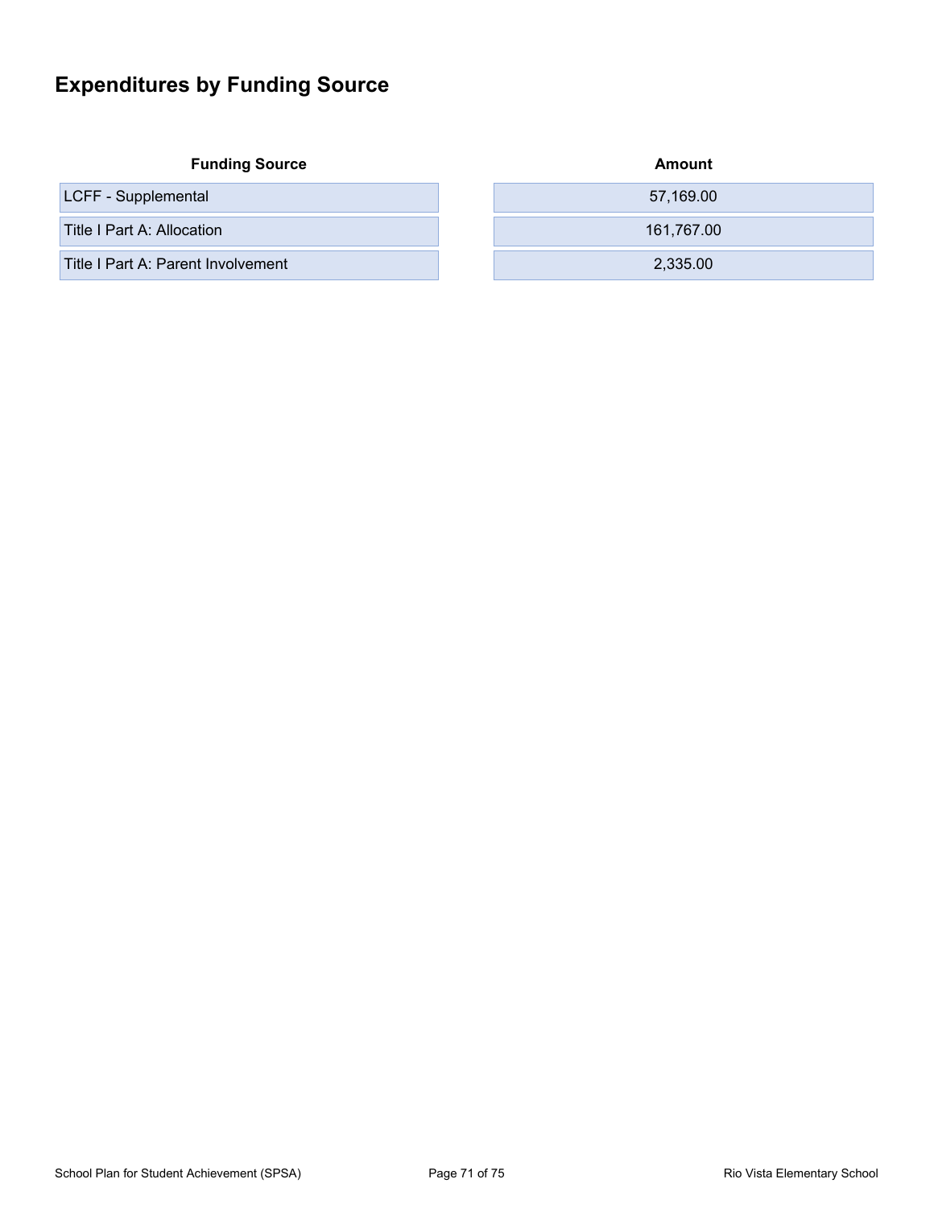# Expenditures by Funding Source

| Funding Source | Amount |
|---|---|
| LCFF - Supplemental | 57,169.00 |
| Title I Part A: Allocation | 161,767.00 |
| Title I Part A: Parent Involvement | 2,335.00 |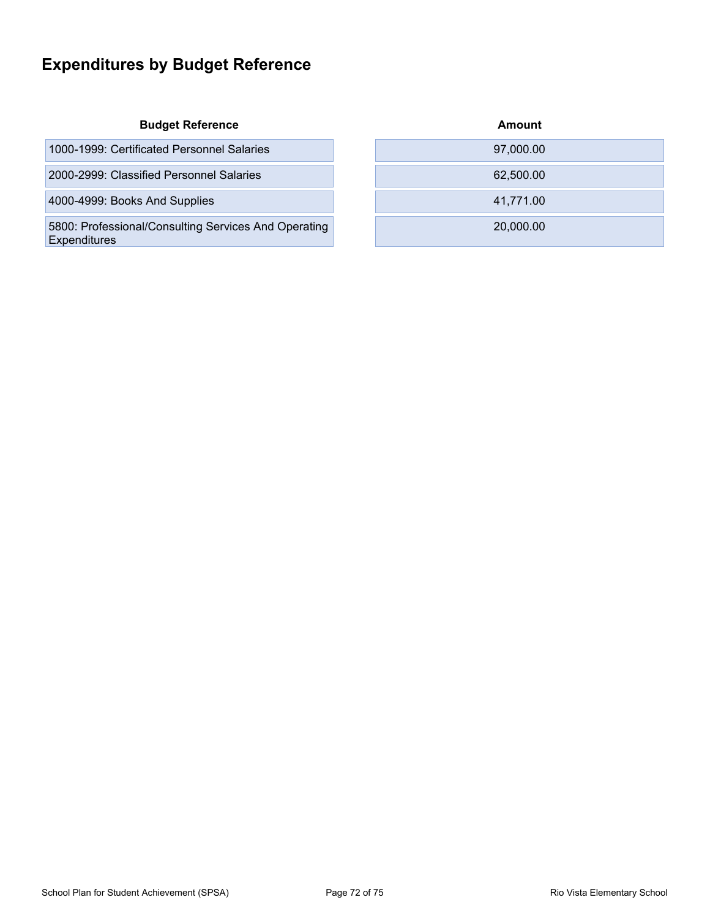## Expenditures by Budget Reference

| Budget Reference | Amount |
| --- | --- |
| 1000-1999: Certificated Personnel Salaries | 97,000.00 |
| 2000-2999: Classified Personnel Salaries | 62,500.00 |
| 4000-4999: Books And Supplies | 41,771.00 |
| 5800: Professional/Consulting Services And Operating Expenditures | 20,000.00 |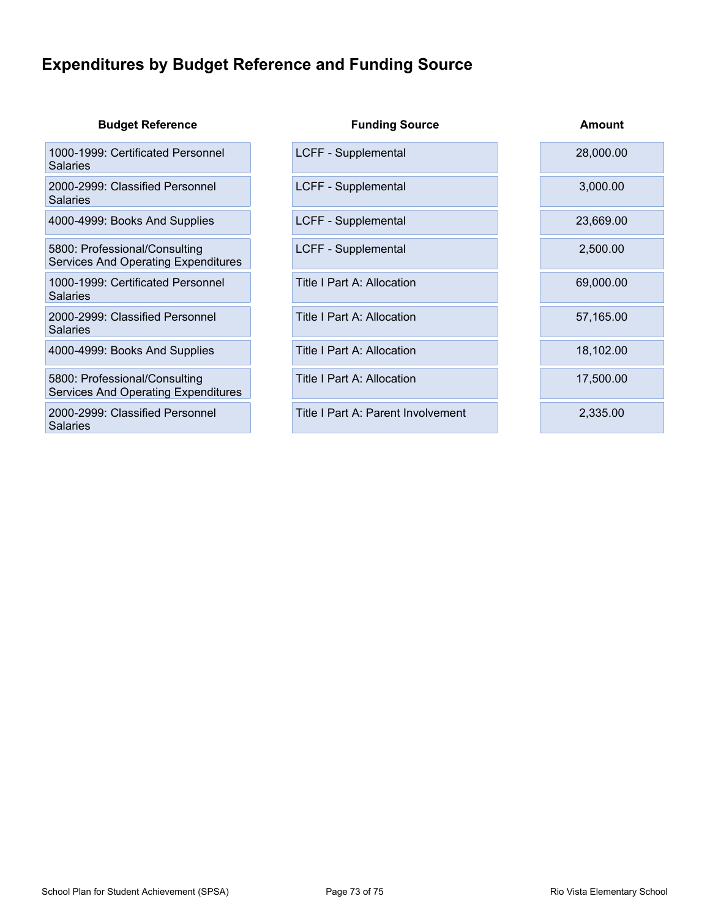## Expenditures by Budget Reference and Funding Source

| Budget Reference | Funding Source | Amount |
|---|---|---|
| 1000-1999: Certificated Personnel Salaries | LCFF - Supplemental | 28,000.00 |
| 2000-2999: Classified Personnel Salaries | LCFF - Supplemental | 3,000.00 |
| 4000-4999: Books And Supplies | LCFF - Supplemental | 23,669.00 |
| 5800: Professional/Consulting Services And Operating Expenditures | LCFF - Supplemental | 2,500.00 |
| 1000-1999: Certificated Personnel Salaries | Title I Part A: Allocation | 69,000.00 |
| 2000-2999: Classified Personnel Salaries | Title I Part A: Allocation | 57,165.00 |
| 4000-4999: Books And Supplies | Title I Part A: Allocation | 18,102.00 |
| 5800: Professional/Consulting Services And Operating Expenditures | Title I Part A: Allocation | 17,500.00 |
| 2000-2999: Classified Personnel Salaries | Title I Part A: Parent Involvement | 2,335.00 |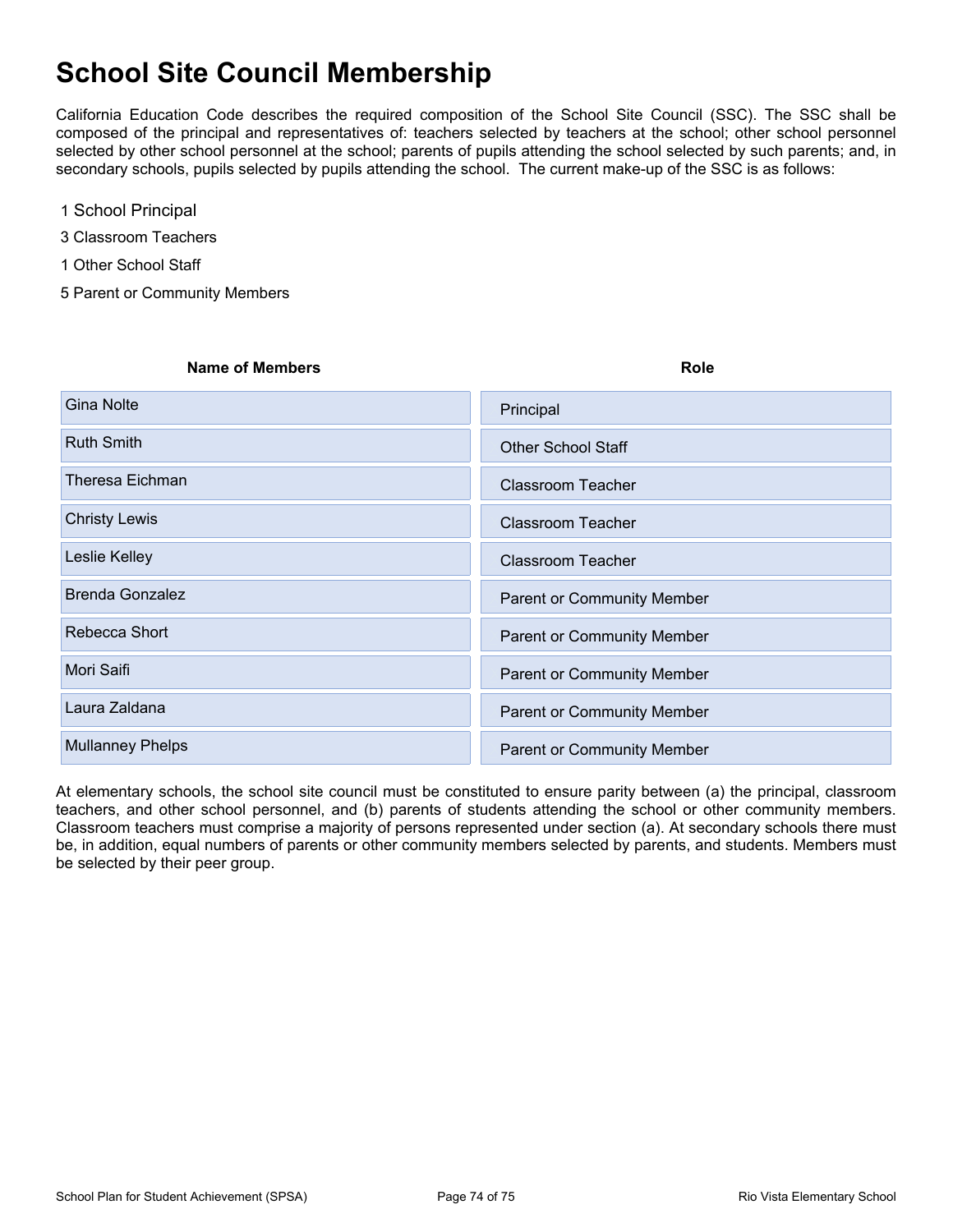# School Site Council Membership

California Education Code describes the required composition of the School Site Council (SSC). The SSC shall be composed of the principal and representatives of: teachers selected by teachers at the school; other school personnel selected by other school personnel at the school; parents of pupils attending the school selected by such parents; and, in secondary schools, pupils selected by pupils attending the school. The current make-up of the SSC is as follows:

1 School Principal

3 Classroom Teachers

1 Other School Staff

5 Parent or Community Members

| Name of Members | Role |
|---|---|
| Gina Nolte | Principal |
| Ruth Smith | Other School Staff |
| Theresa Eichman | Classroom Teacher |
| Christy Lewis | Classroom Teacher |
| Leslie Kelley | Classroom Teacher |
| Brenda Gonzalez | Parent or Community Member |
| Rebecca Short | Parent or Community Member |
| Mori Saifi | Parent or Community Member |
| Laura Zaldana | Parent or Community Member |
| Mullanney Phelps | Parent or Community Member |

At elementary schools, the school site council must be constituted to ensure parity between (a) the principal, classroom teachers, and other school personnel, and (b) parents of students attending the school or other community members. Classroom teachers must comprise a majority of persons represented under section (a). At secondary schools there must be, in addition, equal numbers of parents or other community members selected by parents, and students. Members must be selected by their peer group.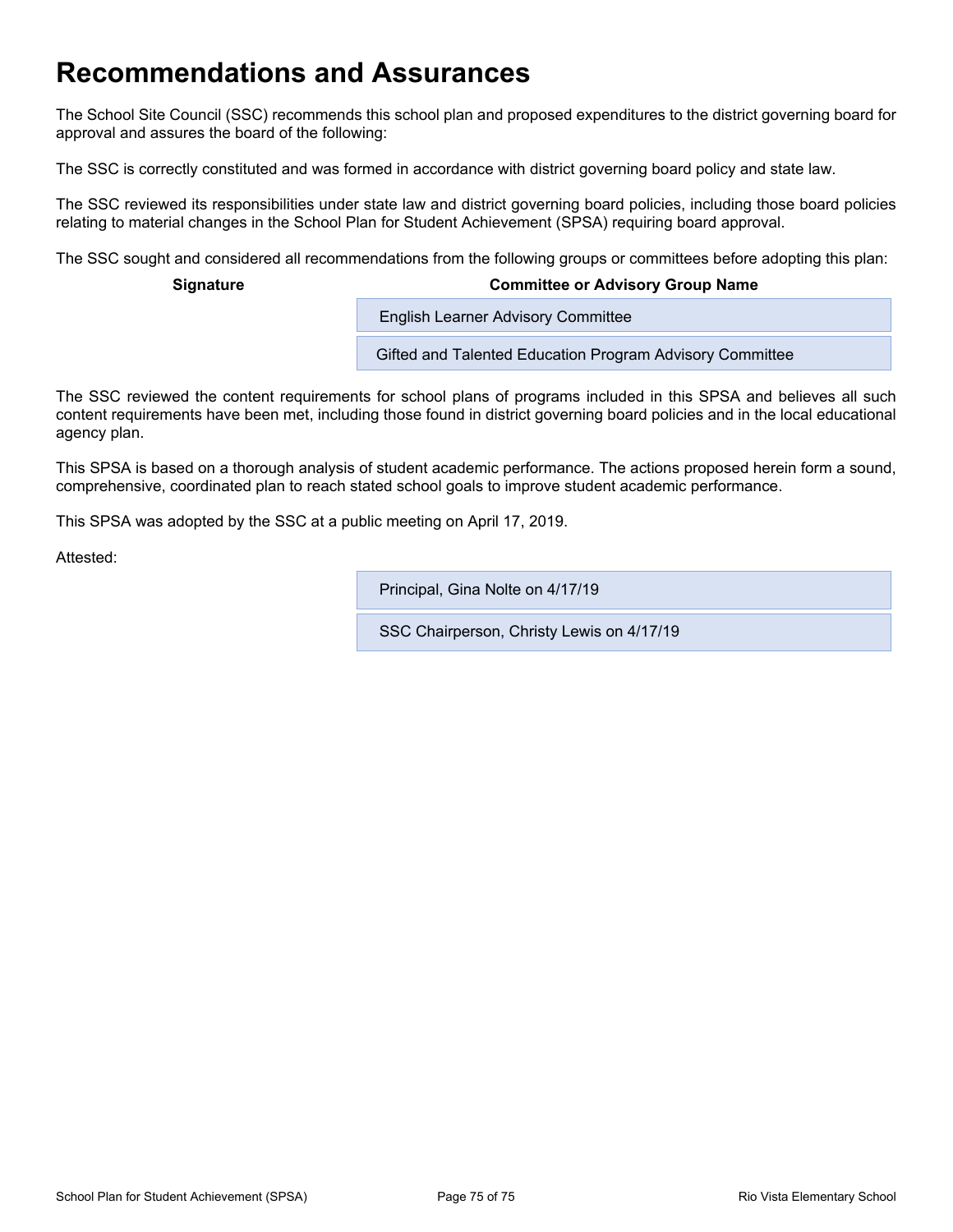# Recommendations and Assurances

The School Site Council (SSC) recommends this school plan and proposed expenditures to the district governing board for approval and assures the board of the following:

The SSC is correctly constituted and was formed in accordance with district governing board policy and state law.

The SSC reviewed its responsibilities under state law and district governing board policies, including those board policies relating to material changes in the School Plan for Student Achievement (SPSA) requiring board approval.

The SSC sought and considered all recommendations from the following groups or committees before adopting this plan:

| Signature | Committee or Advisory Group Name |
| --- | --- |
| | English Learner Advisory Committee |
| | Gifted and Talented Education Program Advisory Committee |

The SSC reviewed the content requirements for school plans of programs included in this SPSA and believes all such content requirements have been met, including those found in district governing board policies and in the local educational agency plan.

This SPSA is based on a thorough analysis of student academic performance. The actions proposed herein form a sound, comprehensive, coordinated plan to reach stated school goals to improve student academic performance.

This SPSA was adopted by the SSC at a public meeting on April 17, 2019.

Attested:

Principal, Gina Nolte on 4/17/19

SSC Chairperson, Christy Lewis on 4/17/19